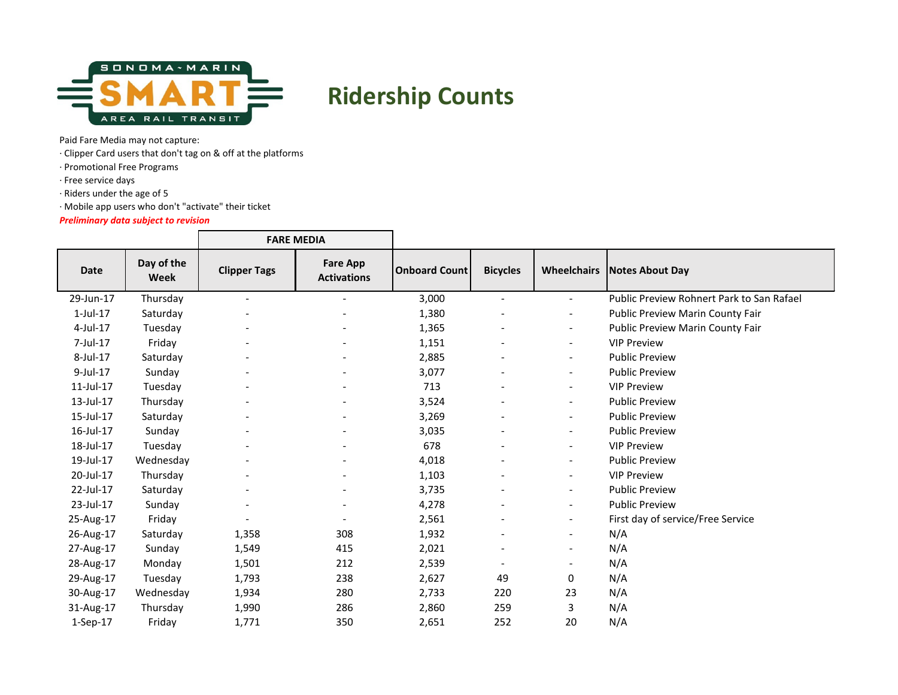SONOMA ~ MARIN SMART AREA RAIL TRANSIT

# Ridership Counts

Paid Fare Media may not capture:

- · Clipper Card users that don't tag on & off at the platforms
- · Promotional Free Programs
- · Free service days
- · Riders under the age of 5
- · Mobile app users who don't "activate" their ticket

***Preliminary data subject to revision***

| | | FARE MEDIA | | | | | |
|---|---|---|---|---|---|---|---|
| **Date** | **Day of the Week** | **Clipper Tags** | **Fare App Activations** | **Onboard Count** | **Bicycles** | **Wheelchairs** | **Notes About Day** |
| 29-Jun-17 | Thursday | - | - | 3,000 | - | - | Public Preview Rohnert Park to San Rafael |
| 1-Jul-17 | Saturday | - | - | 1,380 | - | - | Public Preview Marin County Fair |
| 4-Jul-17 | Tuesday | - | - | 1,365 | - | - | Public Preview Marin County Fair |
| 7-Jul-17 | Friday | - | - | 1,151 | - | - | VIP Preview |
| 8-Jul-17 | Saturday | - | - | 2,885 | - | - | Public Preview |
| 9-Jul-17 | Sunday | - | - | 3,077 | - | - | Public Preview |
| 11-Jul-17 | Tuesday | - | - | 713 | - | - | VIP Preview |
| 13-Jul-17 | Thursday | - | - | 3,524 | - | - | Public Preview |
| 15-Jul-17 | Saturday | - | - | 3,269 | - | - | Public Preview |
| 16-Jul-17 | Sunday | - | - | 3,035 | - | - | Public Preview |
| 18-Jul-17 | Tuesday | - | - | 678 | - | - | VIP Preview |
| 19-Jul-17 | Wednesday | - | - | 4,018 | - | - | Public Preview |
| 20-Jul-17 | Thursday | - | - | 1,103 | - | - | VIP Preview |
| 22-Jul-17 | Saturday | - | - | 3,735 | - | - | Public Preview |
| 23-Jul-17 | Sunday | - | - | 4,278 | - | - | Public Preview |
| 25-Aug-17 | Friday | - | - | 2,561 | - | - | First day of service/Free Service |
| 26-Aug-17 | Saturday | 1,358 | 308 | 1,932 | - | - | N/A |
| 27-Aug-17 | Sunday | 1,549 | 415 | 2,021 | - | - | N/A |
| 28-Aug-17 | Monday | 1,501 | 212 | 2,539 | - | - | N/A |
| 29-Aug-17 | Tuesday | 1,793 | 238 | 2,627 | 49 | 0 | N/A |
| 30-Aug-17 | Wednesday | 1,934 | 280 | 2,733 | 220 | 23 | N/A |
| 31-Aug-17 | Thursday | 1,990 | 286 | 2,860 | 259 | 3 | N/A |
| 1-Sep-17 | Friday | 1,771 | 350 | 2,651 | 252 | 20 | N/A |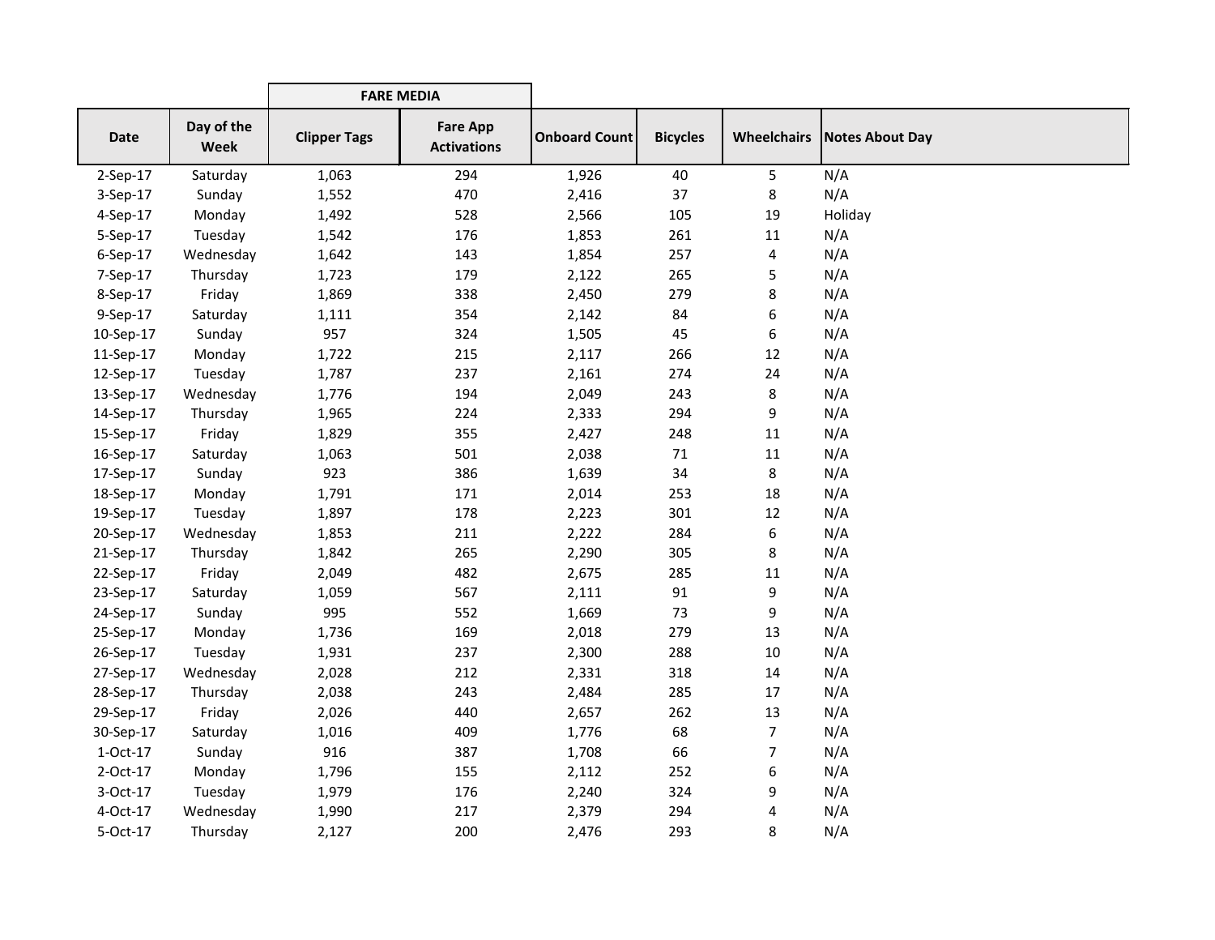| | | FARE MEDIA | | | | | |
|---|---|---|---|---|---|---|---|
| **Date** | **Day of the Week** | **Clipper Tags** | **Fare App Activations** | **Onboard Count** | **Bicycles** | **Wheelchairs** | **Notes About Day** |
| 2-Sep-17 | Saturday | 1,063 | 294 | 1,926 | 40 | 5 | N/A |
| 3-Sep-17 | Sunday | 1,552 | 470 | 2,416 | 37 | 8 | N/A |
| 4-Sep-17 | Monday | 1,492 | 528 | 2,566 | 105 | 19 | Holiday |
| 5-Sep-17 | Tuesday | 1,542 | 176 | 1,853 | 261 | 11 | N/A |
| 6-Sep-17 | Wednesday | 1,642 | 143 | 1,854 | 257 | 4 | N/A |
| 7-Sep-17 | Thursday | 1,723 | 179 | 2,122 | 265 | 5 | N/A |
| 8-Sep-17 | Friday | 1,869 | 338 | 2,450 | 279 | 8 | N/A |
| 9-Sep-17 | Saturday | 1,111 | 354 | 2,142 | 84 | 6 | N/A |
| 10-Sep-17 | Sunday | 957 | 324 | 1,505 | 45 | 6 | N/A |
| 11-Sep-17 | Monday | 1,722 | 215 | 2,117 | 266 | 12 | N/A |
| 12-Sep-17 | Tuesday | 1,787 | 237 | 2,161 | 274 | 24 | N/A |
| 13-Sep-17 | Wednesday | 1,776 | 194 | 2,049 | 243 | 8 | N/A |
| 14-Sep-17 | Thursday | 1,965 | 224 | 2,333 | 294 | 9 | N/A |
| 15-Sep-17 | Friday | 1,829 | 355 | 2,427 | 248 | 11 | N/A |
| 16-Sep-17 | Saturday | 1,063 | 501 | 2,038 | 71 | 11 | N/A |
| 17-Sep-17 | Sunday | 923 | 386 | 1,639 | 34 | 8 | N/A |
| 18-Sep-17 | Monday | 1,791 | 171 | 2,014 | 253 | 18 | N/A |
| 19-Sep-17 | Tuesday | 1,897 | 178 | 2,223 | 301 | 12 | N/A |
| 20-Sep-17 | Wednesday | 1,853 | 211 | 2,222 | 284 | 6 | N/A |
| 21-Sep-17 | Thursday | 1,842 | 265 | 2,290 | 305 | 8 | N/A |
| 22-Sep-17 | Friday | 2,049 | 482 | 2,675 | 285 | 11 | N/A |
| 23-Sep-17 | Saturday | 1,059 | 567 | 2,111 | 91 | 9 | N/A |
| 24-Sep-17 | Sunday | 995 | 552 | 1,669 | 73 | 9 | N/A |
| 25-Sep-17 | Monday | 1,736 | 169 | 2,018 | 279 | 13 | N/A |
| 26-Sep-17 | Tuesday | 1,931 | 237 | 2,300 | 288 | 10 | N/A |
| 27-Sep-17 | Wednesday | 2,028 | 212 | 2,331 | 318 | 14 | N/A |
| 28-Sep-17 | Thursday | 2,038 | 243 | 2,484 | 285 | 17 | N/A |
| 29-Sep-17 | Friday | 2,026 | 440 | 2,657 | 262 | 13 | N/A |
| 30-Sep-17 | Saturday | 1,016 | 409 | 1,776 | 68 | 7 | N/A |
| 1-Oct-17 | Sunday | 916 | 387 | 1,708 | 66 | 7 | N/A |
| 2-Oct-17 | Monday | 1,796 | 155 | 2,112 | 252 | 6 | N/A |
| 3-Oct-17 | Tuesday | 1,979 | 176 | 2,240 | 324 | 9 | N/A |
| 4-Oct-17 | Wednesday | 1,990 | 217 | 2,379 | 294 | 4 | N/A |
| 5-Oct-17 | Thursday | 2,127 | 200 | 2,476 | 293 | 8 | N/A |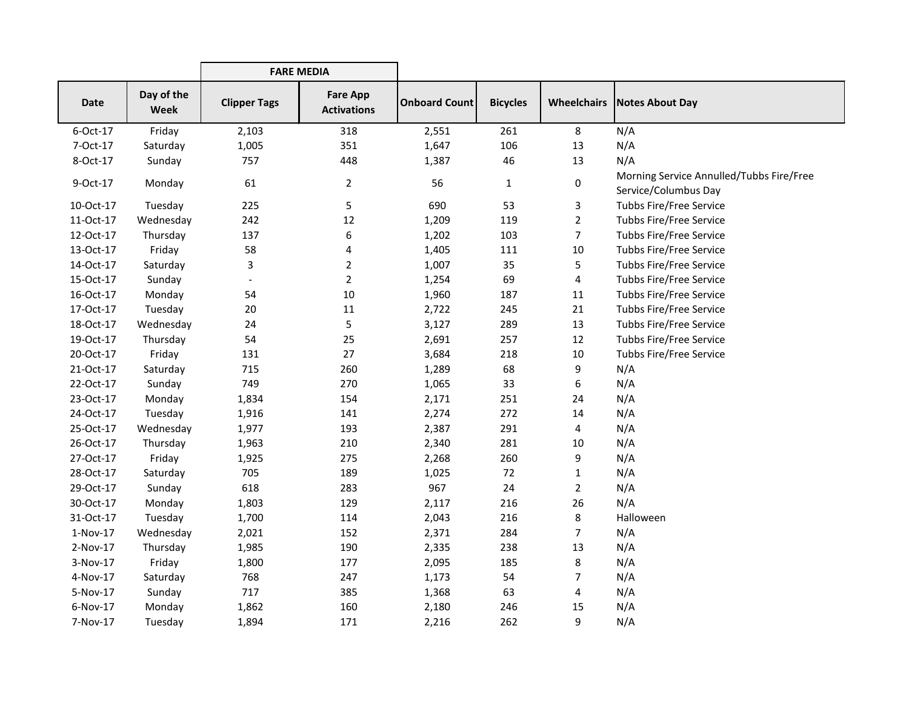| | | FARE MEDIA | | | | | |
|---|---|---|---|---|---|---|---|
| **Date** | **Day of the Week** | **Clipper Tags** | **Fare App Activations** | **Onboard Count** | **Bicycles** | **Wheelchairs** | **Notes About Day** |
| 6-Oct-17 | Friday | 2,103 | 318 | 2,551 | 261 | 8 | N/A |
| 7-Oct-17 | Saturday | 1,005 | 351 | 1,647 | 106 | 13 | N/A |
| 8-Oct-17 | Sunday | 757 | 448 | 1,387 | 46 | 13 | N/A |
| 9-Oct-17 | Monday | 61 | 2 | 56 | 1 | 0 | Morning Service Annulled/Tubbs Fire/Free Service/Columbus Day |
| 10-Oct-17 | Tuesday | 225 | 5 | 690 | 53 | 3 | Tubbs Fire/Free Service |
| 11-Oct-17 | Wednesday | 242 | 12 | 1,209 | 119 | 2 | Tubbs Fire/Free Service |
| 12-Oct-17 | Thursday | 137 | 6 | 1,202 | 103 | 7 | Tubbs Fire/Free Service |
| 13-Oct-17 | Friday | 58 | 4 | 1,405 | 111 | 10 | Tubbs Fire/Free Service |
| 14-Oct-17 | Saturday | 3 | 2 | 1,007 | 35 | 5 | Tubbs Fire/Free Service |
| 15-Oct-17 | Sunday | - | 2 | 1,254 | 69 | 4 | Tubbs Fire/Free Service |
| 16-Oct-17 | Monday | 54 | 10 | 1,960 | 187 | 11 | Tubbs Fire/Free Service |
| 17-Oct-17 | Tuesday | 20 | 11 | 2,722 | 245 | 21 | Tubbs Fire/Free Service |
| 18-Oct-17 | Wednesday | 24 | 5 | 3,127 | 289 | 13 | Tubbs Fire/Free Service |
| 19-Oct-17 | Thursday | 54 | 25 | 2,691 | 257 | 12 | Tubbs Fire/Free Service |
| 20-Oct-17 | Friday | 131 | 27 | 3,684 | 218 | 10 | Tubbs Fire/Free Service |
| 21-Oct-17 | Saturday | 715 | 260 | 1,289 | 68 | 9 | N/A |
| 22-Oct-17 | Sunday | 749 | 270 | 1,065 | 33 | 6 | N/A |
| 23-Oct-17 | Monday | 1,834 | 154 | 2,171 | 251 | 24 | N/A |
| 24-Oct-17 | Tuesday | 1,916 | 141 | 2,274 | 272 | 14 | N/A |
| 25-Oct-17 | Wednesday | 1,977 | 193 | 2,387 | 291 | 4 | N/A |
| 26-Oct-17 | Thursday | 1,963 | 210 | 2,340 | 281 | 10 | N/A |
| 27-Oct-17 | Friday | 1,925 | 275 | 2,268 | 260 | 9 | N/A |
| 28-Oct-17 | Saturday | 705 | 189 | 1,025 | 72 | 1 | N/A |
| 29-Oct-17 | Sunday | 618 | 283 | 967 | 24 | 2 | N/A |
| 30-Oct-17 | Monday | 1,803 | 129 | 2,117 | 216 | 26 | N/A |
| 31-Oct-17 | Tuesday | 1,700 | 114 | 2,043 | 216 | 8 | Halloween |
| 1-Nov-17 | Wednesday | 2,021 | 152 | 2,371 | 284 | 7 | N/A |
| 2-Nov-17 | Thursday | 1,985 | 190 | 2,335 | 238 | 13 | N/A |
| 3-Nov-17 | Friday | 1,800 | 177 | 2,095 | 185 | 8 | N/A |
| 4-Nov-17 | Saturday | 768 | 247 | 1,173 | 54 | 7 | N/A |
| 5-Nov-17 | Sunday | 717 | 385 | 1,368 | 63 | 4 | N/A |
| 6-Nov-17 | Monday | 1,862 | 160 | 2,180 | 246 | 15 | N/A |
| 7-Nov-17 | Tuesday | 1,894 | 171 | 2,216 | 262 | 9 | N/A |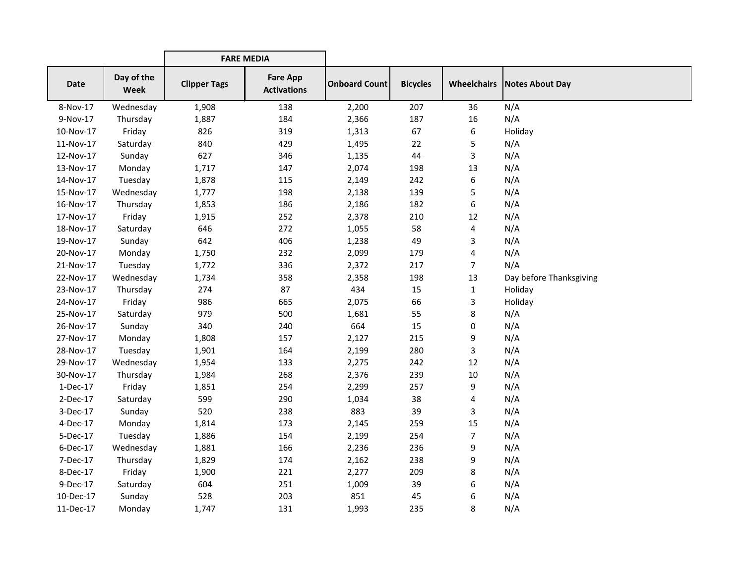| | | FARE MEDIA | | | | | |
|---|---|---|---|---|---|---|---|
| Date | Day of the Week | Clipper Tags | Fare App Activations | Onboard Count | Bicycles | Wheelchairs | Notes About Day |
| 8-Nov-17 | Wednesday | 1,908 | 138 | 2,200 | 207 | 36 | N/A |
| 9-Nov-17 | Thursday | 1,887 | 184 | 2,366 | 187 | 16 | N/A |
| 10-Nov-17 | Friday | 826 | 319 | 1,313 | 67 | 6 | Holiday |
| 11-Nov-17 | Saturday | 840 | 429 | 1,495 | 22 | 5 | N/A |
| 12-Nov-17 | Sunday | 627 | 346 | 1,135 | 44 | 3 | N/A |
| 13-Nov-17 | Monday | 1,717 | 147 | 2,074 | 198 | 13 | N/A |
| 14-Nov-17 | Tuesday | 1,878 | 115 | 2,149 | 242 | 6 | N/A |
| 15-Nov-17 | Wednesday | 1,777 | 198 | 2,138 | 139 | 5 | N/A |
| 16-Nov-17 | Thursday | 1,853 | 186 | 2,186 | 182 | 6 | N/A |
| 17-Nov-17 | Friday | 1,915 | 252 | 2,378 | 210 | 12 | N/A |
| 18-Nov-17 | Saturday | 646 | 272 | 1,055 | 58 | 4 | N/A |
| 19-Nov-17 | Sunday | 642 | 406 | 1,238 | 49 | 3 | N/A |
| 20-Nov-17 | Monday | 1,750 | 232 | 2,099 | 179 | 4 | N/A |
| 21-Nov-17 | Tuesday | 1,772 | 336 | 2,372 | 217 | 7 | N/A |
| 22-Nov-17 | Wednesday | 1,734 | 358 | 2,358 | 198 | 13 | Day before Thanksgiving |
| 23-Nov-17 | Thursday | 274 | 87 | 434 | 15 | 1 | Holiday |
| 24-Nov-17 | Friday | 986 | 665 | 2,075 | 66 | 3 | Holiday |
| 25-Nov-17 | Saturday | 979 | 500 | 1,681 | 55 | 8 | N/A |
| 26-Nov-17 | Sunday | 340 | 240 | 664 | 15 | 0 | N/A |
| 27-Nov-17 | Monday | 1,808 | 157 | 2,127 | 215 | 9 | N/A |
| 28-Nov-17 | Tuesday | 1,901 | 164 | 2,199 | 280 | 3 | N/A |
| 29-Nov-17 | Wednesday | 1,954 | 133 | 2,275 | 242 | 12 | N/A |
| 30-Nov-17 | Thursday | 1,984 | 268 | 2,376 | 239 | 10 | N/A |
| 1-Dec-17 | Friday | 1,851 | 254 | 2,299 | 257 | 9 | N/A |
| 2-Dec-17 | Saturday | 599 | 290 | 1,034 | 38 | 4 | N/A |
| 3-Dec-17 | Sunday | 520 | 238 | 883 | 39 | 3 | N/A |
| 4-Dec-17 | Monday | 1,814 | 173 | 2,145 | 259 | 15 | N/A |
| 5-Dec-17 | Tuesday | 1,886 | 154 | 2,199 | 254 | 7 | N/A |
| 6-Dec-17 | Wednesday | 1,881 | 166 | 2,236 | 236 | 9 | N/A |
| 7-Dec-17 | Thursday | 1,829 | 174 | 2,162 | 238 | 9 | N/A |
| 8-Dec-17 | Friday | 1,900 | 221 | 2,277 | 209 | 8 | N/A |
| 9-Dec-17 | Saturday | 604 | 251 | 1,009 | 39 | 6 | N/A |
| 10-Dec-17 | Sunday | 528 | 203 | 851 | 45 | 6 | N/A |
| 11-Dec-17 | Monday | 1,747 | 131 | 1,993 | 235 | 8 | N/A |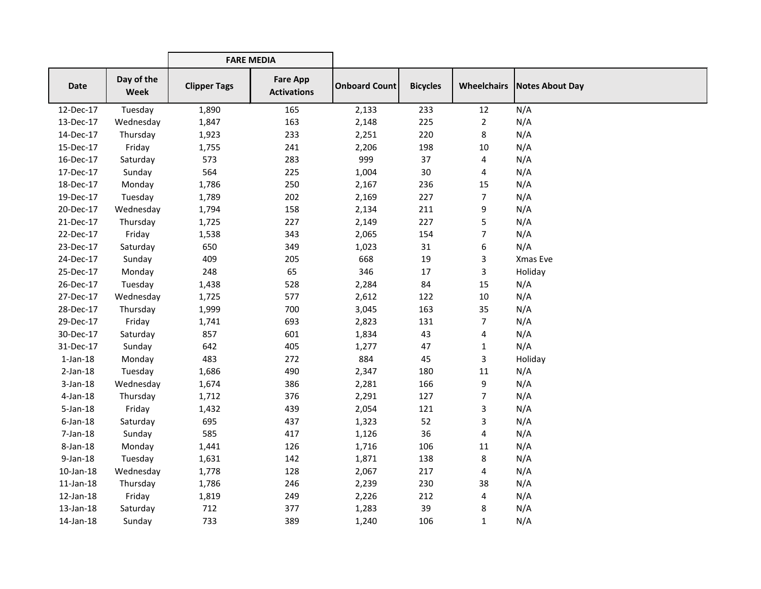| | | FARE MEDIA | | | | | |
|---|---|---|---|---|---|---|---|
| Date | Day of the Week | Clipper Tags | Fare App Activations | Onboard Count | Bicycles | Wheelchairs | Notes About Day |
| 12-Dec-17 | Tuesday | 1,890 | 165 | 2,133 | 233 | 12 | N/A |
| 13-Dec-17 | Wednesday | 1,847 | 163 | 2,148 | 225 | 2 | N/A |
| 14-Dec-17 | Thursday | 1,923 | 233 | 2,251 | 220 | 8 | N/A |
| 15-Dec-17 | Friday | 1,755 | 241 | 2,206 | 198 | 10 | N/A |
| 16-Dec-17 | Saturday | 573 | 283 | 999 | 37 | 4 | N/A |
| 17-Dec-17 | Sunday | 564 | 225 | 1,004 | 30 | 4 | N/A |
| 18-Dec-17 | Monday | 1,786 | 250 | 2,167 | 236 | 15 | N/A |
| 19-Dec-17 | Tuesday | 1,789 | 202 | 2,169 | 227 | 7 | N/A |
| 20-Dec-17 | Wednesday | 1,794 | 158 | 2,134 | 211 | 9 | N/A |
| 21-Dec-17 | Thursday | 1,725 | 227 | 2,149 | 227 | 5 | N/A |
| 22-Dec-17 | Friday | 1,538 | 343 | 2,065 | 154 | 7 | N/A |
| 23-Dec-17 | Saturday | 650 | 349 | 1,023 | 31 | 6 | N/A |
| 24-Dec-17 | Sunday | 409 | 205 | 668 | 19 | 3 | Xmas Eve |
| 25-Dec-17 | Monday | 248 | 65 | 346 | 17 | 3 | Holiday |
| 26-Dec-17 | Tuesday | 1,438 | 528 | 2,284 | 84 | 15 | N/A |
| 27-Dec-17 | Wednesday | 1,725 | 577 | 2,612 | 122 | 10 | N/A |
| 28-Dec-17 | Thursday | 1,999 | 700 | 3,045 | 163 | 35 | N/A |
| 29-Dec-17 | Friday | 1,741 | 693 | 2,823 | 131 | 7 | N/A |
| 30-Dec-17 | Saturday | 857 | 601 | 1,834 | 43 | 4 | N/A |
| 31-Dec-17 | Sunday | 642 | 405 | 1,277 | 47 | 1 | N/A |
| 1-Jan-18 | Monday | 483 | 272 | 884 | 45 | 3 | Holiday |
| 2-Jan-18 | Tuesday | 1,686 | 490 | 2,347 | 180 | 11 | N/A |
| 3-Jan-18 | Wednesday | 1,674 | 386 | 2,281 | 166 | 9 | N/A |
| 4-Jan-18 | Thursday | 1,712 | 376 | 2,291 | 127 | 7 | N/A |
| 5-Jan-18 | Friday | 1,432 | 439 | 2,054 | 121 | 3 | N/A |
| 6-Jan-18 | Saturday | 695 | 437 | 1,323 | 52 | 3 | N/A |
| 7-Jan-18 | Sunday | 585 | 417 | 1,126 | 36 | 4 | N/A |
| 8-Jan-18 | Monday | 1,441 | 126 | 1,716 | 106 | 11 | N/A |
| 9-Jan-18 | Tuesday | 1,631 | 142 | 1,871 | 138 | 8 | N/A |
| 10-Jan-18 | Wednesday | 1,778 | 128 | 2,067 | 217 | 4 | N/A |
| 11-Jan-18 | Thursday | 1,786 | 246 | 2,239 | 230 | 38 | N/A |
| 12-Jan-18 | Friday | 1,819 | 249 | 2,226 | 212 | 4 | N/A |
| 13-Jan-18 | Saturday | 712 | 377 | 1,283 | 39 | 8 | N/A |
| 14-Jan-18 | Sunday | 733 | 389 | 1,240 | 106 | 1 | N/A |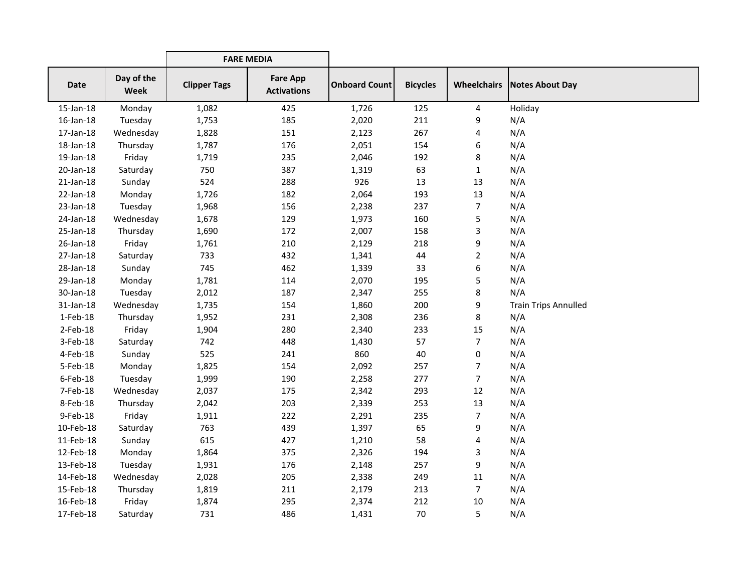| | | FARE MEDIA | | | | | |
|---|---|---|---|---|---|---|---|
| Date | Day of the Week | Clipper Tags | Fare App Activations | Onboard Count | Bicycles | Wheelchairs | Notes About Day |
| 15-Jan-18 | Monday | 1,082 | 425 | 1,726 | 125 | 4 | Holiday |
| 16-Jan-18 | Tuesday | 1,753 | 185 | 2,020 | 211 | 9 | N/A |
| 17-Jan-18 | Wednesday | 1,828 | 151 | 2,123 | 267 | 4 | N/A |
| 18-Jan-18 | Thursday | 1,787 | 176 | 2,051 | 154 | 6 | N/A |
| 19-Jan-18 | Friday | 1,719 | 235 | 2,046 | 192 | 8 | N/A |
| 20-Jan-18 | Saturday | 750 | 387 | 1,319 | 63 | 1 | N/A |
| 21-Jan-18 | Sunday | 524 | 288 | 926 | 13 | 13 | N/A |
| 22-Jan-18 | Monday | 1,726 | 182 | 2,064 | 193 | 13 | N/A |
| 23-Jan-18 | Tuesday | 1,968 | 156 | 2,238 | 237 | 7 | N/A |
| 24-Jan-18 | Wednesday | 1,678 | 129 | 1,973 | 160 | 5 | N/A |
| 25-Jan-18 | Thursday | 1,690 | 172 | 2,007 | 158 | 3 | N/A |
| 26-Jan-18 | Friday | 1,761 | 210 | 2,129 | 218 | 9 | N/A |
| 27-Jan-18 | Saturday | 733 | 432 | 1,341 | 44 | 2 | N/A |
| 28-Jan-18 | Sunday | 745 | 462 | 1,339 | 33 | 6 | N/A |
| 29-Jan-18 | Monday | 1,781 | 114 | 2,070 | 195 | 5 | N/A |
| 30-Jan-18 | Tuesday | 2,012 | 187 | 2,347 | 255 | 8 | N/A |
| 31-Jan-18 | Wednesday | 1,735 | 154 | 1,860 | 200 | 9 | Train Trips Annulled |
| 1-Feb-18 | Thursday | 1,952 | 231 | 2,308 | 236 | 8 | N/A |
| 2-Feb-18 | Friday | 1,904 | 280 | 2,340 | 233 | 15 | N/A |
| 3-Feb-18 | Saturday | 742 | 448 | 1,430 | 57 | 7 | N/A |
| 4-Feb-18 | Sunday | 525 | 241 | 860 | 40 | 0 | N/A |
| 5-Feb-18 | Monday | 1,825 | 154 | 2,092 | 257 | 7 | N/A |
| 6-Feb-18 | Tuesday | 1,999 | 190 | 2,258 | 277 | 7 | N/A |
| 7-Feb-18 | Wednesday | 2,037 | 175 | 2,342 | 293 | 12 | N/A |
| 8-Feb-18 | Thursday | 2,042 | 203 | 2,339 | 253 | 13 | N/A |
| 9-Feb-18 | Friday | 1,911 | 222 | 2,291 | 235 | 7 | N/A |
| 10-Feb-18 | Saturday | 763 | 439 | 1,397 | 65 | 9 | N/A |
| 11-Feb-18 | Sunday | 615 | 427 | 1,210 | 58 | 4 | N/A |
| 12-Feb-18 | Monday | 1,864 | 375 | 2,326 | 194 | 3 | N/A |
| 13-Feb-18 | Tuesday | 1,931 | 176 | 2,148 | 257 | 9 | N/A |
| 14-Feb-18 | Wednesday | 2,028 | 205 | 2,338 | 249 | 11 | N/A |
| 15-Feb-18 | Thursday | 1,819 | 211 | 2,179 | 213 | 7 | N/A |
| 16-Feb-18 | Friday | 1,874 | 295 | 2,374 | 212 | 10 | N/A |
| 17-Feb-18 | Saturday | 731 | 486 | 1,431 | 70 | 5 | N/A |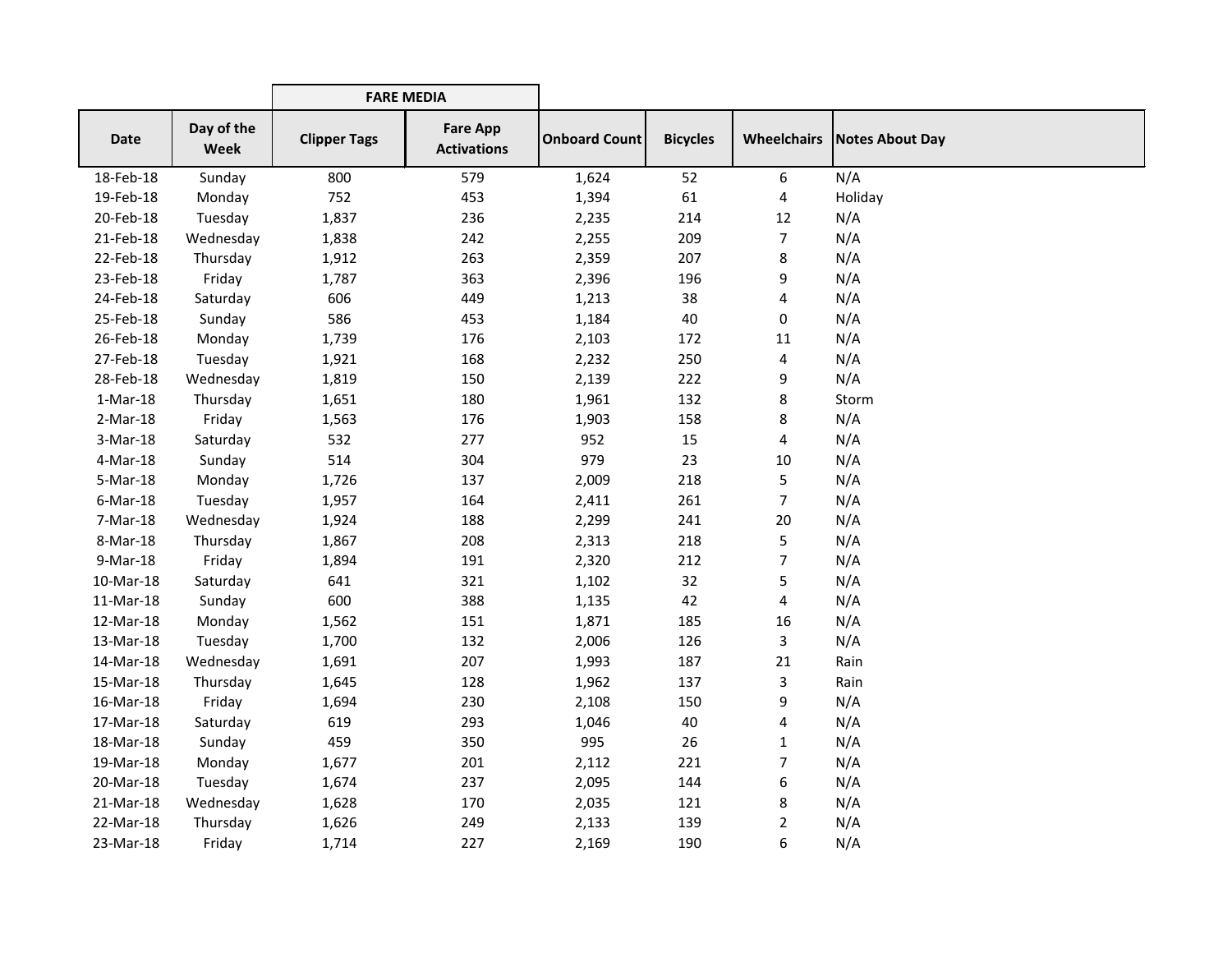| Date | Day of the Week | FARE MEDIA | | Onboard Count | Bicycles | Wheelchairs | Notes About Day |
|---|---|---|---|---|---|---|---|
| | | Clipper Tags | Fare App Activations | | | | |
| 18-Feb-18 | Sunday | 800 | 579 | 1,624 | 52 | 6 | N/A |
| 19-Feb-18 | Monday | 752 | 453 | 1,394 | 61 | 4 | Holiday |
| 20-Feb-18 | Tuesday | 1,837 | 236 | 2,235 | 214 | 12 | N/A |
| 21-Feb-18 | Wednesday | 1,838 | 242 | 2,255 | 209 | 7 | N/A |
| 22-Feb-18 | Thursday | 1,912 | 263 | 2,359 | 207 | 8 | N/A |
| 23-Feb-18 | Friday | 1,787 | 363 | 2,396 | 196 | 9 | N/A |
| 24-Feb-18 | Saturday | 606 | 449 | 1,213 | 38 | 4 | N/A |
| 25-Feb-18 | Sunday | 586 | 453 | 1,184 | 40 | 0 | N/A |
| 26-Feb-18 | Monday | 1,739 | 176 | 2,103 | 172 | 11 | N/A |
| 27-Feb-18 | Tuesday | 1,921 | 168 | 2,232 | 250 | 4 | N/A |
| 28-Feb-18 | Wednesday | 1,819 | 150 | 2,139 | 222 | 9 | N/A |
| 1-Mar-18 | Thursday | 1,651 | 180 | 1,961 | 132 | 8 | Storm |
| 2-Mar-18 | Friday | 1,563 | 176 | 1,903 | 158 | 8 | N/A |
| 3-Mar-18 | Saturday | 532 | 277 | 952 | 15 | 4 | N/A |
| 4-Mar-18 | Sunday | 514 | 304 | 979 | 23 | 10 | N/A |
| 5-Mar-18 | Monday | 1,726 | 137 | 2,009 | 218 | 5 | N/A |
| 6-Mar-18 | Tuesday | 1,957 | 164 | 2,411 | 261 | 7 | N/A |
| 7-Mar-18 | Wednesday | 1,924 | 188 | 2,299 | 241 | 20 | N/A |
| 8-Mar-18 | Thursday | 1,867 | 208 | 2,313 | 218 | 5 | N/A |
| 9-Mar-18 | Friday | 1,894 | 191 | 2,320 | 212 | 7 | N/A |
| 10-Mar-18 | Saturday | 641 | 321 | 1,102 | 32 | 5 | N/A |
| 11-Mar-18 | Sunday | 600 | 388 | 1,135 | 42 | 4 | N/A |
| 12-Mar-18 | Monday | 1,562 | 151 | 1,871 | 185 | 16 | N/A |
| 13-Mar-18 | Tuesday | 1,700 | 132 | 2,006 | 126 | 3 | N/A |
| 14-Mar-18 | Wednesday | 1,691 | 207 | 1,993 | 187 | 21 | Rain |
| 15-Mar-18 | Thursday | 1,645 | 128 | 1,962 | 137 | 3 | Rain |
| 16-Mar-18 | Friday | 1,694 | 230 | 2,108 | 150 | 9 | N/A |
| 17-Mar-18 | Saturday | 619 | 293 | 1,046 | 40 | 4 | N/A |
| 18-Mar-18 | Sunday | 459 | 350 | 995 | 26 | 1 | N/A |
| 19-Mar-18 | Monday | 1,677 | 201 | 2,112 | 221 | 7 | N/A |
| 20-Mar-18 | Tuesday | 1,674 | 237 | 2,095 | 144 | 6 | N/A |
| 21-Mar-18 | Wednesday | 1,628 | 170 | 2,035 | 121 | 8 | N/A |
| 22-Mar-18 | Thursday | 1,626 | 249 | 2,133 | 139 | 2 | N/A |
| 23-Mar-18 | Friday | 1,714 | 227 | 2,169 | 190 | 6 | N/A |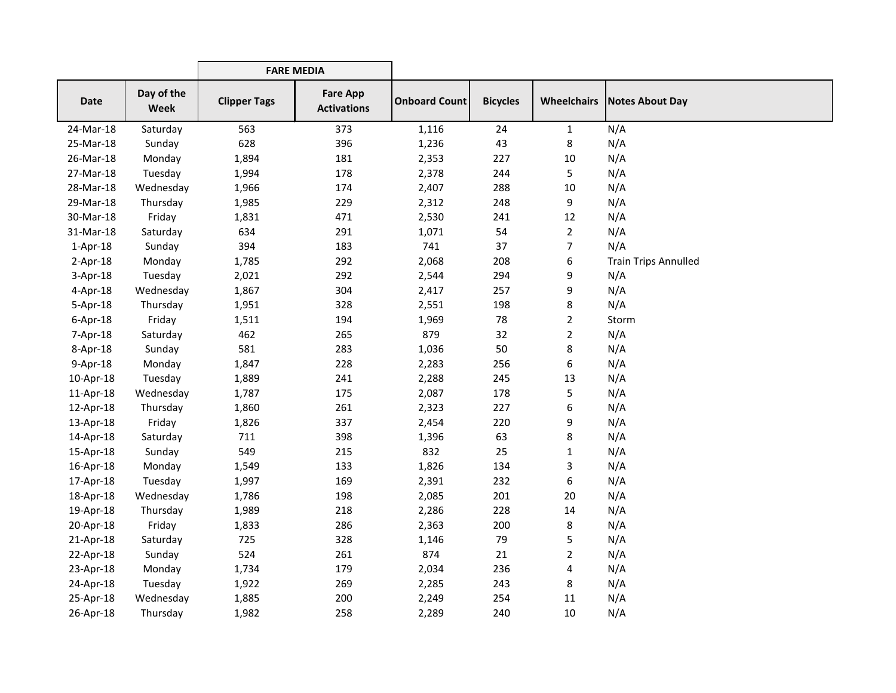| | | FARE MEDIA | | | | | |
|---|---|---|---|---|---|---|---|
| **Date** | **Day of the Week** | **Clipper Tags** | **Fare App Activations** | **Onboard Count** | **Bicycles** | **Wheelchairs** | **Notes About Day** |
| 24-Mar-18 | Saturday | 563 | 373 | 1,116 | 24 | 1 | N/A |
| 25-Mar-18 | Sunday | 628 | 396 | 1,236 | 43 | 8 | N/A |
| 26-Mar-18 | Monday | 1,894 | 181 | 2,353 | 227 | 10 | N/A |
| 27-Mar-18 | Tuesday | 1,994 | 178 | 2,378 | 244 | 5 | N/A |
| 28-Mar-18 | Wednesday | 1,966 | 174 | 2,407 | 288 | 10 | N/A |
| 29-Mar-18 | Thursday | 1,985 | 229 | 2,312 | 248 | 9 | N/A |
| 30-Mar-18 | Friday | 1,831 | 471 | 2,530 | 241 | 12 | N/A |
| 31-Mar-18 | Saturday | 634 | 291 | 1,071 | 54 | 2 | N/A |
| 1-Apr-18 | Sunday | 394 | 183 | 741 | 37 | 7 | N/A |
| 2-Apr-18 | Monday | 1,785 | 292 | 2,068 | 208 | 6 | Train Trips Annulled |
| 3-Apr-18 | Tuesday | 2,021 | 292 | 2,544 | 294 | 9 | N/A |
| 4-Apr-18 | Wednesday | 1,867 | 304 | 2,417 | 257 | 9 | N/A |
| 5-Apr-18 | Thursday | 1,951 | 328 | 2,551 | 198 | 8 | N/A |
| 6-Apr-18 | Friday | 1,511 | 194 | 1,969 | 78 | 2 | Storm |
| 7-Apr-18 | Saturday | 462 | 265 | 879 | 32 | 2 | N/A |
| 8-Apr-18 | Sunday | 581 | 283 | 1,036 | 50 | 8 | N/A |
| 9-Apr-18 | Monday | 1,847 | 228 | 2,283 | 256 | 6 | N/A |
| 10-Apr-18 | Tuesday | 1,889 | 241 | 2,288 | 245 | 13 | N/A |
| 11-Apr-18 | Wednesday | 1,787 | 175 | 2,087 | 178 | 5 | N/A |
| 12-Apr-18 | Thursday | 1,860 | 261 | 2,323 | 227 | 6 | N/A |
| 13-Apr-18 | Friday | 1,826 | 337 | 2,454 | 220 | 9 | N/A |
| 14-Apr-18 | Saturday | 711 | 398 | 1,396 | 63 | 8 | N/A |
| 15-Apr-18 | Sunday | 549 | 215 | 832 | 25 | 1 | N/A |
| 16-Apr-18 | Monday | 1,549 | 133 | 1,826 | 134 | 3 | N/A |
| 17-Apr-18 | Tuesday | 1,997 | 169 | 2,391 | 232 | 6 | N/A |
| 18-Apr-18 | Wednesday | 1,786 | 198 | 2,085 | 201 | 20 | N/A |
| 19-Apr-18 | Thursday | 1,989 | 218 | 2,286 | 228 | 14 | N/A |
| 20-Apr-18 | Friday | 1,833 | 286 | 2,363 | 200 | 8 | N/A |
| 21-Apr-18 | Saturday | 725 | 328 | 1,146 | 79 | 5 | N/A |
| 22-Apr-18 | Sunday | 524 | 261 | 874 | 21 | 2 | N/A |
| 23-Apr-18 | Monday | 1,734 | 179 | 2,034 | 236 | 4 | N/A |
| 24-Apr-18 | Tuesday | 1,922 | 269 | 2,285 | 243 | 8 | N/A |
| 25-Apr-18 | Wednesday | 1,885 | 200 | 2,249 | 254 | 11 | N/A |
| 26-Apr-18 | Thursday | 1,982 | 258 | 2,289 | 240 | 10 | N/A |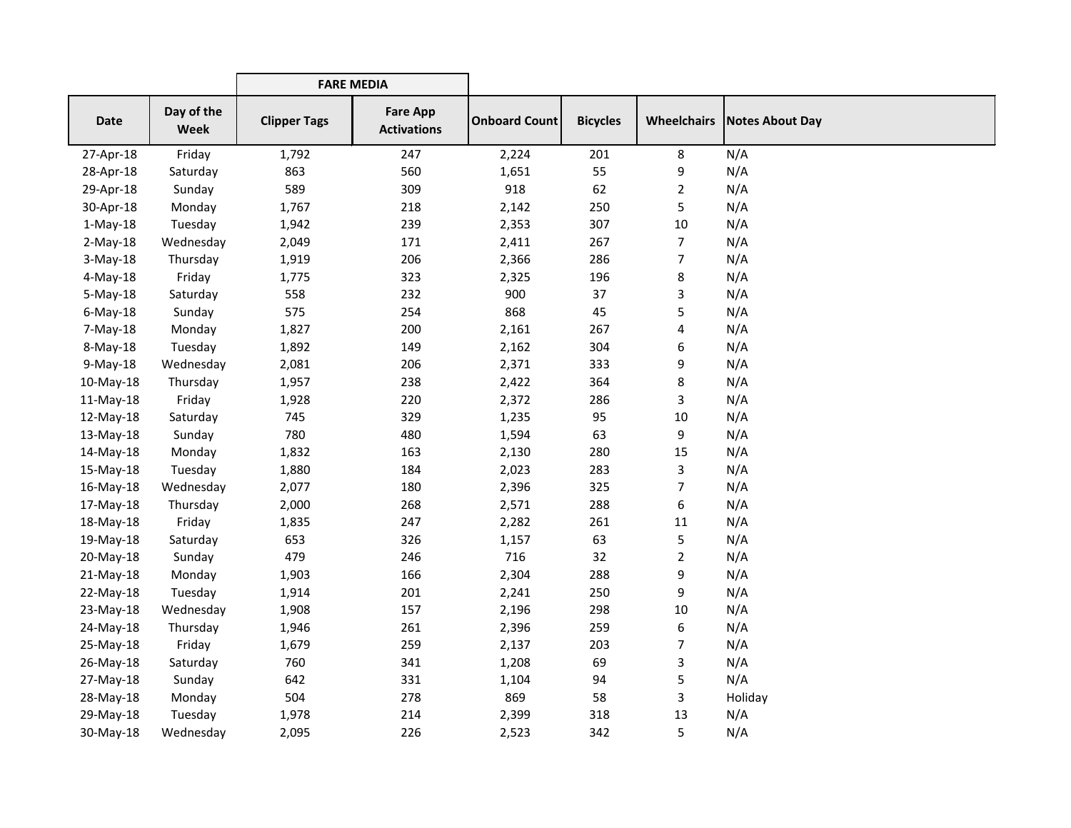| | | FARE MEDIA | | | | | |
|---|---|---|---|---|---|---|---|
| Date | Day of the Week | Clipper Tags | Fare App Activations | Onboard Count | Bicycles | Wheelchairs | Notes About Day |
| 27-Apr-18 | Friday | 1,792 | 247 | 2,224 | 201 | 8 | N/A |
| 28-Apr-18 | Saturday | 863 | 560 | 1,651 | 55 | 9 | N/A |
| 29-Apr-18 | Sunday | 589 | 309 | 918 | 62 | 2 | N/A |
| 30-Apr-18 | Monday | 1,767 | 218 | 2,142 | 250 | 5 | N/A |
| 1-May-18 | Tuesday | 1,942 | 239 | 2,353 | 307 | 10 | N/A |
| 2-May-18 | Wednesday | 2,049 | 171 | 2,411 | 267 | 7 | N/A |
| 3-May-18 | Thursday | 1,919 | 206 | 2,366 | 286 | 7 | N/A |
| 4-May-18 | Friday | 1,775 | 323 | 2,325 | 196 | 8 | N/A |
| 5-May-18 | Saturday | 558 | 232 | 900 | 37 | 3 | N/A |
| 6-May-18 | Sunday | 575 | 254 | 868 | 45 | 5 | N/A |
| 7-May-18 | Monday | 1,827 | 200 | 2,161 | 267 | 4 | N/A |
| 8-May-18 | Tuesday | 1,892 | 149 | 2,162 | 304 | 6 | N/A |
| 9-May-18 | Wednesday | 2,081 | 206 | 2,371 | 333 | 9 | N/A |
| 10-May-18 | Thursday | 1,957 | 238 | 2,422 | 364 | 8 | N/A |
| 11-May-18 | Friday | 1,928 | 220 | 2,372 | 286 | 3 | N/A |
| 12-May-18 | Saturday | 745 | 329 | 1,235 | 95 | 10 | N/A |
| 13-May-18 | Sunday | 780 | 480 | 1,594 | 63 | 9 | N/A |
| 14-May-18 | Monday | 1,832 | 163 | 2,130 | 280 | 15 | N/A |
| 15-May-18 | Tuesday | 1,880 | 184 | 2,023 | 283 | 3 | N/A |
| 16-May-18 | Wednesday | 2,077 | 180 | 2,396 | 325 | 7 | N/A |
| 17-May-18 | Thursday | 2,000 | 268 | 2,571 | 288 | 6 | N/A |
| 18-May-18 | Friday | 1,835 | 247 | 2,282 | 261 | 11 | N/A |
| 19-May-18 | Saturday | 653 | 326 | 1,157 | 63 | 5 | N/A |
| 20-May-18 | Sunday | 479 | 246 | 716 | 32 | 2 | N/A |
| 21-May-18 | Monday | 1,903 | 166 | 2,304 | 288 | 9 | N/A |
| 22-May-18 | Tuesday | 1,914 | 201 | 2,241 | 250 | 9 | N/A |
| 23-May-18 | Wednesday | 1,908 | 157 | 2,196 | 298 | 10 | N/A |
| 24-May-18 | Thursday | 1,946 | 261 | 2,396 | 259 | 6 | N/A |
| 25-May-18 | Friday | 1,679 | 259 | 2,137 | 203 | 7 | N/A |
| 26-May-18 | Saturday | 760 | 341 | 1,208 | 69 | 3 | N/A |
| 27-May-18 | Sunday | 642 | 331 | 1,104 | 94 | 5 | N/A |
| 28-May-18 | Monday | 504 | 278 | 869 | 58 | 3 | Holiday |
| 29-May-18 | Tuesday | 1,978 | 214 | 2,399 | 318 | 13 | N/A |
| 30-May-18 | Wednesday | 2,095 | 226 | 2,523 | 342 | 5 | N/A |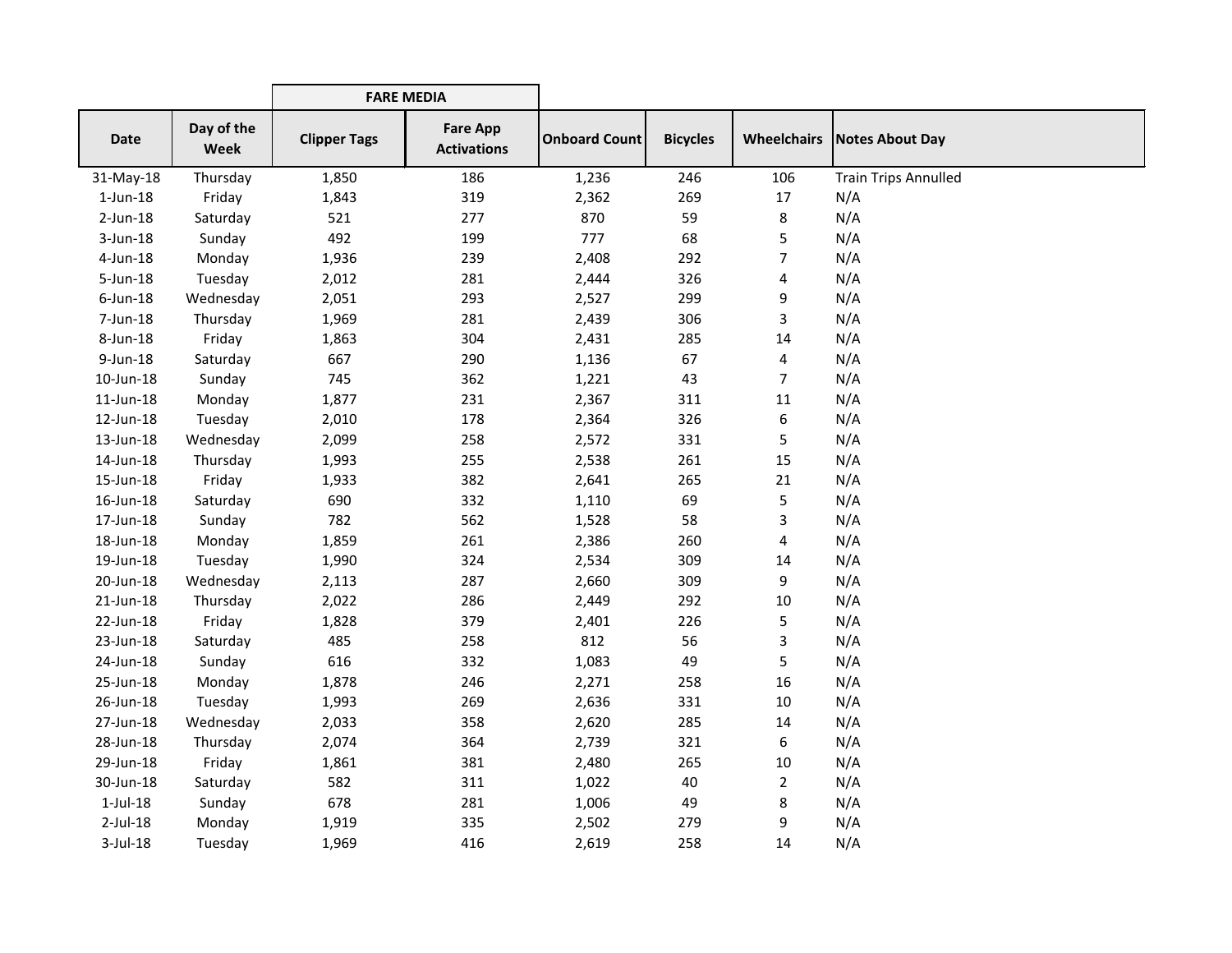| Date | Day of the Week | FARE MEDIA | | Onboard Count | Bicycles | Wheelchairs | Notes About Day |
|---|---|---|---|---|---|---|---|
| | | Clipper Tags | Fare App Activations | | | | |
| 31-May-18 | Thursday | 1,850 | 186 | 1,236 | 246 | 106 | Train Trips Annulled |
| 1-Jun-18 | Friday | 1,843 | 319 | 2,362 | 269 | 17 | N/A |
| 2-Jun-18 | Saturday | 521 | 277 | 870 | 59 | 8 | N/A |
| 3-Jun-18 | Sunday | 492 | 199 | 777 | 68 | 5 | N/A |
| 4-Jun-18 | Monday | 1,936 | 239 | 2,408 | 292 | 7 | N/A |
| 5-Jun-18 | Tuesday | 2,012 | 281 | 2,444 | 326 | 4 | N/A |
| 6-Jun-18 | Wednesday | 2,051 | 293 | 2,527 | 299 | 9 | N/A |
| 7-Jun-18 | Thursday | 1,969 | 281 | 2,439 | 306 | 3 | N/A |
| 8-Jun-18 | Friday | 1,863 | 304 | 2,431 | 285 | 14 | N/A |
| 9-Jun-18 | Saturday | 667 | 290 | 1,136 | 67 | 4 | N/A |
| 10-Jun-18 | Sunday | 745 | 362 | 1,221 | 43 | 7 | N/A |
| 11-Jun-18 | Monday | 1,877 | 231 | 2,367 | 311 | 11 | N/A |
| 12-Jun-18 | Tuesday | 2,010 | 178 | 2,364 | 326 | 6 | N/A |
| 13-Jun-18 | Wednesday | 2,099 | 258 | 2,572 | 331 | 5 | N/A |
| 14-Jun-18 | Thursday | 1,993 | 255 | 2,538 | 261 | 15 | N/A |
| 15-Jun-18 | Friday | 1,933 | 382 | 2,641 | 265 | 21 | N/A |
| 16-Jun-18 | Saturday | 690 | 332 | 1,110 | 69 | 5 | N/A |
| 17-Jun-18 | Sunday | 782 | 562 | 1,528 | 58 | 3 | N/A |
| 18-Jun-18 | Monday | 1,859 | 261 | 2,386 | 260 | 4 | N/A |
| 19-Jun-18 | Tuesday | 1,990 | 324 | 2,534 | 309 | 14 | N/A |
| 20-Jun-18 | Wednesday | 2,113 | 287 | 2,660 | 309 | 9 | N/A |
| 21-Jun-18 | Thursday | 2,022 | 286 | 2,449 | 292 | 10 | N/A |
| 22-Jun-18 | Friday | 1,828 | 379 | 2,401 | 226 | 5 | N/A |
| 23-Jun-18 | Saturday | 485 | 258 | 812 | 56 | 3 | N/A |
| 24-Jun-18 | Sunday | 616 | 332 | 1,083 | 49 | 5 | N/A |
| 25-Jun-18 | Monday | 1,878 | 246 | 2,271 | 258 | 16 | N/A |
| 26-Jun-18 | Tuesday | 1,993 | 269 | 2,636 | 331 | 10 | N/A |
| 27-Jun-18 | Wednesday | 2,033 | 358 | 2,620 | 285 | 14 | N/A |
| 28-Jun-18 | Thursday | 2,074 | 364 | 2,739 | 321 | 6 | N/A |
| 29-Jun-18 | Friday | 1,861 | 381 | 2,480 | 265 | 10 | N/A |
| 30-Jun-18 | Saturday | 582 | 311 | 1,022 | 40 | 2 | N/A |
| 1-Jul-18 | Sunday | 678 | 281 | 1,006 | 49 | 8 | N/A |
| 2-Jul-18 | Monday | 1,919 | 335 | 2,502 | 279 | 9 | N/A |
| 3-Jul-18 | Tuesday | 1,969 | 416 | 2,619 | 258 | 14 | N/A |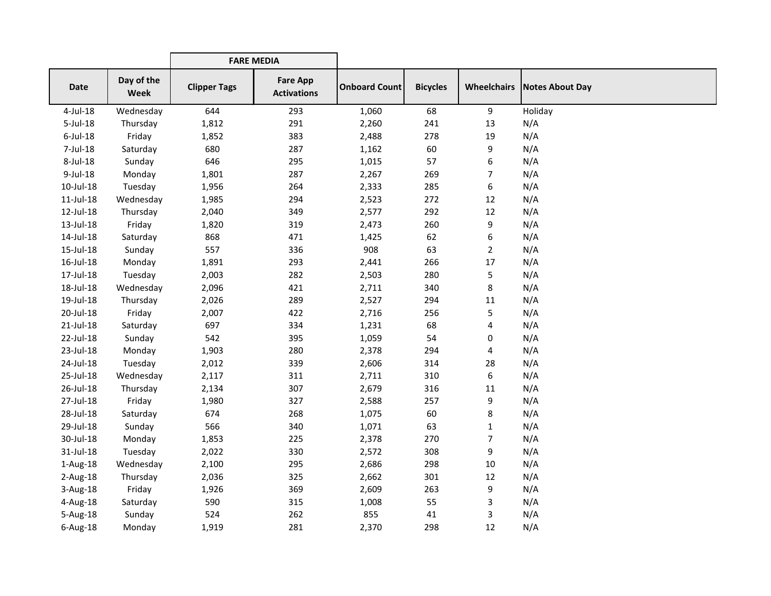| | | FARE MEDIA | | | | | |
|---|---|---|---|---|---|---|---|
| Date | Day of the Week | Clipper Tags | Fare App Activations | Onboard Count | Bicycles | Wheelchairs | Notes About Day |
| 4-Jul-18 | Wednesday | 644 | 293 | 1,060 | 68 | 9 | Holiday |
| 5-Jul-18 | Thursday | 1,812 | 291 | 2,260 | 241 | 13 | N/A |
| 6-Jul-18 | Friday | 1,852 | 383 | 2,488 | 278 | 19 | N/A |
| 7-Jul-18 | Saturday | 680 | 287 | 1,162 | 60 | 9 | N/A |
| 8-Jul-18 | Sunday | 646 | 295 | 1,015 | 57 | 6 | N/A |
| 9-Jul-18 | Monday | 1,801 | 287 | 2,267 | 269 | 7 | N/A |
| 10-Jul-18 | Tuesday | 1,956 | 264 | 2,333 | 285 | 6 | N/A |
| 11-Jul-18 | Wednesday | 1,985 | 294 | 2,523 | 272 | 12 | N/A |
| 12-Jul-18 | Thursday | 2,040 | 349 | 2,577 | 292 | 12 | N/A |
| 13-Jul-18 | Friday | 1,820 | 319 | 2,473 | 260 | 9 | N/A |
| 14-Jul-18 | Saturday | 868 | 471 | 1,425 | 62 | 6 | N/A |
| 15-Jul-18 | Sunday | 557 | 336 | 908 | 63 | 2 | N/A |
| 16-Jul-18 | Monday | 1,891 | 293 | 2,441 | 266 | 17 | N/A |
| 17-Jul-18 | Tuesday | 2,003 | 282 | 2,503 | 280 | 5 | N/A |
| 18-Jul-18 | Wednesday | 2,096 | 421 | 2,711 | 340 | 8 | N/A |
| 19-Jul-18 | Thursday | 2,026 | 289 | 2,527 | 294 | 11 | N/A |
| 20-Jul-18 | Friday | 2,007 | 422 | 2,716 | 256 | 5 | N/A |
| 21-Jul-18 | Saturday | 697 | 334 | 1,231 | 68 | 4 | N/A |
| 22-Jul-18 | Sunday | 542 | 395 | 1,059 | 54 | 0 | N/A |
| 23-Jul-18 | Monday | 1,903 | 280 | 2,378 | 294 | 4 | N/A |
| 24-Jul-18 | Tuesday | 2,012 | 339 | 2,606 | 314 | 28 | N/A |
| 25-Jul-18 | Wednesday | 2,117 | 311 | 2,711 | 310 | 6 | N/A |
| 26-Jul-18 | Thursday | 2,134 | 307 | 2,679 | 316 | 11 | N/A |
| 27-Jul-18 | Friday | 1,980 | 327 | 2,588 | 257 | 9 | N/A |
| 28-Jul-18 | Saturday | 674 | 268 | 1,075 | 60 | 8 | N/A |
| 29-Jul-18 | Sunday | 566 | 340 | 1,071 | 63 | 1 | N/A |
| 30-Jul-18 | Monday | 1,853 | 225 | 2,378 | 270 | 7 | N/A |
| 31-Jul-18 | Tuesday | 2,022 | 330 | 2,572 | 308 | 9 | N/A |
| 1-Aug-18 | Wednesday | 2,100 | 295 | 2,686 | 298 | 10 | N/A |
| 2-Aug-18 | Thursday | 2,036 | 325 | 2,662 | 301 | 12 | N/A |
| 3-Aug-18 | Friday | 1,926 | 369 | 2,609 | 263 | 9 | N/A |
| 4-Aug-18 | Saturday | 590 | 315 | 1,008 | 55 | 3 | N/A |
| 5-Aug-18 | Sunday | 524 | 262 | 855 | 41 | 3 | N/A |
| 6-Aug-18 | Monday | 1,919 | 281 | 2,370 | 298 | 12 | N/A |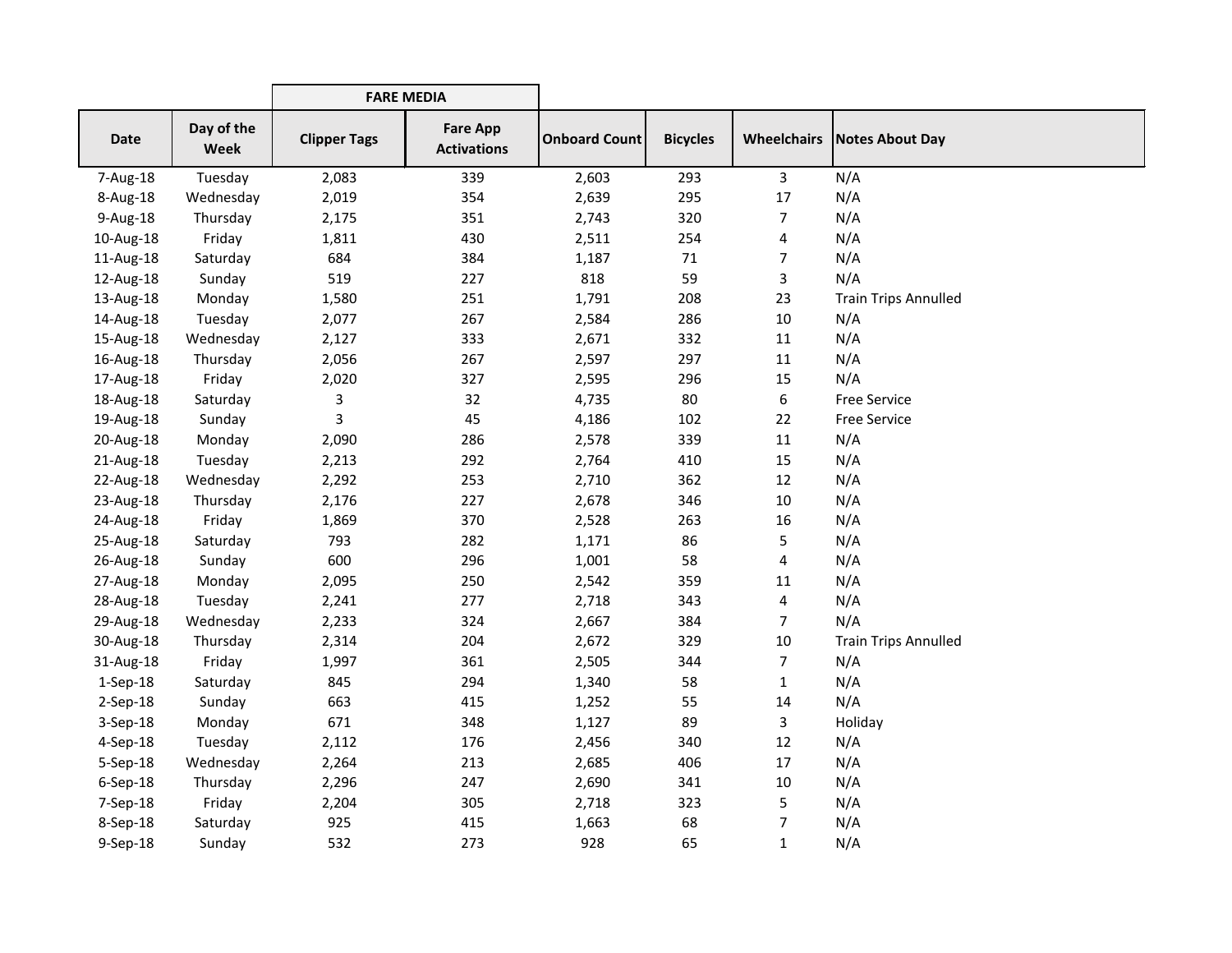| | | FARE MEDIA | | | | | |
|---|---|---|---|---|---|---|---|
| **Date** | **Day of the Week** | **Clipper Tags** | **Fare App Activations** | **Onboard Count** | **Bicycles** | **Wheelchairs** | **Notes About Day** |
| 7-Aug-18 | Tuesday | 2,083 | 339 | 2,603 | 293 | 3 | N/A |
| 8-Aug-18 | Wednesday | 2,019 | 354 | 2,639 | 295 | 17 | N/A |
| 9-Aug-18 | Thursday | 2,175 | 351 | 2,743 | 320 | 7 | N/A |
| 10-Aug-18 | Friday | 1,811 | 430 | 2,511 | 254 | 4 | N/A |
| 11-Aug-18 | Saturday | 684 | 384 | 1,187 | 71 | 7 | N/A |
| 12-Aug-18 | Sunday | 519 | 227 | 818 | 59 | 3 | N/A |
| 13-Aug-18 | Monday | 1,580 | 251 | 1,791 | 208 | 23 | Train Trips Annulled |
| 14-Aug-18 | Tuesday | 2,077 | 267 | 2,584 | 286 | 10 | N/A |
| 15-Aug-18 | Wednesday | 2,127 | 333 | 2,671 | 332 | 11 | N/A |
| 16-Aug-18 | Thursday | 2,056 | 267 | 2,597 | 297 | 11 | N/A |
| 17-Aug-18 | Friday | 2,020 | 327 | 2,595 | 296 | 15 | N/A |
| 18-Aug-18 | Saturday | 3 | 32 | 4,735 | 80 | 6 | Free Service |
| 19-Aug-18 | Sunday | 3 | 45 | 4,186 | 102 | 22 | Free Service |
| 20-Aug-18 | Monday | 2,090 | 286 | 2,578 | 339 | 11 | N/A |
| 21-Aug-18 | Tuesday | 2,213 | 292 | 2,764 | 410 | 15 | N/A |
| 22-Aug-18 | Wednesday | 2,292 | 253 | 2,710 | 362 | 12 | N/A |
| 23-Aug-18 | Thursday | 2,176 | 227 | 2,678 | 346 | 10 | N/A |
| 24-Aug-18 | Friday | 1,869 | 370 | 2,528 | 263 | 16 | N/A |
| 25-Aug-18 | Saturday | 793 | 282 | 1,171 | 86 | 5 | N/A |
| 26-Aug-18 | Sunday | 600 | 296 | 1,001 | 58 | 4 | N/A |
| 27-Aug-18 | Monday | 2,095 | 250 | 2,542 | 359 | 11 | N/A |
| 28-Aug-18 | Tuesday | 2,241 | 277 | 2,718 | 343 | 4 | N/A |
| 29-Aug-18 | Wednesday | 2,233 | 324 | 2,667 | 384 | 7 | N/A |
| 30-Aug-18 | Thursday | 2,314 | 204 | 2,672 | 329 | 10 | Train Trips Annulled |
| 31-Aug-18 | Friday | 1,997 | 361 | 2,505 | 344 | 7 | N/A |
| 1-Sep-18 | Saturday | 845 | 294 | 1,340 | 58 | 1 | N/A |
| 2-Sep-18 | Sunday | 663 | 415 | 1,252 | 55 | 14 | N/A |
| 3-Sep-18 | Monday | 671 | 348 | 1,127 | 89 | 3 | Holiday |
| 4-Sep-18 | Tuesday | 2,112 | 176 | 2,456 | 340 | 12 | N/A |
| 5-Sep-18 | Wednesday | 2,264 | 213 | 2,685 | 406 | 17 | N/A |
| 6-Sep-18 | Thursday | 2,296 | 247 | 2,690 | 341 | 10 | N/A |
| 7-Sep-18 | Friday | 2,204 | 305 | 2,718 | 323 | 5 | N/A |
| 8-Sep-18 | Saturday | 925 | 415 | 1,663 | 68 | 7 | N/A |
| 9-Sep-18 | Sunday | 532 | 273 | 928 | 65 | 1 | N/A |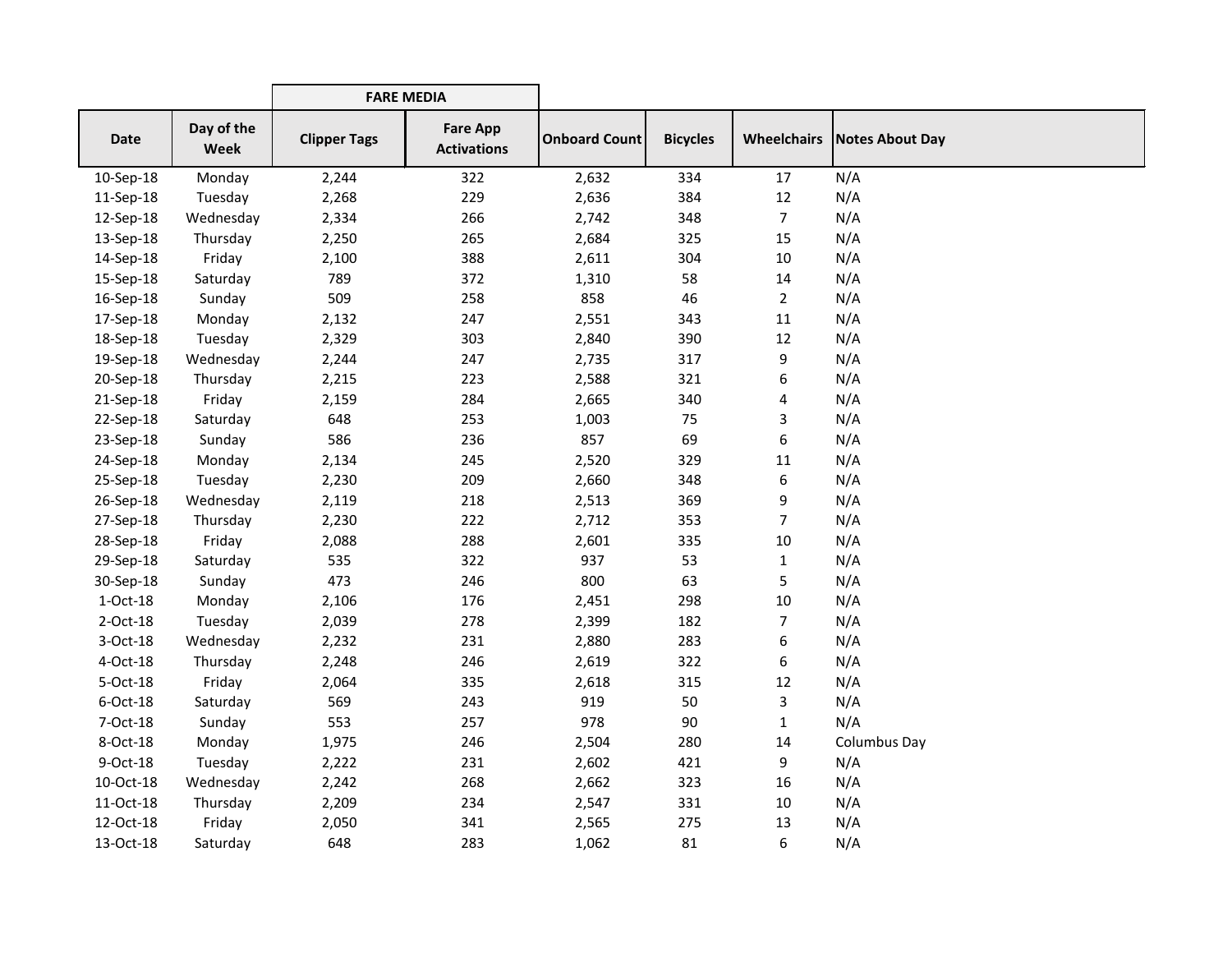| | | FARE MEDIA | | | | | |
|---|---|---|---|---|---|---|---|
| Date | Day of the Week | Clipper Tags | Fare App Activations | Onboard Count | Bicycles | Wheelchairs | Notes About Day |
| 10-Sep-18 | Monday | 2,244 | 322 | 2,632 | 334 | 17 | N/A |
| 11-Sep-18 | Tuesday | 2,268 | 229 | 2,636 | 384 | 12 | N/A |
| 12-Sep-18 | Wednesday | 2,334 | 266 | 2,742 | 348 | 7 | N/A |
| 13-Sep-18 | Thursday | 2,250 | 265 | 2,684 | 325 | 15 | N/A |
| 14-Sep-18 | Friday | 2,100 | 388 | 2,611 | 304 | 10 | N/A |
| 15-Sep-18 | Saturday | 789 | 372 | 1,310 | 58 | 14 | N/A |
| 16-Sep-18 | Sunday | 509 | 258 | 858 | 46 | 2 | N/A |
| 17-Sep-18 | Monday | 2,132 | 247 | 2,551 | 343 | 11 | N/A |
| 18-Sep-18 | Tuesday | 2,329 | 303 | 2,840 | 390 | 12 | N/A |
| 19-Sep-18 | Wednesday | 2,244 | 247 | 2,735 | 317 | 9 | N/A |
| 20-Sep-18 | Thursday | 2,215 | 223 | 2,588 | 321 | 6 | N/A |
| 21-Sep-18 | Friday | 2,159 | 284 | 2,665 | 340 | 4 | N/A |
| 22-Sep-18 | Saturday | 648 | 253 | 1,003 | 75 | 3 | N/A |
| 23-Sep-18 | Sunday | 586 | 236 | 857 | 69 | 6 | N/A |
| 24-Sep-18 | Monday | 2,134 | 245 | 2,520 | 329 | 11 | N/A |
| 25-Sep-18 | Tuesday | 2,230 | 209 | 2,660 | 348 | 6 | N/A |
| 26-Sep-18 | Wednesday | 2,119 | 218 | 2,513 | 369 | 9 | N/A |
| 27-Sep-18 | Thursday | 2,230 | 222 | 2,712 | 353 | 7 | N/A |
| 28-Sep-18 | Friday | 2,088 | 288 | 2,601 | 335 | 10 | N/A |
| 29-Sep-18 | Saturday | 535 | 322 | 937 | 53 | 1 | N/A |
| 30-Sep-18 | Sunday | 473 | 246 | 800 | 63 | 5 | N/A |
| 1-Oct-18 | Monday | 2,106 | 176 | 2,451 | 298 | 10 | N/A |
| 2-Oct-18 | Tuesday | 2,039 | 278 | 2,399 | 182 | 7 | N/A |
| 3-Oct-18 | Wednesday | 2,232 | 231 | 2,880 | 283 | 6 | N/A |
| 4-Oct-18 | Thursday | 2,248 | 246 | 2,619 | 322 | 6 | N/A |
| 5-Oct-18 | Friday | 2,064 | 335 | 2,618 | 315 | 12 | N/A |
| 6-Oct-18 | Saturday | 569 | 243 | 919 | 50 | 3 | N/A |
| 7-Oct-18 | Sunday | 553 | 257 | 978 | 90 | 1 | N/A |
| 8-Oct-18 | Monday | 1,975 | 246 | 2,504 | 280 | 14 | Columbus Day |
| 9-Oct-18 | Tuesday | 2,222 | 231 | 2,602 | 421 | 9 | N/A |
| 10-Oct-18 | Wednesday | 2,242 | 268 | 2,662 | 323 | 16 | N/A |
| 11-Oct-18 | Thursday | 2,209 | 234 | 2,547 | 331 | 10 | N/A |
| 12-Oct-18 | Friday | 2,050 | 341 | 2,565 | 275 | 13 | N/A |
| 13-Oct-18 | Saturday | 648 | 283 | 1,062 | 81 | 6 | N/A |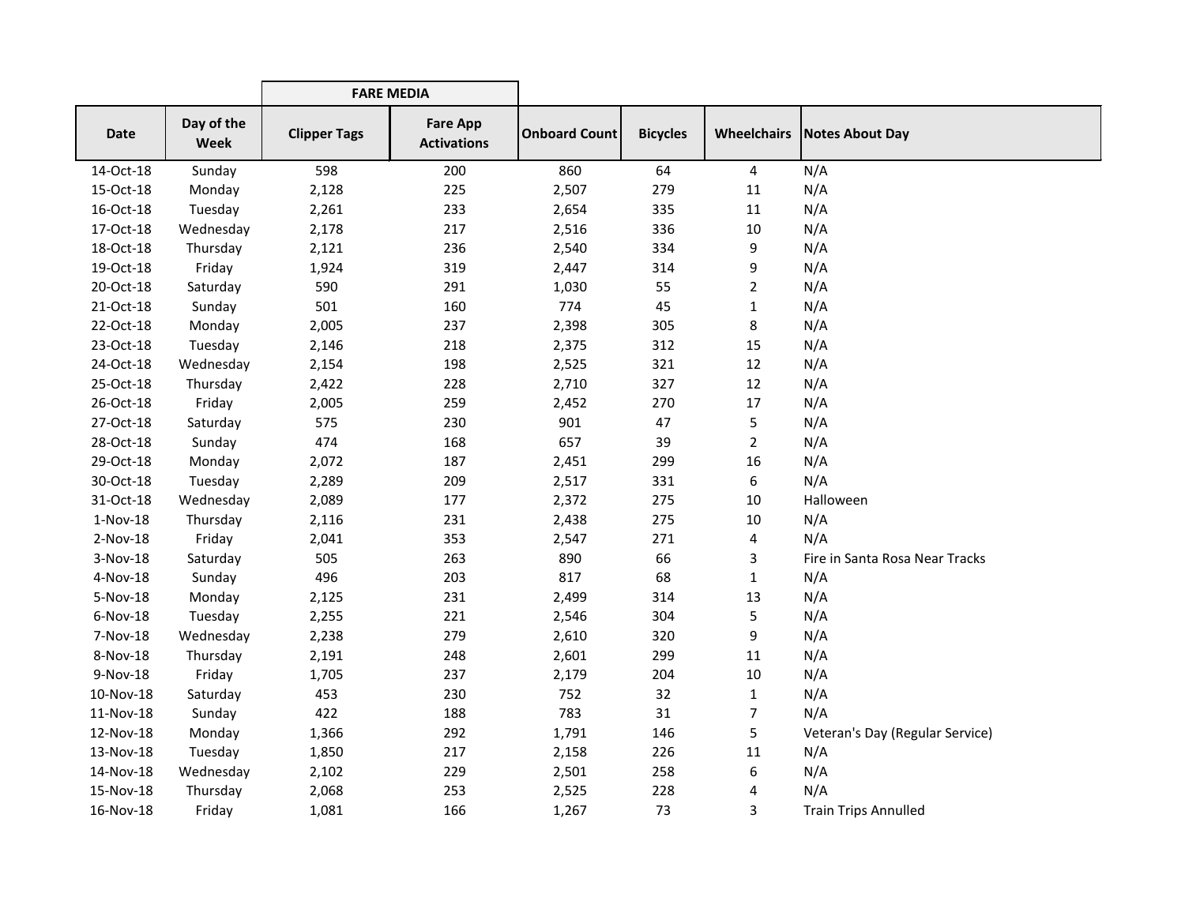| Date | Day of the Week | FARE MEDIA | | Onboard Count | Bicycles | Wheelchairs | Notes About Day |
|---|---|---|---|---|---|---|---|
| | | Clipper Tags | Fare App Activations | | | | |
| 14-Oct-18 | Sunday | 598 | 200 | 860 | 64 | 4 | N/A |
| 15-Oct-18 | Monday | 2,128 | 225 | 2,507 | 279 | 11 | N/A |
| 16-Oct-18 | Tuesday | 2,261 | 233 | 2,654 | 335 | 11 | N/A |
| 17-Oct-18 | Wednesday | 2,178 | 217 | 2,516 | 336 | 10 | N/A |
| 18-Oct-18 | Thursday | 2,121 | 236 | 2,540 | 334 | 9 | N/A |
| 19-Oct-18 | Friday | 1,924 | 319 | 2,447 | 314 | 9 | N/A |
| 20-Oct-18 | Saturday | 590 | 291 | 1,030 | 55 | 2 | N/A |
| 21-Oct-18 | Sunday | 501 | 160 | 774 | 45 | 1 | N/A |
| 22-Oct-18 | Monday | 2,005 | 237 | 2,398 | 305 | 8 | N/A |
| 23-Oct-18 | Tuesday | 2,146 | 218 | 2,375 | 312 | 15 | N/A |
| 24-Oct-18 | Wednesday | 2,154 | 198 | 2,525 | 321 | 12 | N/A |
| 25-Oct-18 | Thursday | 2,422 | 228 | 2,710 | 327 | 12 | N/A |
| 26-Oct-18 | Friday | 2,005 | 259 | 2,452 | 270 | 17 | N/A |
| 27-Oct-18 | Saturday | 575 | 230 | 901 | 47 | 5 | N/A |
| 28-Oct-18 | Sunday | 474 | 168 | 657 | 39 | 2 | N/A |
| 29-Oct-18 | Monday | 2,072 | 187 | 2,451 | 299 | 16 | N/A |
| 30-Oct-18 | Tuesday | 2,289 | 209 | 2,517 | 331 | 6 | N/A |
| 31-Oct-18 | Wednesday | 2,089 | 177 | 2,372 | 275 | 10 | Halloween |
| 1-Nov-18 | Thursday | 2,116 | 231 | 2,438 | 275 | 10 | N/A |
| 2-Nov-18 | Friday | 2,041 | 353 | 2,547 | 271 | 4 | N/A |
| 3-Nov-18 | Saturday | 505 | 263 | 890 | 66 | 3 | Fire in Santa Rosa Near Tracks |
| 4-Nov-18 | Sunday | 496 | 203 | 817 | 68 | 1 | N/A |
| 5-Nov-18 | Monday | 2,125 | 231 | 2,499 | 314 | 13 | N/A |
| 6-Nov-18 | Tuesday | 2,255 | 221 | 2,546 | 304 | 5 | N/A |
| 7-Nov-18 | Wednesday | 2,238 | 279 | 2,610 | 320 | 9 | N/A |
| 8-Nov-18 | Thursday | 2,191 | 248 | 2,601 | 299 | 11 | N/A |
| 9-Nov-18 | Friday | 1,705 | 237 | 2,179 | 204 | 10 | N/A |
| 10-Nov-18 | Saturday | 453 | 230 | 752 | 32 | 1 | N/A |
| 11-Nov-18 | Sunday | 422 | 188 | 783 | 31 | 7 | N/A |
| 12-Nov-18 | Monday | 1,366 | 292 | 1,791 | 146 | 5 | Veteran's Day (Regular Service) |
| 13-Nov-18 | Tuesday | 1,850 | 217 | 2,158 | 226 | 11 | N/A |
| 14-Nov-18 | Wednesday | 2,102 | 229 | 2,501 | 258 | 6 | N/A |
| 15-Nov-18 | Thursday | 2,068 | 253 | 2,525 | 228 | 4 | N/A |
| 16-Nov-18 | Friday | 1,081 | 166 | 1,267 | 73 | 3 | Train Trips Annulled |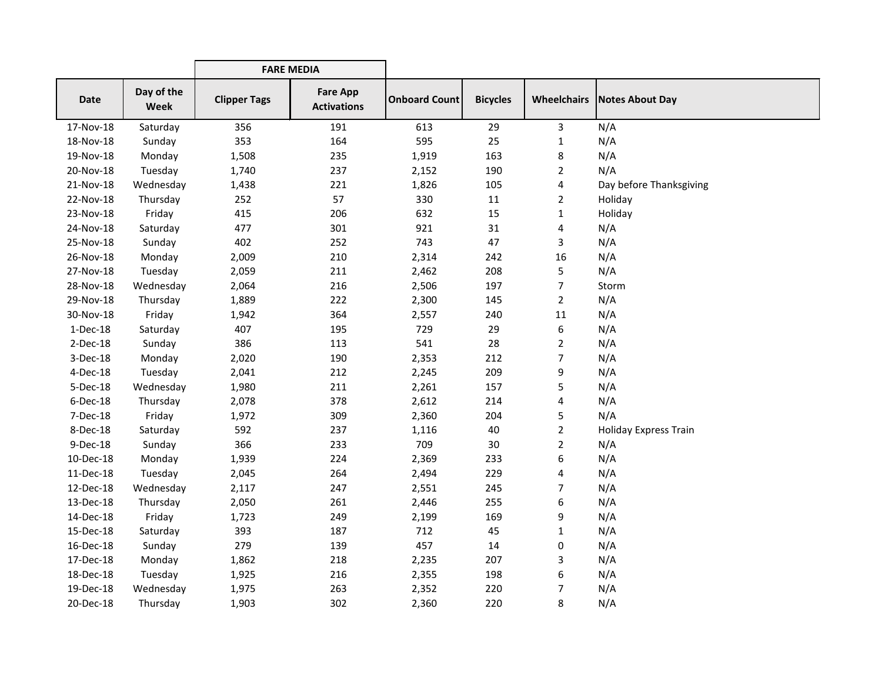| Date | Day of the Week | FARE MEDIA | | Onboard Count | Bicycles | Wheelchairs | Notes About Day |
|---|---|---|---|---|---|---|---|
| | | Clipper Tags | Fare App Activations | | | | |
| 17-Nov-18 | Saturday | 356 | 191 | 613 | 29 | 3 | N/A |
| 18-Nov-18 | Sunday | 353 | 164 | 595 | 25 | 1 | N/A |
| 19-Nov-18 | Monday | 1,508 | 235 | 1,919 | 163 | 8 | N/A |
| 20-Nov-18 | Tuesday | 1,740 | 237 | 2,152 | 190 | 2 | N/A |
| 21-Nov-18 | Wednesday | 1,438 | 221 | 1,826 | 105 | 4 | Day before Thanksgiving |
| 22-Nov-18 | Thursday | 252 | 57 | 330 | 11 | 2 | Holiday |
| 23-Nov-18 | Friday | 415 | 206 | 632 | 15 | 1 | Holiday |
| 24-Nov-18 | Saturday | 477 | 301 | 921 | 31 | 4 | N/A |
| 25-Nov-18 | Sunday | 402 | 252 | 743 | 47 | 3 | N/A |
| 26-Nov-18 | Monday | 2,009 | 210 | 2,314 | 242 | 16 | N/A |
| 27-Nov-18 | Tuesday | 2,059 | 211 | 2,462 | 208 | 5 | N/A |
| 28-Nov-18 | Wednesday | 2,064 | 216 | 2,506 | 197 | 7 | Storm |
| 29-Nov-18 | Thursday | 1,889 | 222 | 2,300 | 145 | 2 | N/A |
| 30-Nov-18 | Friday | 1,942 | 364 | 2,557 | 240 | 11 | N/A |
| 1-Dec-18 | Saturday | 407 | 195 | 729 | 29 | 6 | N/A |
| 2-Dec-18 | Sunday | 386 | 113 | 541 | 28 | 2 | N/A |
| 3-Dec-18 | Monday | 2,020 | 190 | 2,353 | 212 | 7 | N/A |
| 4-Dec-18 | Tuesday | 2,041 | 212 | 2,245 | 209 | 9 | N/A |
| 5-Dec-18 | Wednesday | 1,980 | 211 | 2,261 | 157 | 5 | N/A |
| 6-Dec-18 | Thursday | 2,078 | 378 | 2,612 | 214 | 4 | N/A |
| 7-Dec-18 | Friday | 1,972 | 309 | 2,360 | 204 | 5 | N/A |
| 8-Dec-18 | Saturday | 592 | 237 | 1,116 | 40 | 2 | Holiday Express Train |
| 9-Dec-18 | Sunday | 366 | 233 | 709 | 30 | 2 | N/A |
| 10-Dec-18 | Monday | 1,939 | 224 | 2,369 | 233 | 6 | N/A |
| 11-Dec-18 | Tuesday | 2,045 | 264 | 2,494 | 229 | 4 | N/A |
| 12-Dec-18 | Wednesday | 2,117 | 247 | 2,551 | 245 | 7 | N/A |
| 13-Dec-18 | Thursday | 2,050 | 261 | 2,446 | 255 | 6 | N/A |
| 14-Dec-18 | Friday | 1,723 | 249 | 2,199 | 169 | 9 | N/A |
| 15-Dec-18 | Saturday | 393 | 187 | 712 | 45 | 1 | N/A |
| 16-Dec-18 | Sunday | 279 | 139 | 457 | 14 | 0 | N/A |
| 17-Dec-18 | Monday | 1,862 | 218 | 2,235 | 207 | 3 | N/A |
| 18-Dec-18 | Tuesday | 1,925 | 216 | 2,355 | 198 | 6 | N/A |
| 19-Dec-18 | Wednesday | 1,975 | 263 | 2,352 | 220 | 7 | N/A |
| 20-Dec-18 | Thursday | 1,903 | 302 | 2,360 | 220 | 8 | N/A |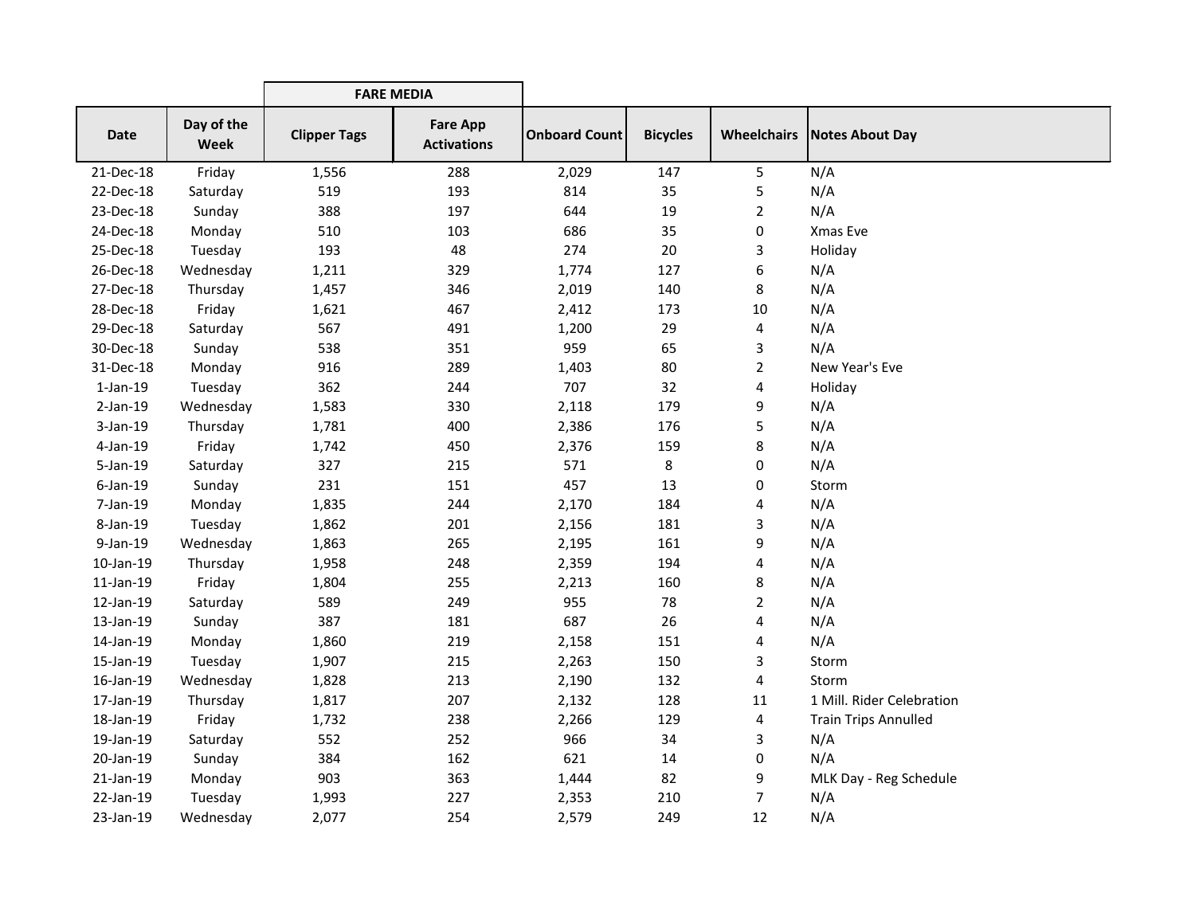| Date | Day of the Week | FARE MEDIA | | Onboard Count | Bicycles | Wheelchairs | Notes About Day |
|---|---|---|---|---|---|---|---|
| | | Clipper Tags | Fare App Activations | | | | |
| 21-Dec-18 | Friday | 1,556 | 288 | 2,029 | 147 | 5 | N/A |
| 22-Dec-18 | Saturday | 519 | 193 | 814 | 35 | 5 | N/A |
| 23-Dec-18 | Sunday | 388 | 197 | 644 | 19 | 2 | N/A |
| 24-Dec-18 | Monday | 510 | 103 | 686 | 35 | 0 | Xmas Eve |
| 25-Dec-18 | Tuesday | 193 | 48 | 274 | 20 | 3 | Holiday |
| 26-Dec-18 | Wednesday | 1,211 | 329 | 1,774 | 127 | 6 | N/A |
| 27-Dec-18 | Thursday | 1,457 | 346 | 2,019 | 140 | 8 | N/A |
| 28-Dec-18 | Friday | 1,621 | 467 | 2,412 | 173 | 10 | N/A |
| 29-Dec-18 | Saturday | 567 | 491 | 1,200 | 29 | 4 | N/A |
| 30-Dec-18 | Sunday | 538 | 351 | 959 | 65 | 3 | N/A |
| 31-Dec-18 | Monday | 916 | 289 | 1,403 | 80 | 2 | New Year's Eve |
| 1-Jan-19 | Tuesday | 362 | 244 | 707 | 32 | 4 | Holiday |
| 2-Jan-19 | Wednesday | 1,583 | 330 | 2,118 | 179 | 9 | N/A |
| 3-Jan-19 | Thursday | 1,781 | 400 | 2,386 | 176 | 5 | N/A |
| 4-Jan-19 | Friday | 1,742 | 450 | 2,376 | 159 | 8 | N/A |
| 5-Jan-19 | Saturday | 327 | 215 | 571 | 8 | 0 | N/A |
| 6-Jan-19 | Sunday | 231 | 151 | 457 | 13 | 0 | Storm |
| 7-Jan-19 | Monday | 1,835 | 244 | 2,170 | 184 | 4 | N/A |
| 8-Jan-19 | Tuesday | 1,862 | 201 | 2,156 | 181 | 3 | N/A |
| 9-Jan-19 | Wednesday | 1,863 | 265 | 2,195 | 161 | 9 | N/A |
| 10-Jan-19 | Thursday | 1,958 | 248 | 2,359 | 194 | 4 | N/A |
| 11-Jan-19 | Friday | 1,804 | 255 | 2,213 | 160 | 8 | N/A |
| 12-Jan-19 | Saturday | 589 | 249 | 955 | 78 | 2 | N/A |
| 13-Jan-19 | Sunday | 387 | 181 | 687 | 26 | 4 | N/A |
| 14-Jan-19 | Monday | 1,860 | 219 | 2,158 | 151 | 4 | N/A |
| 15-Jan-19 | Tuesday | 1,907 | 215 | 2,263 | 150 | 3 | Storm |
| 16-Jan-19 | Wednesday | 1,828 | 213 | 2,190 | 132 | 4 | Storm |
| 17-Jan-19 | Thursday | 1,817 | 207 | 2,132 | 128 | 11 | 1 Mill. Rider Celebration |
| 18-Jan-19 | Friday | 1,732 | 238 | 2,266 | 129 | 4 | Train Trips Annulled |
| 19-Jan-19 | Saturday | 552 | 252 | 966 | 34 | 3 | N/A |
| 20-Jan-19 | Sunday | 384 | 162 | 621 | 14 | 0 | N/A |
| 21-Jan-19 | Monday | 903 | 363 | 1,444 | 82 | 9 | MLK Day - Reg Schedule |
| 22-Jan-19 | Tuesday | 1,993 | 227 | 2,353 | 210 | 7 | N/A |
| 23-Jan-19 | Wednesday | 2,077 | 254 | 2,579 | 249 | 12 | N/A |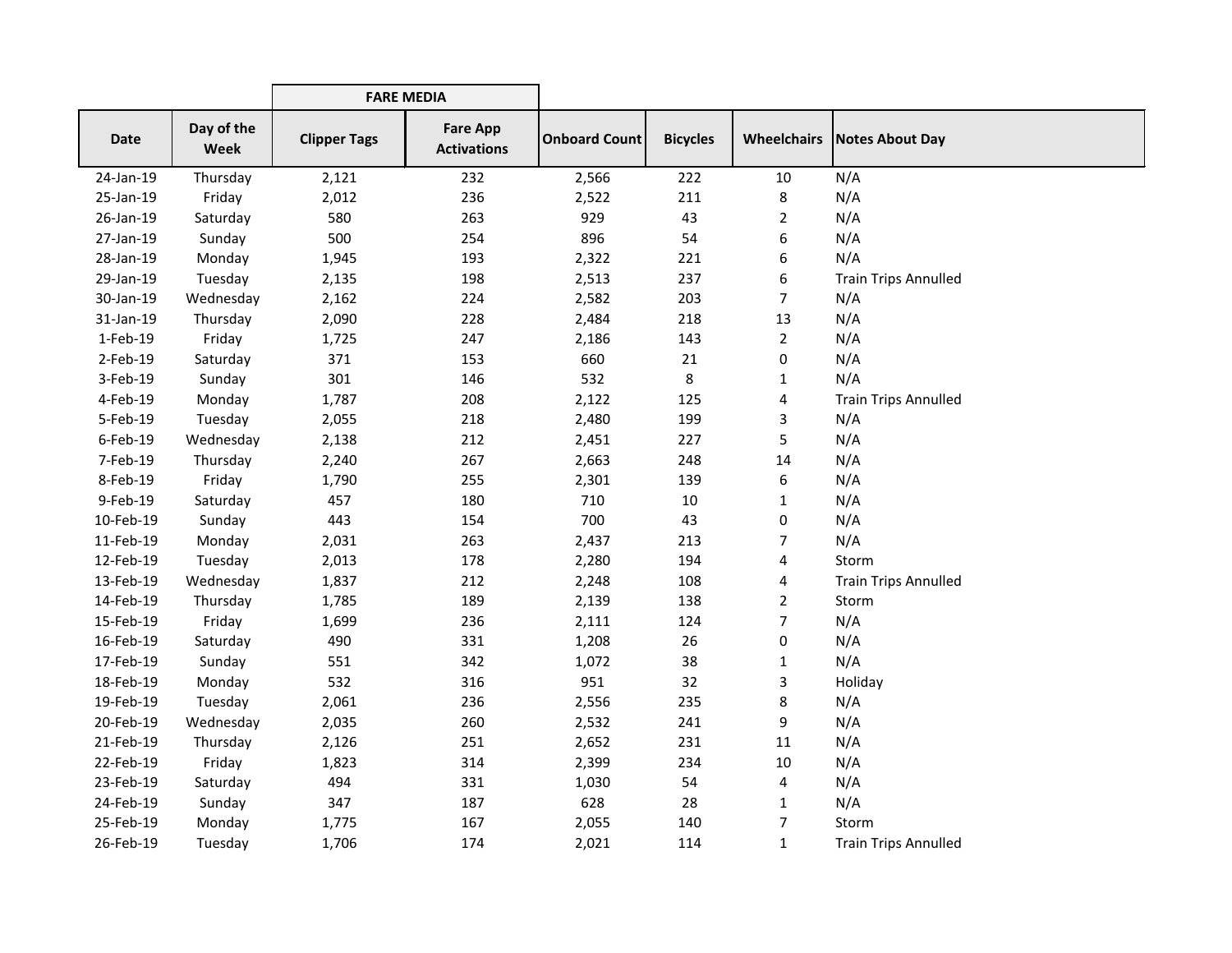| | | FARE MEDIA | | | | | |
|---|---|---|---|---|---|---|---|
| Date | Day of the Week | Clipper Tags | Fare App Activations | Onboard Count | Bicycles | Wheelchairs | Notes About Day |
| 24-Jan-19 | Thursday | 2,121 | 232 | 2,566 | 222 | 10 | N/A |
| 25-Jan-19 | Friday | 2,012 | 236 | 2,522 | 211 | 8 | N/A |
| 26-Jan-19 | Saturday | 580 | 263 | 929 | 43 | 2 | N/A |
| 27-Jan-19 | Sunday | 500 | 254 | 896 | 54 | 6 | N/A |
| 28-Jan-19 | Monday | 1,945 | 193 | 2,322 | 221 | 6 | N/A |
| 29-Jan-19 | Tuesday | 2,135 | 198 | 2,513 | 237 | 6 | Train Trips Annulled |
| 30-Jan-19 | Wednesday | 2,162 | 224 | 2,582 | 203 | 7 | N/A |
| 31-Jan-19 | Thursday | 2,090 | 228 | 2,484 | 218 | 13 | N/A |
| 1-Feb-19 | Friday | 1,725 | 247 | 2,186 | 143 | 2 | N/A |
| 2-Feb-19 | Saturday | 371 | 153 | 660 | 21 | 0 | N/A |
| 3-Feb-19 | Sunday | 301 | 146 | 532 | 8 | 1 | N/A |
| 4-Feb-19 | Monday | 1,787 | 208 | 2,122 | 125 | 4 | Train Trips Annulled |
| 5-Feb-19 | Tuesday | 2,055 | 218 | 2,480 | 199 | 3 | N/A |
| 6-Feb-19 | Wednesday | 2,138 | 212 | 2,451 | 227 | 5 | N/A |
| 7-Feb-19 | Thursday | 2,240 | 267 | 2,663 | 248 | 14 | N/A |
| 8-Feb-19 | Friday | 1,790 | 255 | 2,301 | 139 | 6 | N/A |
| 9-Feb-19 | Saturday | 457 | 180 | 710 | 10 | 1 | N/A |
| 10-Feb-19 | Sunday | 443 | 154 | 700 | 43 | 0 | N/A |
| 11-Feb-19 | Monday | 2,031 | 263 | 2,437 | 213 | 7 | N/A |
| 12-Feb-19 | Tuesday | 2,013 | 178 | 2,280 | 194 | 4 | Storm |
| 13-Feb-19 | Wednesday | 1,837 | 212 | 2,248 | 108 | 4 | Train Trips Annulled |
| 14-Feb-19 | Thursday | 1,785 | 189 | 2,139 | 138 | 2 | Storm |
| 15-Feb-19 | Friday | 1,699 | 236 | 2,111 | 124 | 7 | N/A |
| 16-Feb-19 | Saturday | 490 | 331 | 1,208 | 26 | 0 | N/A |
| 17-Feb-19 | Sunday | 551 | 342 | 1,072 | 38 | 1 | N/A |
| 18-Feb-19 | Monday | 532 | 316 | 951 | 32 | 3 | Holiday |
| 19-Feb-19 | Tuesday | 2,061 | 236 | 2,556 | 235 | 8 | N/A |
| 20-Feb-19 | Wednesday | 2,035 | 260 | 2,532 | 241 | 9 | N/A |
| 21-Feb-19 | Thursday | 2,126 | 251 | 2,652 | 231 | 11 | N/A |
| 22-Feb-19 | Friday | 1,823 | 314 | 2,399 | 234 | 10 | N/A |
| 23-Feb-19 | Saturday | 494 | 331 | 1,030 | 54 | 4 | N/A |
| 24-Feb-19 | Sunday | 347 | 187 | 628 | 28 | 1 | N/A |
| 25-Feb-19 | Monday | 1,775 | 167 | 2,055 | 140 | 7 | Storm |
| 26-Feb-19 | Tuesday | 1,706 | 174 | 2,021 | 114 | 1 | Train Trips Annulled |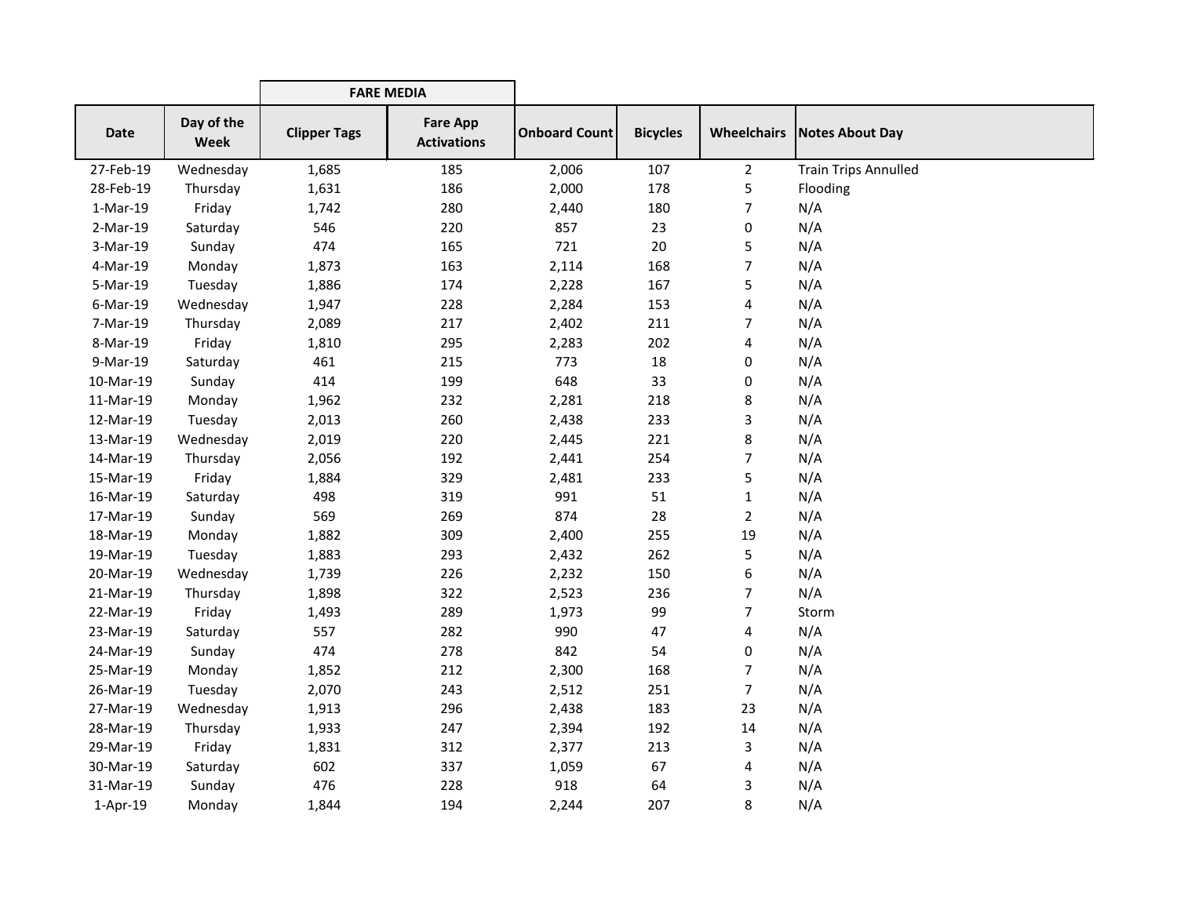| Date | Day of the Week | FARE MEDIA | | Onboard Count | Bicycles | Wheelchairs | Notes About Day |
|---|---|---|---|---|---|---|---|
| | | Clipper Tags | Fare App Activations | | | | |
| 27-Feb-19 | Wednesday | 1,685 | 185 | 2,006 | 107 | 2 | Train Trips Annulled |
| 28-Feb-19 | Thursday | 1,631 | 186 | 2,000 | 178 | 5 | Flooding |
| 1-Mar-19 | Friday | 1,742 | 280 | 2,440 | 180 | 7 | N/A |
| 2-Mar-19 | Saturday | 546 | 220 | 857 | 23 | 0 | N/A |
| 3-Mar-19 | Sunday | 474 | 165 | 721 | 20 | 5 | N/A |
| 4-Mar-19 | Monday | 1,873 | 163 | 2,114 | 168 | 7 | N/A |
| 5-Mar-19 | Tuesday | 1,886 | 174 | 2,228 | 167 | 5 | N/A |
| 6-Mar-19 | Wednesday | 1,947 | 228 | 2,284 | 153 | 4 | N/A |
| 7-Mar-19 | Thursday | 2,089 | 217 | 2,402 | 211 | 7 | N/A |
| 8-Mar-19 | Friday | 1,810 | 295 | 2,283 | 202 | 4 | N/A |
| 9-Mar-19 | Saturday | 461 | 215 | 773 | 18 | 0 | N/A |
| 10-Mar-19 | Sunday | 414 | 199 | 648 | 33 | 0 | N/A |
| 11-Mar-19 | Monday | 1,962 | 232 | 2,281 | 218 | 8 | N/A |
| 12-Mar-19 | Tuesday | 2,013 | 260 | 2,438 | 233 | 3 | N/A |
| 13-Mar-19 | Wednesday | 2,019 | 220 | 2,445 | 221 | 8 | N/A |
| 14-Mar-19 | Thursday | 2,056 | 192 | 2,441 | 254 | 7 | N/A |
| 15-Mar-19 | Friday | 1,884 | 329 | 2,481 | 233 | 5 | N/A |
| 16-Mar-19 | Saturday | 498 | 319 | 991 | 51 | 1 | N/A |
| 17-Mar-19 | Sunday | 569 | 269 | 874 | 28 | 2 | N/A |
| 18-Mar-19 | Monday | 1,882 | 309 | 2,400 | 255 | 19 | N/A |
| 19-Mar-19 | Tuesday | 1,883 | 293 | 2,432 | 262 | 5 | N/A |
| 20-Mar-19 | Wednesday | 1,739 | 226 | 2,232 | 150 | 6 | N/A |
| 21-Mar-19 | Thursday | 1,898 | 322 | 2,523 | 236 | 7 | N/A |
| 22-Mar-19 | Friday | 1,493 | 289 | 1,973 | 99 | 7 | Storm |
| 23-Mar-19 | Saturday | 557 | 282 | 990 | 47 | 4 | N/A |
| 24-Mar-19 | Sunday | 474 | 278 | 842 | 54 | 0 | N/A |
| 25-Mar-19 | Monday | 1,852 | 212 | 2,300 | 168 | 7 | N/A |
| 26-Mar-19 | Tuesday | 2,070 | 243 | 2,512 | 251 | 7 | N/A |
| 27-Mar-19 | Wednesday | 1,913 | 296 | 2,438 | 183 | 23 | N/A |
| 28-Mar-19 | Thursday | 1,933 | 247 | 2,394 | 192 | 14 | N/A |
| 29-Mar-19 | Friday | 1,831 | 312 | 2,377 | 213 | 3 | N/A |
| 30-Mar-19 | Saturday | 602 | 337 | 1,059 | 67 | 4 | N/A |
| 31-Mar-19 | Sunday | 476 | 228 | 918 | 64 | 3 | N/A |
| 1-Apr-19 | Monday | 1,844 | 194 | 2,244 | 207 | 8 | N/A |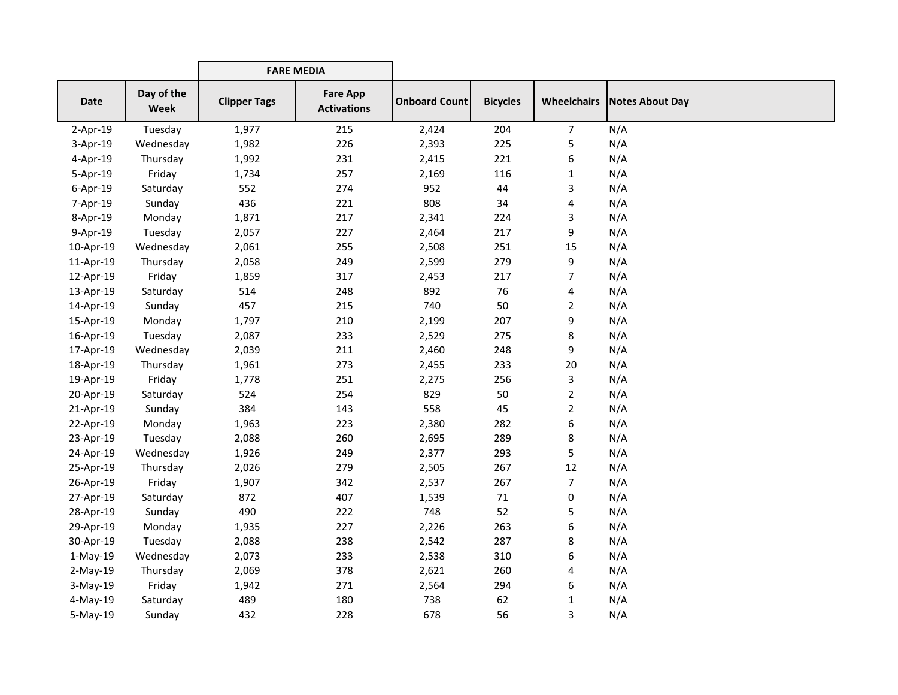| Date | Day of the Week | FARE MEDIA | | Onboard Count | Bicycles | Wheelchairs | Notes About Day |
|---|---|---|---|---|---|---|---|
| | | Clipper Tags | Fare App Activations | | | | |
| 2-Apr-19 | Tuesday | 1,977 | 215 | 2,424 | 204 | 7 | N/A |
| 3-Apr-19 | Wednesday | 1,982 | 226 | 2,393 | 225 | 5 | N/A |
| 4-Apr-19 | Thursday | 1,992 | 231 | 2,415 | 221 | 6 | N/A |
| 5-Apr-19 | Friday | 1,734 | 257 | 2,169 | 116 | 1 | N/A |
| 6-Apr-19 | Saturday | 552 | 274 | 952 | 44 | 3 | N/A |
| 7-Apr-19 | Sunday | 436 | 221 | 808 | 34 | 4 | N/A |
| 8-Apr-19 | Monday | 1,871 | 217 | 2,341 | 224 | 3 | N/A |
| 9-Apr-19 | Tuesday | 2,057 | 227 | 2,464 | 217 | 9 | N/A |
| 10-Apr-19 | Wednesday | 2,061 | 255 | 2,508 | 251 | 15 | N/A |
| 11-Apr-19 | Thursday | 2,058 | 249 | 2,599 | 279 | 9 | N/A |
| 12-Apr-19 | Friday | 1,859 | 317 | 2,453 | 217 | 7 | N/A |
| 13-Apr-19 | Saturday | 514 | 248 | 892 | 76 | 4 | N/A |
| 14-Apr-19 | Sunday | 457 | 215 | 740 | 50 | 2 | N/A |
| 15-Apr-19 | Monday | 1,797 | 210 | 2,199 | 207 | 9 | N/A |
| 16-Apr-19 | Tuesday | 2,087 | 233 | 2,529 | 275 | 8 | N/A |
| 17-Apr-19 | Wednesday | 2,039 | 211 | 2,460 | 248 | 9 | N/A |
| 18-Apr-19 | Thursday | 1,961 | 273 | 2,455 | 233 | 20 | N/A |
| 19-Apr-19 | Friday | 1,778 | 251 | 2,275 | 256 | 3 | N/A |
| 20-Apr-19 | Saturday | 524 | 254 | 829 | 50 | 2 | N/A |
| 21-Apr-19 | Sunday | 384 | 143 | 558 | 45 | 2 | N/A |
| 22-Apr-19 | Monday | 1,963 | 223 | 2,380 | 282 | 6 | N/A |
| 23-Apr-19 | Tuesday | 2,088 | 260 | 2,695 | 289 | 8 | N/A |
| 24-Apr-19 | Wednesday | 1,926 | 249 | 2,377 | 293 | 5 | N/A |
| 25-Apr-19 | Thursday | 2,026 | 279 | 2,505 | 267 | 12 | N/A |
| 26-Apr-19 | Friday | 1,907 | 342 | 2,537 | 267 | 7 | N/A |
| 27-Apr-19 | Saturday | 872 | 407 | 1,539 | 71 | 0 | N/A |
| 28-Apr-19 | Sunday | 490 | 222 | 748 | 52 | 5 | N/A |
| 29-Apr-19 | Monday | 1,935 | 227 | 2,226 | 263 | 6 | N/A |
| 30-Apr-19 | Tuesday | 2,088 | 238 | 2,542 | 287 | 8 | N/A |
| 1-May-19 | Wednesday | 2,073 | 233 | 2,538 | 310 | 6 | N/A |
| 2-May-19 | Thursday | 2,069 | 378 | 2,621 | 260 | 4 | N/A |
| 3-May-19 | Friday | 1,942 | 271 | 2,564 | 294 | 6 | N/A |
| 4-May-19 | Saturday | 489 | 180 | 738 | 62 | 1 | N/A |
| 5-May-19 | Sunday | 432 | 228 | 678 | 56 | 3 | N/A |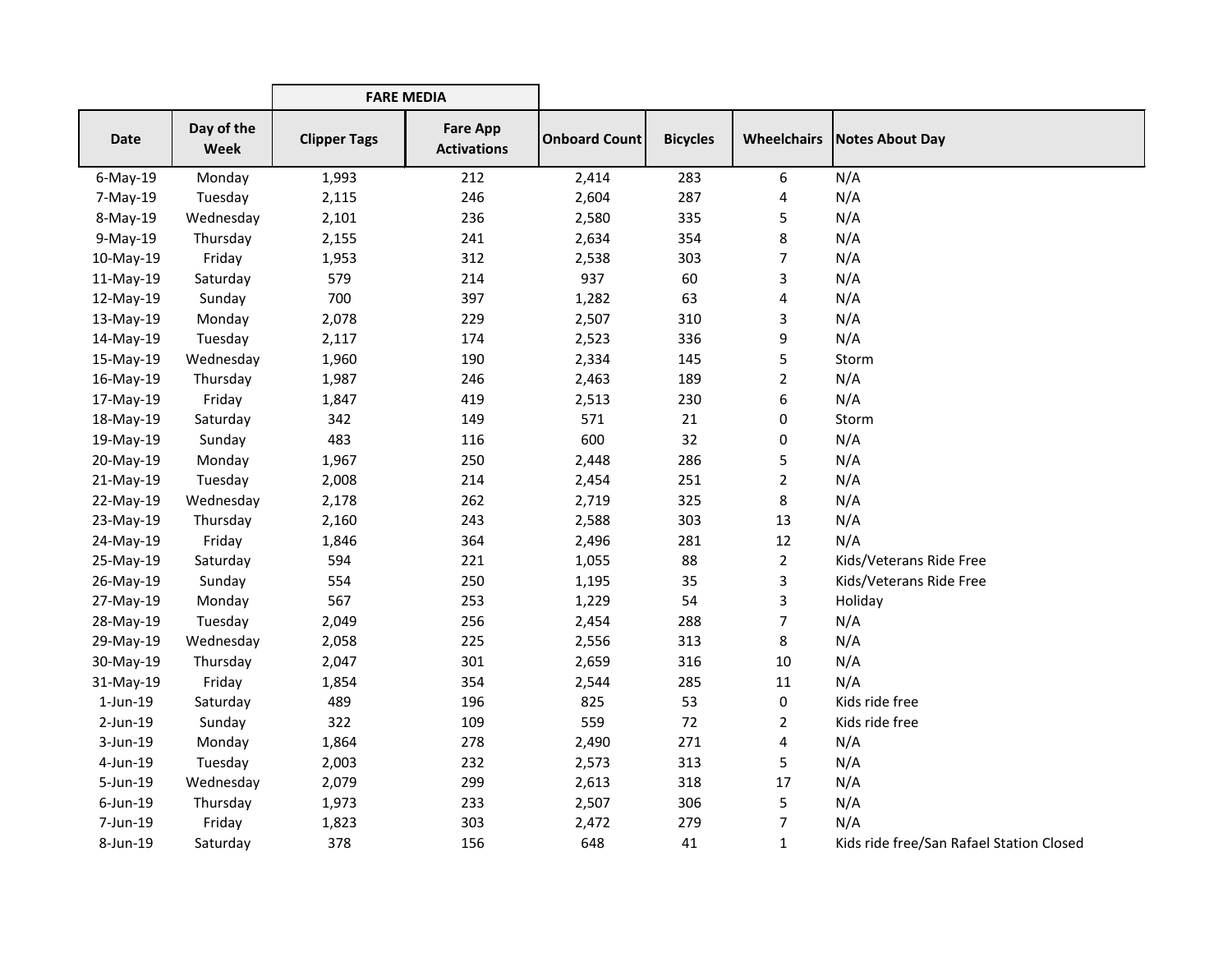| | | FARE MEDIA | | | | | |
|---|---|---|---|---|---|---|---|
| **Date** | **Day of the Week** | **Clipper Tags** | **Fare App Activations** | **Onboard Count** | **Bicycles** | **Wheelchairs** | **Notes About Day** |
| 6-May-19 | Monday | 1,993 | 212 | 2,414 | 283 | 6 | N/A |
| 7-May-19 | Tuesday | 2,115 | 246 | 2,604 | 287 | 4 | N/A |
| 8-May-19 | Wednesday | 2,101 | 236 | 2,580 | 335 | 5 | N/A |
| 9-May-19 | Thursday | 2,155 | 241 | 2,634 | 354 | 8 | N/A |
| 10-May-19 | Friday | 1,953 | 312 | 2,538 | 303 | 7 | N/A |
| 11-May-19 | Saturday | 579 | 214 | 937 | 60 | 3 | N/A |
| 12-May-19 | Sunday | 700 | 397 | 1,282 | 63 | 4 | N/A |
| 13-May-19 | Monday | 2,078 | 229 | 2,507 | 310 | 3 | N/A |
| 14-May-19 | Tuesday | 2,117 | 174 | 2,523 | 336 | 9 | N/A |
| 15-May-19 | Wednesday | 1,960 | 190 | 2,334 | 145 | 5 | Storm |
| 16-May-19 | Thursday | 1,987 | 246 | 2,463 | 189 | 2 | N/A |
| 17-May-19 | Friday | 1,847 | 419 | 2,513 | 230 | 6 | N/A |
| 18-May-19 | Saturday | 342 | 149 | 571 | 21 | 0 | Storm |
| 19-May-19 | Sunday | 483 | 116 | 600 | 32 | 0 | N/A |
| 20-May-19 | Monday | 1,967 | 250 | 2,448 | 286 | 5 | N/A |
| 21-May-19 | Tuesday | 2,008 | 214 | 2,454 | 251 | 2 | N/A |
| 22-May-19 | Wednesday | 2,178 | 262 | 2,719 | 325 | 8 | N/A |
| 23-May-19 | Thursday | 2,160 | 243 | 2,588 | 303 | 13 | N/A |
| 24-May-19 | Friday | 1,846 | 364 | 2,496 | 281 | 12 | N/A |
| 25-May-19 | Saturday | 594 | 221 | 1,055 | 88 | 2 | Kids/Veterans Ride Free |
| 26-May-19 | Sunday | 554 | 250 | 1,195 | 35 | 3 | Kids/Veterans Ride Free |
| 27-May-19 | Monday | 567 | 253 | 1,229 | 54 | 3 | Holiday |
| 28-May-19 | Tuesday | 2,049 | 256 | 2,454 | 288 | 7 | N/A |
| 29-May-19 | Wednesday | 2,058 | 225 | 2,556 | 313 | 8 | N/A |
| 30-May-19 | Thursday | 2,047 | 301 | 2,659 | 316 | 10 | N/A |
| 31-May-19 | Friday | 1,854 | 354 | 2,544 | 285 | 11 | N/A |
| 1-Jun-19 | Saturday | 489 | 196 | 825 | 53 | 0 | Kids ride free |
| 2-Jun-19 | Sunday | 322 | 109 | 559 | 72 | 2 | Kids ride free |
| 3-Jun-19 | Monday | 1,864 | 278 | 2,490 | 271 | 4 | N/A |
| 4-Jun-19 | Tuesday | 2,003 | 232 | 2,573 | 313 | 5 | N/A |
| 5-Jun-19 | Wednesday | 2,079 | 299 | 2,613 | 318 | 17 | N/A |
| 6-Jun-19 | Thursday | 1,973 | 233 | 2,507 | 306 | 5 | N/A |
| 7-Jun-19 | Friday | 1,823 | 303 | 2,472 | 279 | 7 | N/A |
| 8-Jun-19 | Saturday | 378 | 156 | 648 | 41 | 1 | Kids ride free/San Rafael Station Closed |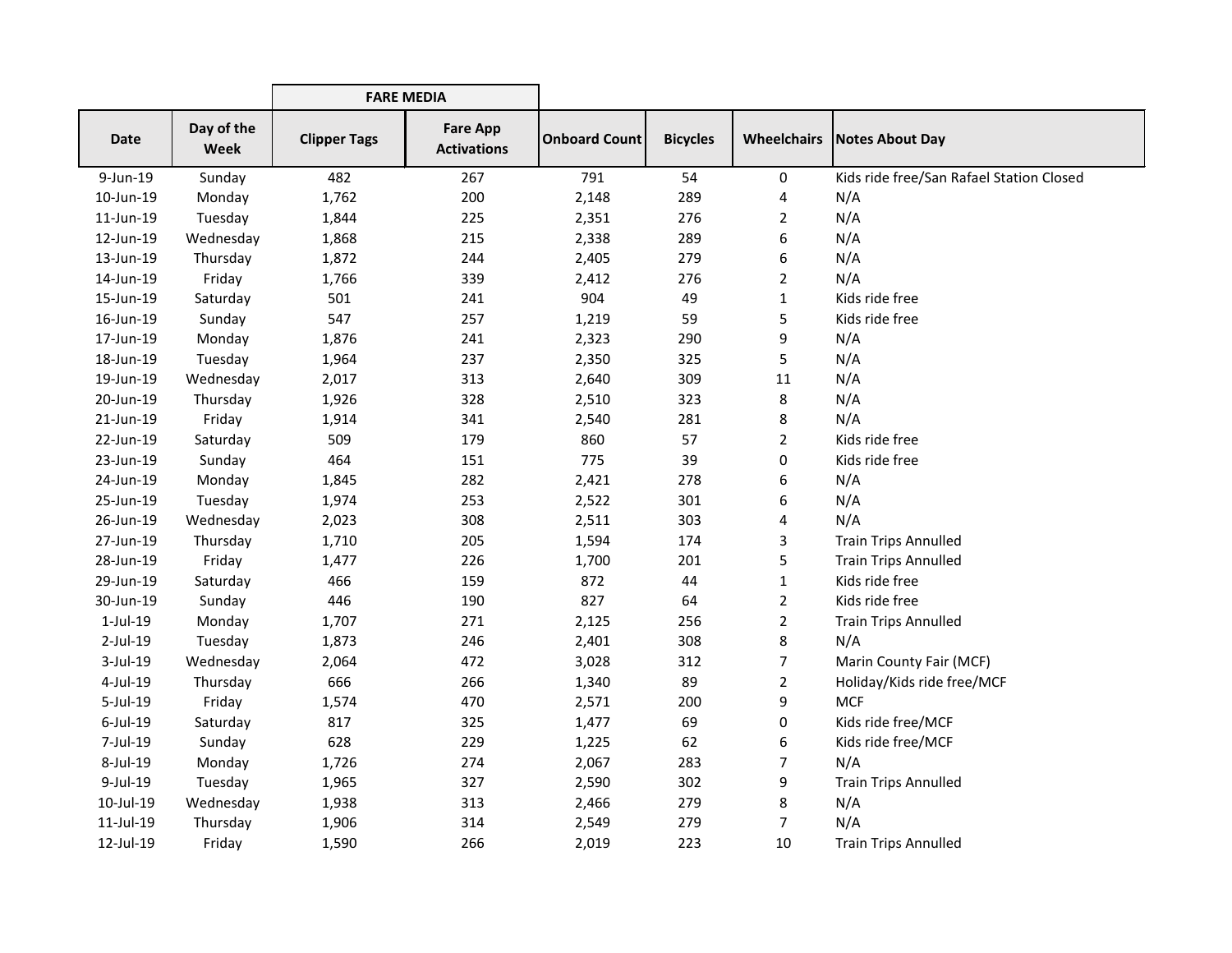| | | FARE MEDIA | | | | | |
|---|---|---|---|---|---|---|---|
| **Date** | **Day of the Week** | **Clipper Tags** | **Fare App Activations** | **Onboard Count** | **Bicycles** | **Wheelchairs** | **Notes About Day** |
| 9-Jun-19 | Sunday | 482 | 267 | 791 | 54 | 0 | Kids ride free/San Rafael Station Closed |
| 10-Jun-19 | Monday | 1,762 | 200 | 2,148 | 289 | 4 | N/A |
| 11-Jun-19 | Tuesday | 1,844 | 225 | 2,351 | 276 | 2 | N/A |
| 12-Jun-19 | Wednesday | 1,868 | 215 | 2,338 | 289 | 6 | N/A |
| 13-Jun-19 | Thursday | 1,872 | 244 | 2,405 | 279 | 6 | N/A |
| 14-Jun-19 | Friday | 1,766 | 339 | 2,412 | 276 | 2 | N/A |
| 15-Jun-19 | Saturday | 501 | 241 | 904 | 49 | 1 | Kids ride free |
| 16-Jun-19 | Sunday | 547 | 257 | 1,219 | 59 | 5 | Kids ride free |
| 17-Jun-19 | Monday | 1,876 | 241 | 2,323 | 290 | 9 | N/A |
| 18-Jun-19 | Tuesday | 1,964 | 237 | 2,350 | 325 | 5 | N/A |
| 19-Jun-19 | Wednesday | 2,017 | 313 | 2,640 | 309 | 11 | N/A |
| 20-Jun-19 | Thursday | 1,926 | 328 | 2,510 | 323 | 8 | N/A |
| 21-Jun-19 | Friday | 1,914 | 341 | 2,540 | 281 | 8 | N/A |
| 22-Jun-19 | Saturday | 509 | 179 | 860 | 57 | 2 | Kids ride free |
| 23-Jun-19 | Sunday | 464 | 151 | 775 | 39 | 0 | Kids ride free |
| 24-Jun-19 | Monday | 1,845 | 282 | 2,421 | 278 | 6 | N/A |
| 25-Jun-19 | Tuesday | 1,974 | 253 | 2,522 | 301 | 6 | N/A |
| 26-Jun-19 | Wednesday | 2,023 | 308 | 2,511 | 303 | 4 | N/A |
| 27-Jun-19 | Thursday | 1,710 | 205 | 1,594 | 174 | 3 | Train Trips Annulled |
| 28-Jun-19 | Friday | 1,477 | 226 | 1,700 | 201 | 5 | Train Trips Annulled |
| 29-Jun-19 | Saturday | 466 | 159 | 872 | 44 | 1 | Kids ride free |
| 30-Jun-19 | Sunday | 446 | 190 | 827 | 64 | 2 | Kids ride free |
| 1-Jul-19 | Monday | 1,707 | 271 | 2,125 | 256 | 2 | Train Trips Annulled |
| 2-Jul-19 | Tuesday | 1,873 | 246 | 2,401 | 308 | 8 | N/A |
| 3-Jul-19 | Wednesday | 2,064 | 472 | 3,028 | 312 | 7 | Marin County Fair (MCF) |
| 4-Jul-19 | Thursday | 666 | 266 | 1,340 | 89 | 2 | Holiday/Kids ride free/MCF |
| 5-Jul-19 | Friday | 1,574 | 470 | 2,571 | 200 | 9 | MCF |
| 6-Jul-19 | Saturday | 817 | 325 | 1,477 | 69 | 0 | Kids ride free/MCF |
| 7-Jul-19 | Sunday | 628 | 229 | 1,225 | 62 | 6 | Kids ride free/MCF |
| 8-Jul-19 | Monday | 1,726 | 274 | 2,067 | 283 | 7 | N/A |
| 9-Jul-19 | Tuesday | 1,965 | 327 | 2,590 | 302 | 9 | Train Trips Annulled |
| 10-Jul-19 | Wednesday | 1,938 | 313 | 2,466 | 279 | 8 | N/A |
| 11-Jul-19 | Thursday | 1,906 | 314 | 2,549 | 279 | 7 | N/A |
| 12-Jul-19 | Friday | 1,590 | 266 | 2,019 | 223 | 10 | Train Trips Annulled |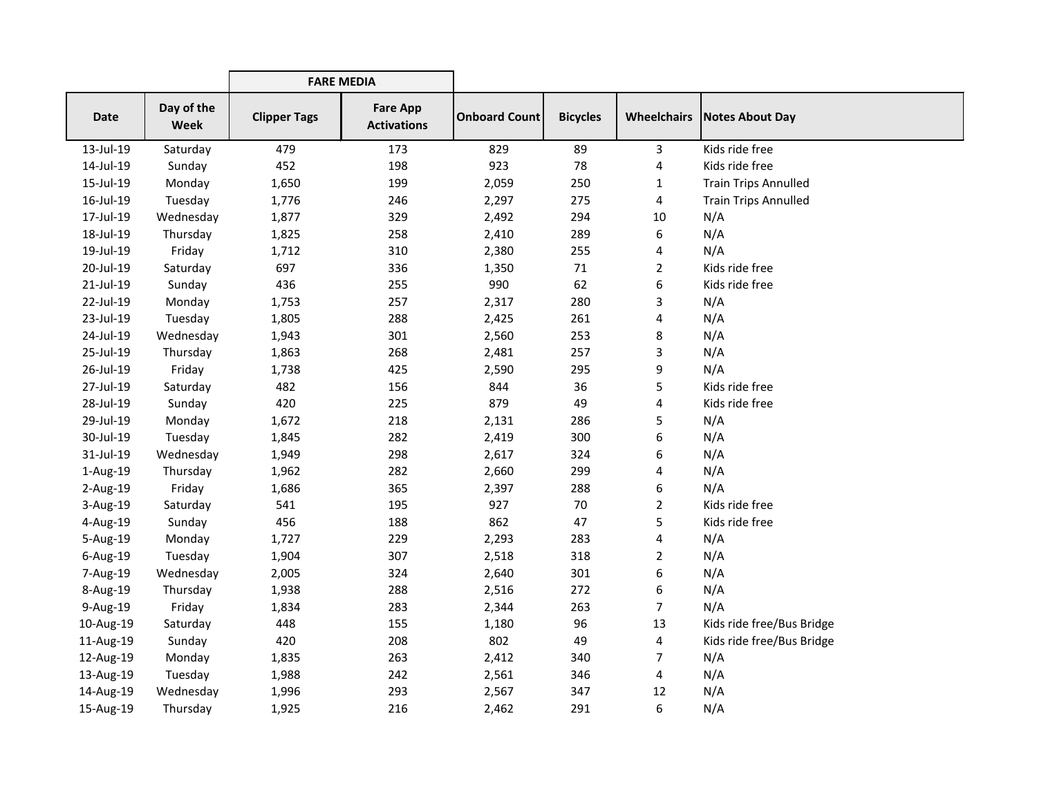| | | FARE MEDIA | | | | | |
|---|---|---|---|---|---|---|---|
| **Date** | **Day of the Week** | **Clipper Tags** | **Fare App Activations** | **Onboard Count** | **Bicycles** | **Wheelchairs** | **Notes About Day** |
| 13-Jul-19 | Saturday | 479 | 173 | 829 | 89 | 3 | Kids ride free |
| 14-Jul-19 | Sunday | 452 | 198 | 923 | 78 | 4 | Kids ride free |
| 15-Jul-19 | Monday | 1,650 | 199 | 2,059 | 250 | 1 | Train Trips Annulled |
| 16-Jul-19 | Tuesday | 1,776 | 246 | 2,297 | 275 | 4 | Train Trips Annulled |
| 17-Jul-19 | Wednesday | 1,877 | 329 | 2,492 | 294 | 10 | N/A |
| 18-Jul-19 | Thursday | 1,825 | 258 | 2,410 | 289 | 6 | N/A |
| 19-Jul-19 | Friday | 1,712 | 310 | 2,380 | 255 | 4 | N/A |
| 20-Jul-19 | Saturday | 697 | 336 | 1,350 | 71 | 2 | Kids ride free |
| 21-Jul-19 | Sunday | 436 | 255 | 990 | 62 | 6 | Kids ride free |
| 22-Jul-19 | Monday | 1,753 | 257 | 2,317 | 280 | 3 | N/A |
| 23-Jul-19 | Tuesday | 1,805 | 288 | 2,425 | 261 | 4 | N/A |
| 24-Jul-19 | Wednesday | 1,943 | 301 | 2,560 | 253 | 8 | N/A |
| 25-Jul-19 | Thursday | 1,863 | 268 | 2,481 | 257 | 3 | N/A |
| 26-Jul-19 | Friday | 1,738 | 425 | 2,590 | 295 | 9 | N/A |
| 27-Jul-19 | Saturday | 482 | 156 | 844 | 36 | 5 | Kids ride free |
| 28-Jul-19 | Sunday | 420 | 225 | 879 | 49 | 4 | Kids ride free |
| 29-Jul-19 | Monday | 1,672 | 218 | 2,131 | 286 | 5 | N/A |
| 30-Jul-19 | Tuesday | 1,845 | 282 | 2,419 | 300 | 6 | N/A |
| 31-Jul-19 | Wednesday | 1,949 | 298 | 2,617 | 324 | 6 | N/A |
| 1-Aug-19 | Thursday | 1,962 | 282 | 2,660 | 299 | 4 | N/A |
| 2-Aug-19 | Friday | 1,686 | 365 | 2,397 | 288 | 6 | N/A |
| 3-Aug-19 | Saturday | 541 | 195 | 927 | 70 | 2 | Kids ride free |
| 4-Aug-19 | Sunday | 456 | 188 | 862 | 47 | 5 | Kids ride free |
| 5-Aug-19 | Monday | 1,727 | 229 | 2,293 | 283 | 4 | N/A |
| 6-Aug-19 | Tuesday | 1,904 | 307 | 2,518 | 318 | 2 | N/A |
| 7-Aug-19 | Wednesday | 2,005 | 324 | 2,640 | 301 | 6 | N/A |
| 8-Aug-19 | Thursday | 1,938 | 288 | 2,516 | 272 | 6 | N/A |
| 9-Aug-19 | Friday | 1,834 | 283 | 2,344 | 263 | 7 | N/A |
| 10-Aug-19 | Saturday | 448 | 155 | 1,180 | 96 | 13 | Kids ride free/Bus Bridge |
| 11-Aug-19 | Sunday | 420 | 208 | 802 | 49 | 4 | Kids ride free/Bus Bridge |
| 12-Aug-19 | Monday | 1,835 | 263 | 2,412 | 340 | 7 | N/A |
| 13-Aug-19 | Tuesday | 1,988 | 242 | 2,561 | 346 | 4 | N/A |
| 14-Aug-19 | Wednesday | 1,996 | 293 | 2,567 | 347 | 12 | N/A |
| 15-Aug-19 | Thursday | 1,925 | 216 | 2,462 | 291 | 6 | N/A |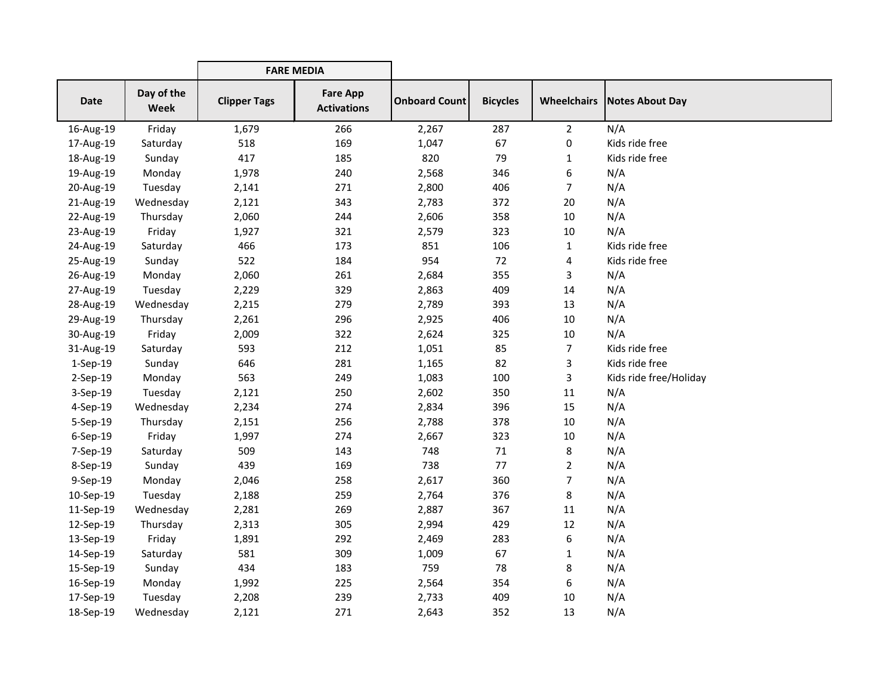| Date | Day of the Week | FARE MEDIA | | Onboard Count | Bicycles | Wheelchairs | Notes About Day |
|---|---|---|---|---|---|---|---|
| | | Clipper Tags | Fare App Activations | | | | |
| 16-Aug-19 | Friday | 1,679 | 266 | 2,267 | 287 | 2 | N/A |
| 17-Aug-19 | Saturday | 518 | 169 | 1,047 | 67 | 0 | Kids ride free |
| 18-Aug-19 | Sunday | 417 | 185 | 820 | 79 | 1 | Kids ride free |
| 19-Aug-19 | Monday | 1,978 | 240 | 2,568 | 346 | 6 | N/A |
| 20-Aug-19 | Tuesday | 2,141 | 271 | 2,800 | 406 | 7 | N/A |
| 21-Aug-19 | Wednesday | 2,121 | 343 | 2,783 | 372 | 20 | N/A |
| 22-Aug-19 | Thursday | 2,060 | 244 | 2,606 | 358 | 10 | N/A |
| 23-Aug-19 | Friday | 1,927 | 321 | 2,579 | 323 | 10 | N/A |
| 24-Aug-19 | Saturday | 466 | 173 | 851 | 106 | 1 | Kids ride free |
| 25-Aug-19 | Sunday | 522 | 184 | 954 | 72 | 4 | Kids ride free |
| 26-Aug-19 | Monday | 2,060 | 261 | 2,684 | 355 | 3 | N/A |
| 27-Aug-19 | Tuesday | 2,229 | 329 | 2,863 | 409 | 14 | N/A |
| 28-Aug-19 | Wednesday | 2,215 | 279 | 2,789 | 393 | 13 | N/A |
| 29-Aug-19 | Thursday | 2,261 | 296 | 2,925 | 406 | 10 | N/A |
| 30-Aug-19 | Friday | 2,009 | 322 | 2,624 | 325 | 10 | N/A |
| 31-Aug-19 | Saturday | 593 | 212 | 1,051 | 85 | 7 | Kids ride free |
| 1-Sep-19 | Sunday | 646 | 281 | 1,165 | 82 | 3 | Kids ride free |
| 2-Sep-19 | Monday | 563 | 249 | 1,083 | 100 | 3 | Kids ride free/Holiday |
| 3-Sep-19 | Tuesday | 2,121 | 250 | 2,602 | 350 | 11 | N/A |
| 4-Sep-19 | Wednesday | 2,234 | 274 | 2,834 | 396 | 15 | N/A |
| 5-Sep-19 | Thursday | 2,151 | 256 | 2,788 | 378 | 10 | N/A |
| 6-Sep-19 | Friday | 1,997 | 274 | 2,667 | 323 | 10 | N/A |
| 7-Sep-19 | Saturday | 509 | 143 | 748 | 71 | 8 | N/A |
| 8-Sep-19 | Sunday | 439 | 169 | 738 | 77 | 2 | N/A |
| 9-Sep-19 | Monday | 2,046 | 258 | 2,617 | 360 | 7 | N/A |
| 10-Sep-19 | Tuesday | 2,188 | 259 | 2,764 | 376 | 8 | N/A |
| 11-Sep-19 | Wednesday | 2,281 | 269 | 2,887 | 367 | 11 | N/A |
| 12-Sep-19 | Thursday | 2,313 | 305 | 2,994 | 429 | 12 | N/A |
| 13-Sep-19 | Friday | 1,891 | 292 | 2,469 | 283 | 6 | N/A |
| 14-Sep-19 | Saturday | 581 | 309 | 1,009 | 67 | 1 | N/A |
| 15-Sep-19 | Sunday | 434 | 183 | 759 | 78 | 8 | N/A |
| 16-Sep-19 | Monday | 1,992 | 225 | 2,564 | 354 | 6 | N/A |
| 17-Sep-19 | Tuesday | 2,208 | 239 | 2,733 | 409 | 10 | N/A |
| 18-Sep-19 | Wednesday | 2,121 | 271 | 2,643 | 352 | 13 | N/A |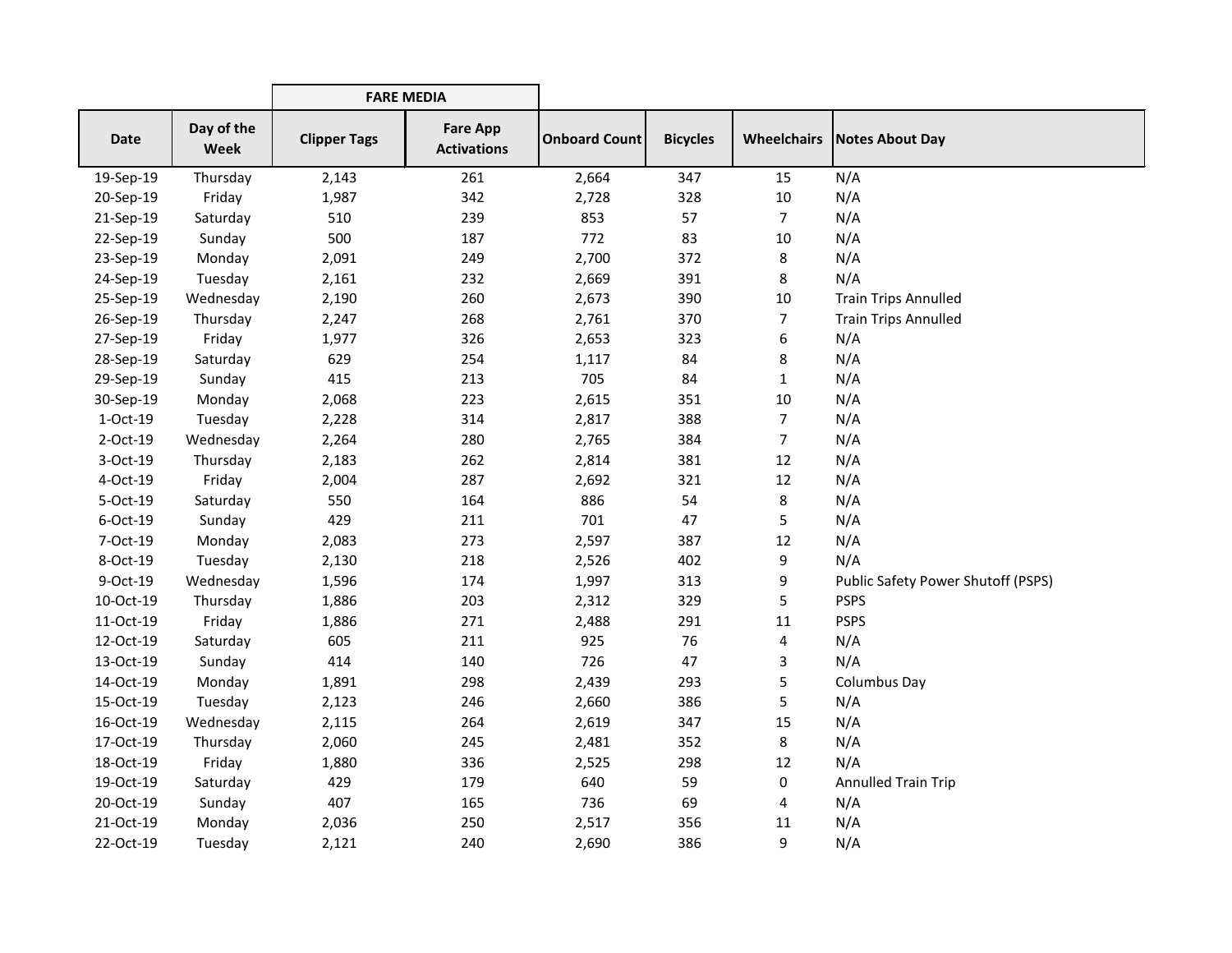| | | FARE MEDIA | | | | | |
|---|---|---|---|---|---|---|---|
| **Date** | **Day of the Week** | **Clipper Tags** | **Fare App Activations** | **Onboard Count** | **Bicycles** | **Wheelchairs** | **Notes About Day** |
| 19-Sep-19 | Thursday | 2,143 | 261 | 2,664 | 347 | 15 | N/A |
| 20-Sep-19 | Friday | 1,987 | 342 | 2,728 | 328 | 10 | N/A |
| 21-Sep-19 | Saturday | 510 | 239 | 853 | 57 | 7 | N/A |
| 22-Sep-19 | Sunday | 500 | 187 | 772 | 83 | 10 | N/A |
| 23-Sep-19 | Monday | 2,091 | 249 | 2,700 | 372 | 8 | N/A |
| 24-Sep-19 | Tuesday | 2,161 | 232 | 2,669 | 391 | 8 | N/A |
| 25-Sep-19 | Wednesday | 2,190 | 260 | 2,673 | 390 | 10 | Train Trips Annulled |
| 26-Sep-19 | Thursday | 2,247 | 268 | 2,761 | 370 | 7 | Train Trips Annulled |
| 27-Sep-19 | Friday | 1,977 | 326 | 2,653 | 323 | 6 | N/A |
| 28-Sep-19 | Saturday | 629 | 254 | 1,117 | 84 | 8 | N/A |
| 29-Sep-19 | Sunday | 415 | 213 | 705 | 84 | 1 | N/A |
| 30-Sep-19 | Monday | 2,068 | 223 | 2,615 | 351 | 10 | N/A |
| 1-Oct-19 | Tuesday | 2,228 | 314 | 2,817 | 388 | 7 | N/A |
| 2-Oct-19 | Wednesday | 2,264 | 280 | 2,765 | 384 | 7 | N/A |
| 3-Oct-19 | Thursday | 2,183 | 262 | 2,814 | 381 | 12 | N/A |
| 4-Oct-19 | Friday | 2,004 | 287 | 2,692 | 321 | 12 | N/A |
| 5-Oct-19 | Saturday | 550 | 164 | 886 | 54 | 8 | N/A |
| 6-Oct-19 | Sunday | 429 | 211 | 701 | 47 | 5 | N/A |
| 7-Oct-19 | Monday | 2,083 | 273 | 2,597 | 387 | 12 | N/A |
| 8-Oct-19 | Tuesday | 2,130 | 218 | 2,526 | 402 | 9 | N/A |
| 9-Oct-19 | Wednesday | 1,596 | 174 | 1,997 | 313 | 9 | Public Safety Power Shutoff (PSPS) |
| 10-Oct-19 | Thursday | 1,886 | 203 | 2,312 | 329 | 5 | PSPS |
| 11-Oct-19 | Friday | 1,886 | 271 | 2,488 | 291 | 11 | PSPS |
| 12-Oct-19 | Saturday | 605 | 211 | 925 | 76 | 4 | N/A |
| 13-Oct-19 | Sunday | 414 | 140 | 726 | 47 | 3 | N/A |
| 14-Oct-19 | Monday | 1,891 | 298 | 2,439 | 293 | 5 | Columbus Day |
| 15-Oct-19 | Tuesday | 2,123 | 246 | 2,660 | 386 | 5 | N/A |
| 16-Oct-19 | Wednesday | 2,115 | 264 | 2,619 | 347 | 15 | N/A |
| 17-Oct-19 | Thursday | 2,060 | 245 | 2,481 | 352 | 8 | N/A |
| 18-Oct-19 | Friday | 1,880 | 336 | 2,525 | 298 | 12 | N/A |
| 19-Oct-19 | Saturday | 429 | 179 | 640 | 59 | 0 | Annulled Train Trip |
| 20-Oct-19 | Sunday | 407 | 165 | 736 | 69 | 4 | N/A |
| 21-Oct-19 | Monday | 2,036 | 250 | 2,517 | 356 | 11 | N/A |
| 22-Oct-19 | Tuesday | 2,121 | 240 | 2,690 | 386 | 9 | N/A |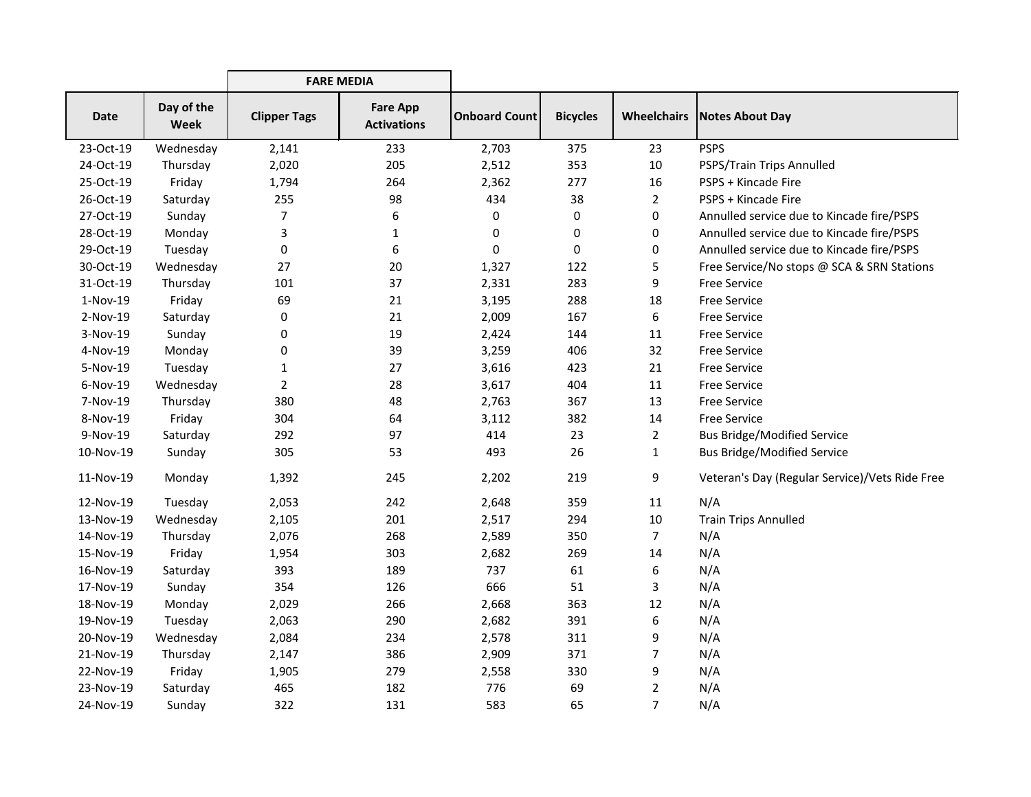| Date | Day of the Week | FARE MEDIA | | Onboard Count | Bicycles | Wheelchairs | Notes About Day |
|---|---|---|---|---|---|---|---|
| | | Clipper Tags | Fare App Activations | | | | |
| 23-Oct-19 | Wednesday | 2,141 | 233 | 2,703 | 375 | 23 | PSPS |
| 24-Oct-19 | Thursday | 2,020 | 205 | 2,512 | 353 | 10 | PSPS/Train Trips Annulled |
| 25-Oct-19 | Friday | 1,794 | 264 | 2,362 | 277 | 16 | PSPS + Kincade Fire |
| 26-Oct-19 | Saturday | 255 | 98 | 434 | 38 | 2 | PSPS + Kincade Fire |
| 27-Oct-19 | Sunday | 7 | 6 | 0 | 0 | 0 | Annulled service due to Kincade fire/PSPS |
| 28-Oct-19 | Monday | 3 | 1 | 0 | 0 | 0 | Annulled service due to Kincade fire/PSPS |
| 29-Oct-19 | Tuesday | 0 | 6 | 0 | 0 | 0 | Annulled service due to Kincade fire/PSPS |
| 30-Oct-19 | Wednesday | 27 | 20 | 1,327 | 122 | 5 | Free Service/No stops @ SCA & SRN Stations |
| 31-Oct-19 | Thursday | 101 | 37 | 2,331 | 283 | 9 | Free Service |
| 1-Nov-19 | Friday | 69 | 21 | 3,195 | 288 | 18 | Free Service |
| 2-Nov-19 | Saturday | 0 | 21 | 2,009 | 167 | 6 | Free Service |
| 3-Nov-19 | Sunday | 0 | 19 | 2,424 | 144 | 11 | Free Service |
| 4-Nov-19 | Monday | 0 | 39 | 3,259 | 406 | 32 | Free Service |
| 5-Nov-19 | Tuesday | 1 | 27 | 3,616 | 423 | 21 | Free Service |
| 6-Nov-19 | Wednesday | 2 | 28 | 3,617 | 404 | 11 | Free Service |
| 7-Nov-19 | Thursday | 380 | 48 | 2,763 | 367 | 13 | Free Service |
| 8-Nov-19 | Friday | 304 | 64 | 3,112 | 382 | 14 | Free Service |
| 9-Nov-19 | Saturday | 292 | 97 | 414 | 23 | 2 | Bus Bridge/Modified Service |
| 10-Nov-19 | Sunday | 305 | 53 | 493 | 26 | 1 | Bus Bridge/Modified Service |
| 11-Nov-19 | Monday | 1,392 | 245 | 2,202 | 219 | 9 | Veteran's Day (Regular Service)/Vets Ride Free |
| 12-Nov-19 | Tuesday | 2,053 | 242 | 2,648 | 359 | 11 | N/A |
| 13-Nov-19 | Wednesday | 2,105 | 201 | 2,517 | 294 | 10 | Train Trips Annulled |
| 14-Nov-19 | Thursday | 2,076 | 268 | 2,589 | 350 | 7 | N/A |
| 15-Nov-19 | Friday | 1,954 | 303 | 2,682 | 269 | 14 | N/A |
| 16-Nov-19 | Saturday | 393 | 189 | 737 | 61 | 6 | N/A |
| 17-Nov-19 | Sunday | 354 | 126 | 666 | 51 | 3 | N/A |
| 18-Nov-19 | Monday | 2,029 | 266 | 2,668 | 363 | 12 | N/A |
| 19-Nov-19 | Tuesday | 2,063 | 290 | 2,682 | 391 | 6 | N/A |
| 20-Nov-19 | Wednesday | 2,084 | 234 | 2,578 | 311 | 9 | N/A |
| 21-Nov-19 | Thursday | 2,147 | 386 | 2,909 | 371 | 7 | N/A |
| 22-Nov-19 | Friday | 1,905 | 279 | 2,558 | 330 | 9 | N/A |
| 23-Nov-19 | Saturday | 465 | 182 | 776 | 69 | 2 | N/A |
| 24-Nov-19 | Sunday | 322 | 131 | 583 | 65 | 7 | N/A |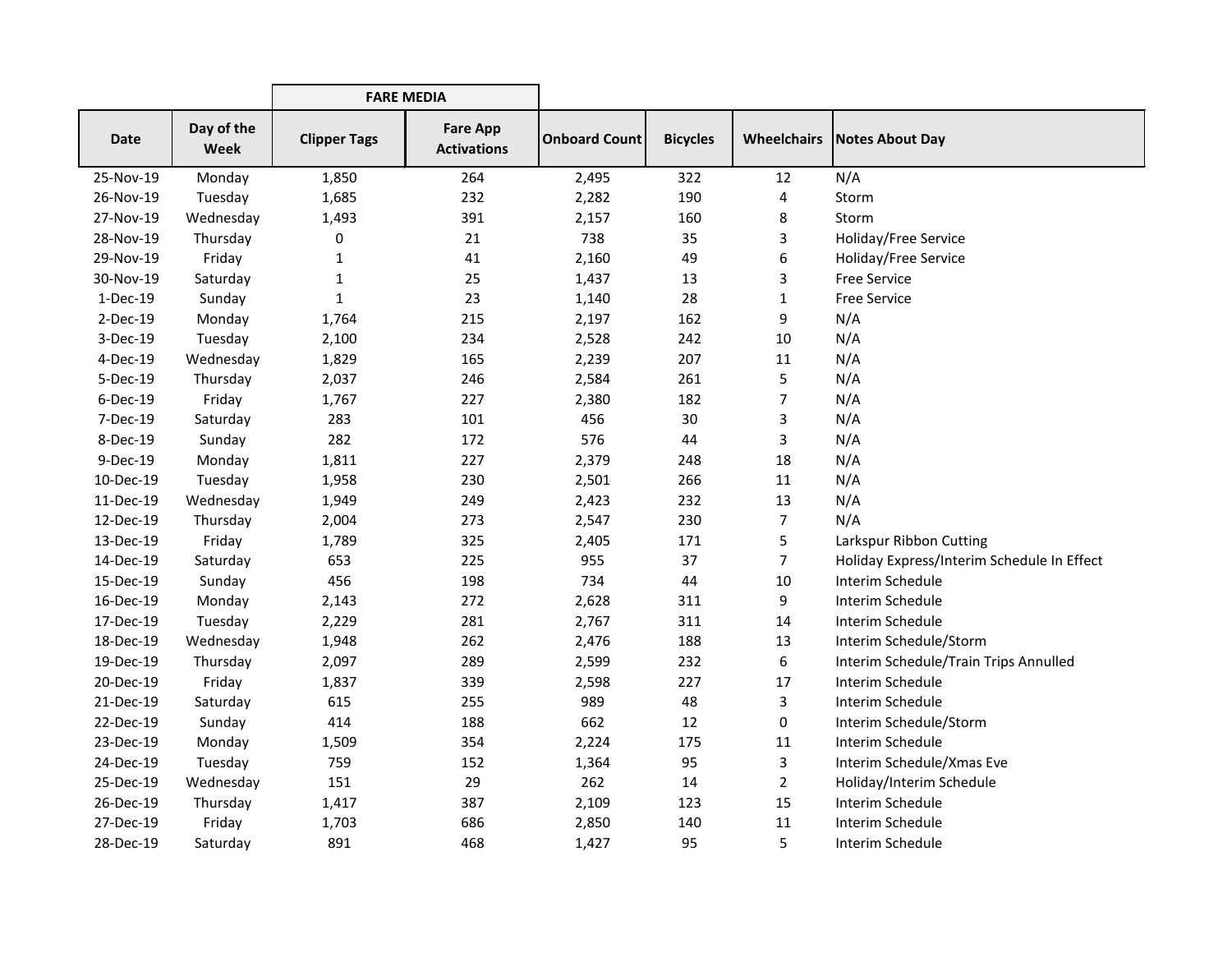| | | FARE MEDIA | | | | | |
|---|---|---|---|---|---|---|---|
| Date | Day of the Week | Clipper Tags | Fare App Activations | Onboard Count | Bicycles | Wheelchairs | Notes About Day |
| 25-Nov-19 | Monday | 1,850 | 264 | 2,495 | 322 | 12 | N/A |
| 26-Nov-19 | Tuesday | 1,685 | 232 | 2,282 | 190 | 4 | Storm |
| 27-Nov-19 | Wednesday | 1,493 | 391 | 2,157 | 160 | 8 | Storm |
| 28-Nov-19 | Thursday | 0 | 21 | 738 | 35 | 3 | Holiday/Free Service |
| 29-Nov-19 | Friday | 1 | 41 | 2,160 | 49 | 6 | Holiday/Free Service |
| 30-Nov-19 | Saturday | 1 | 25 | 1,437 | 13 | 3 | Free Service |
| 1-Dec-19 | Sunday | 1 | 23 | 1,140 | 28 | 1 | Free Service |
| 2-Dec-19 | Monday | 1,764 | 215 | 2,197 | 162 | 9 | N/A |
| 3-Dec-19 | Tuesday | 2,100 | 234 | 2,528 | 242 | 10 | N/A |
| 4-Dec-19 | Wednesday | 1,829 | 165 | 2,239 | 207 | 11 | N/A |
| 5-Dec-19 | Thursday | 2,037 | 246 | 2,584 | 261 | 5 | N/A |
| 6-Dec-19 | Friday | 1,767 | 227 | 2,380 | 182 | 7 | N/A |
| 7-Dec-19 | Saturday | 283 | 101 | 456 | 30 | 3 | N/A |
| 8-Dec-19 | Sunday | 282 | 172 | 576 | 44 | 3 | N/A |
| 9-Dec-19 | Monday | 1,811 | 227 | 2,379 | 248 | 18 | N/A |
| 10-Dec-19 | Tuesday | 1,958 | 230 | 2,501 | 266 | 11 | N/A |
| 11-Dec-19 | Wednesday | 1,949 | 249 | 2,423 | 232 | 13 | N/A |
| 12-Dec-19 | Thursday | 2,004 | 273 | 2,547 | 230 | 7 | N/A |
| 13-Dec-19 | Friday | 1,789 | 325 | 2,405 | 171 | 5 | Larkspur Ribbon Cutting |
| 14-Dec-19 | Saturday | 653 | 225 | 955 | 37 | 7 | Holiday Express/Interim Schedule In Effect |
| 15-Dec-19 | Sunday | 456 | 198 | 734 | 44 | 10 | Interim Schedule |
| 16-Dec-19 | Monday | 2,143 | 272 | 2,628 | 311 | 9 | Interim Schedule |
| 17-Dec-19 | Tuesday | 2,229 | 281 | 2,767 | 311 | 14 | Interim Schedule |
| 18-Dec-19 | Wednesday | 1,948 | 262 | 2,476 | 188 | 13 | Interim Schedule/Storm |
| 19-Dec-19 | Thursday | 2,097 | 289 | 2,599 | 232 | 6 | Interim Schedule/Train Trips Annulled |
| 20-Dec-19 | Friday | 1,837 | 339 | 2,598 | 227 | 17 | Interim Schedule |
| 21-Dec-19 | Saturday | 615 | 255 | 989 | 48 | 3 | Interim Schedule |
| 22-Dec-19 | Sunday | 414 | 188 | 662 | 12 | 0 | Interim Schedule/Storm |
| 23-Dec-19 | Monday | 1,509 | 354 | 2,224 | 175 | 11 | Interim Schedule |
| 24-Dec-19 | Tuesday | 759 | 152 | 1,364 | 95 | 3 | Interim Schedule/Xmas Eve |
| 25-Dec-19 | Wednesday | 151 | 29 | 262 | 14 | 2 | Holiday/Interim Schedule |
| 26-Dec-19 | Thursday | 1,417 | 387 | 2,109 | 123 | 15 | Interim Schedule |
| 27-Dec-19 | Friday | 1,703 | 686 | 2,850 | 140 | 11 | Interim Schedule |
| 28-Dec-19 | Saturday | 891 | 468 | 1,427 | 95 | 5 | Interim Schedule |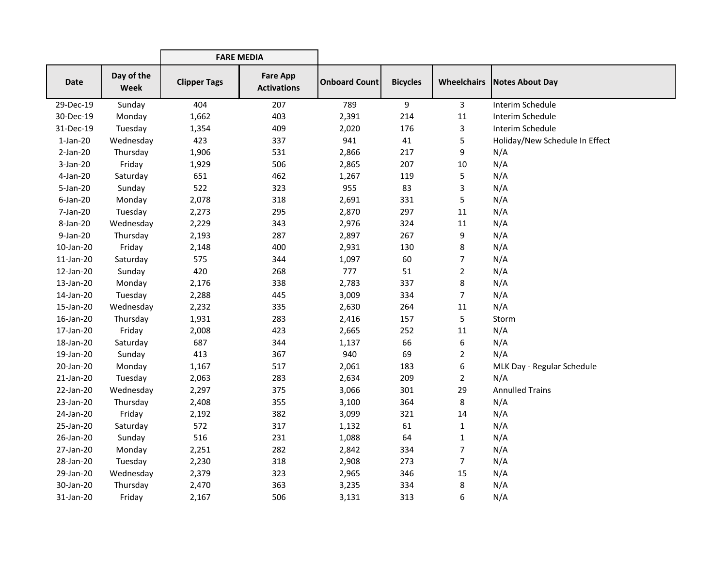| | | FARE MEDIA | | | | | |
|---|---|---|---|---|---|---|---|
| **Date** | **Day of the Week** | **Clipper Tags** | **Fare App Activations** | **Onboard Count** | **Bicycles** | **Wheelchairs** | **Notes About Day** |
| 29-Dec-19 | Sunday | 404 | 207 | 789 | 9 | 3 | Interim Schedule |
| 30-Dec-19 | Monday | 1,662 | 403 | 2,391 | 214 | 11 | Interim Schedule |
| 31-Dec-19 | Tuesday | 1,354 | 409 | 2,020 | 176 | 3 | Interim Schedule |
| 1-Jan-20 | Wednesday | 423 | 337 | 941 | 41 | 5 | Holiday/New Schedule In Effect |
| 2-Jan-20 | Thursday | 1,906 | 531 | 2,866 | 217 | 9 | N/A |
| 3-Jan-20 | Friday | 1,929 | 506 | 2,865 | 207 | 10 | N/A |
| 4-Jan-20 | Saturday | 651 | 462 | 1,267 | 119 | 5 | N/A |
| 5-Jan-20 | Sunday | 522 | 323 | 955 | 83 | 3 | N/A |
| 6-Jan-20 | Monday | 2,078 | 318 | 2,691 | 331 | 5 | N/A |
| 7-Jan-20 | Tuesday | 2,273 | 295 | 2,870 | 297 | 11 | N/A |
| 8-Jan-20 | Wednesday | 2,229 | 343 | 2,976 | 324 | 11 | N/A |
| 9-Jan-20 | Thursday | 2,193 | 287 | 2,897 | 267 | 9 | N/A |
| 10-Jan-20 | Friday | 2,148 | 400 | 2,931 | 130 | 8 | N/A |
| 11-Jan-20 | Saturday | 575 | 344 | 1,097 | 60 | 7 | N/A |
| 12-Jan-20 | Sunday | 420 | 268 | 777 | 51 | 2 | N/A |
| 13-Jan-20 | Monday | 2,176 | 338 | 2,783 | 337 | 8 | N/A |
| 14-Jan-20 | Tuesday | 2,288 | 445 | 3,009 | 334 | 7 | N/A |
| 15-Jan-20 | Wednesday | 2,232 | 335 | 2,630 | 264 | 11 | N/A |
| 16-Jan-20 | Thursday | 1,931 | 283 | 2,416 | 157 | 5 | Storm |
| 17-Jan-20 | Friday | 2,008 | 423 | 2,665 | 252 | 11 | N/A |
| 18-Jan-20 | Saturday | 687 | 344 | 1,137 | 66 | 6 | N/A |
| 19-Jan-20 | Sunday | 413 | 367 | 940 | 69 | 2 | N/A |
| 20-Jan-20 | Monday | 1,167 | 517 | 2,061 | 183 | 6 | MLK Day - Regular Schedule |
| 21-Jan-20 | Tuesday | 2,063 | 283 | 2,634 | 209 | 2 | N/A |
| 22-Jan-20 | Wednesday | 2,297 | 375 | 3,066 | 301 | 29 | Annulled Trains |
| 23-Jan-20 | Thursday | 2,408 | 355 | 3,100 | 364 | 8 | N/A |
| 24-Jan-20 | Friday | 2,192 | 382 | 3,099 | 321 | 14 | N/A |
| 25-Jan-20 | Saturday | 572 | 317 | 1,132 | 61 | 1 | N/A |
| 26-Jan-20 | Sunday | 516 | 231 | 1,088 | 64 | 1 | N/A |
| 27-Jan-20 | Monday | 2,251 | 282 | 2,842 | 334 | 7 | N/A |
| 28-Jan-20 | Tuesday | 2,230 | 318 | 2,908 | 273 | 7 | N/A |
| 29-Jan-20 | Wednesday | 2,379 | 323 | 2,965 | 346 | 15 | N/A |
| 30-Jan-20 | Thursday | 2,470 | 363 | 3,235 | 334 | 8 | N/A |
| 31-Jan-20 | Friday | 2,167 | 506 | 3,131 | 313 | 6 | N/A |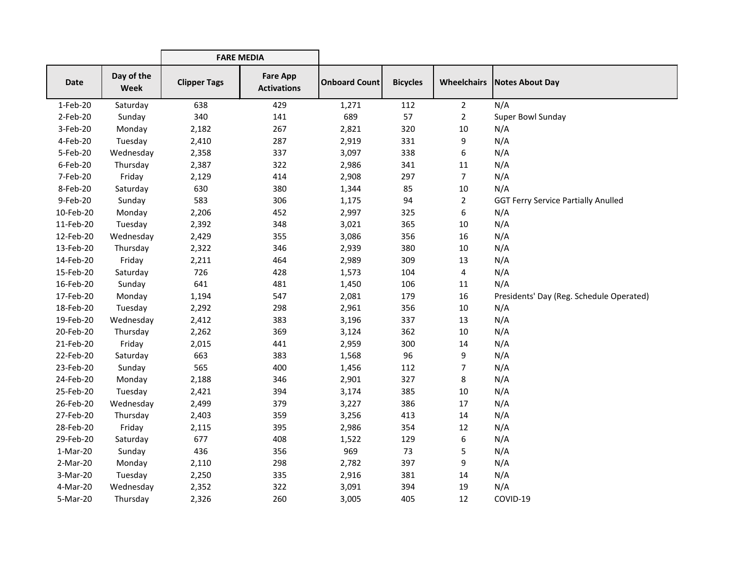| | | FARE MEDIA | | | | | |
|---|---|---|---|---|---|---|---|
| **Date** | **Day of the Week** | **Clipper Tags** | **Fare App Activations** | **Onboard Count** | **Bicycles** | **Wheelchairs** | **Notes About Day** |
| 1-Feb-20 | Saturday | 638 | 429 | 1,271 | 112 | 2 | N/A |
| 2-Feb-20 | Sunday | 340 | 141 | 689 | 57 | 2 | Super Bowl Sunday |
| 3-Feb-20 | Monday | 2,182 | 267 | 2,821 | 320 | 10 | N/A |
| 4-Feb-20 | Tuesday | 2,410 | 287 | 2,919 | 331 | 9 | N/A |
| 5-Feb-20 | Wednesday | 2,358 | 337 | 3,097 | 338 | 6 | N/A |
| 6-Feb-20 | Thursday | 2,387 | 322 | 2,986 | 341 | 11 | N/A |
| 7-Feb-20 | Friday | 2,129 | 414 | 2,908 | 297 | 7 | N/A |
| 8-Feb-20 | Saturday | 630 | 380 | 1,344 | 85 | 10 | N/A |
| 9-Feb-20 | Sunday | 583 | 306 | 1,175 | 94 | 2 | GGT Ferry Service Partially Anulled |
| 10-Feb-20 | Monday | 2,206 | 452 | 2,997 | 325 | 6 | N/A |
| 11-Feb-20 | Tuesday | 2,392 | 348 | 3,021 | 365 | 10 | N/A |
| 12-Feb-20 | Wednesday | 2,429 | 355 | 3,086 | 356 | 16 | N/A |
| 13-Feb-20 | Thursday | 2,322 | 346 | 2,939 | 380 | 10 | N/A |
| 14-Feb-20 | Friday | 2,211 | 464 | 2,989 | 309 | 13 | N/A |
| 15-Feb-20 | Saturday | 726 | 428 | 1,573 | 104 | 4 | N/A |
| 16-Feb-20 | Sunday | 641 | 481 | 1,450 | 106 | 11 | N/A |
| 17-Feb-20 | Monday | 1,194 | 547 | 2,081 | 179 | 16 | Presidents' Day (Reg. Schedule Operated) |
| 18-Feb-20 | Tuesday | 2,292 | 298 | 2,961 | 356 | 10 | N/A |
| 19-Feb-20 | Wednesday | 2,412 | 383 | 3,196 | 337 | 13 | N/A |
| 20-Feb-20 | Thursday | 2,262 | 369 | 3,124 | 362 | 10 | N/A |
| 21-Feb-20 | Friday | 2,015 | 441 | 2,959 | 300 | 14 | N/A |
| 22-Feb-20 | Saturday | 663 | 383 | 1,568 | 96 | 9 | N/A |
| 23-Feb-20 | Sunday | 565 | 400 | 1,456 | 112 | 7 | N/A |
| 24-Feb-20 | Monday | 2,188 | 346 | 2,901 | 327 | 8 | N/A |
| 25-Feb-20 | Tuesday | 2,421 | 394 | 3,174 | 385 | 10 | N/A |
| 26-Feb-20 | Wednesday | 2,499 | 379 | 3,227 | 386 | 17 | N/A |
| 27-Feb-20 | Thursday | 2,403 | 359 | 3,256 | 413 | 14 | N/A |
| 28-Feb-20 | Friday | 2,115 | 395 | 2,986 | 354 | 12 | N/A |
| 29-Feb-20 | Saturday | 677 | 408 | 1,522 | 129 | 6 | N/A |
| 1-Mar-20 | Sunday | 436 | 356 | 969 | 73 | 5 | N/A |
| 2-Mar-20 | Monday | 2,110 | 298 | 2,782 | 397 | 9 | N/A |
| 3-Mar-20 | Tuesday | 2,250 | 335 | 2,916 | 381 | 14 | N/A |
| 4-Mar-20 | Wednesday | 2,352 | 322 | 3,091 | 394 | 19 | N/A |
| 5-Mar-20 | Thursday | 2,326 | 260 | 3,005 | 405 | 12 | COVID-19 |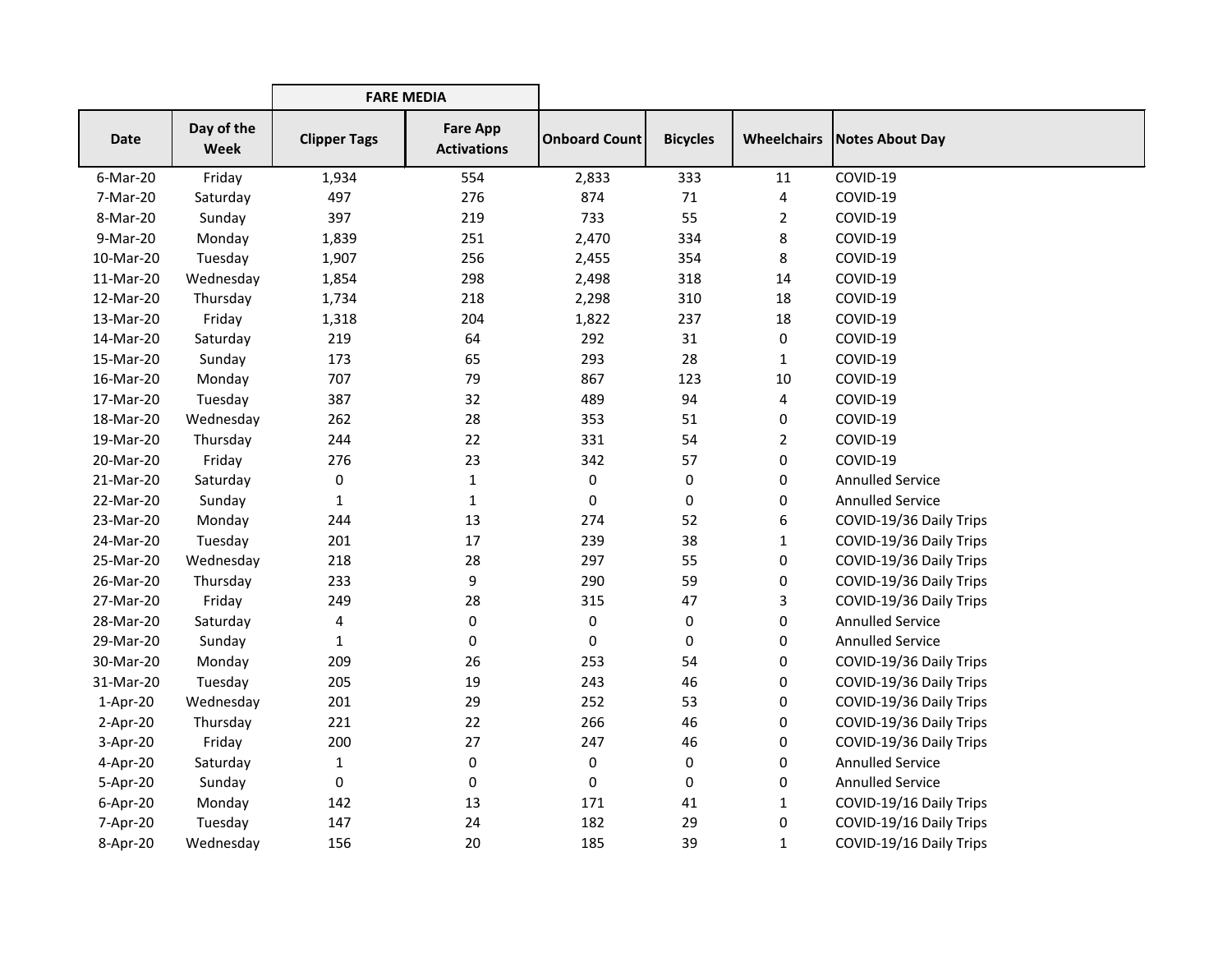| Date | Day of the Week | FARE MEDIA | | Onboard Count | Bicycles | Wheelchairs | Notes About Day |
|---|---|---|---|---|---|---|---|
| | | Clipper Tags | Fare App Activations | | | | |
| 6-Mar-20 | Friday | 1,934 | 554 | 2,833 | 333 | 11 | COVID-19 |
| 7-Mar-20 | Saturday | 497 | 276 | 874 | 71 | 4 | COVID-19 |
| 8-Mar-20 | Sunday | 397 | 219 | 733 | 55 | 2 | COVID-19 |
| 9-Mar-20 | Monday | 1,839 | 251 | 2,470 | 334 | 8 | COVID-19 |
| 10-Mar-20 | Tuesday | 1,907 | 256 | 2,455 | 354 | 8 | COVID-19 |
| 11-Mar-20 | Wednesday | 1,854 | 298 | 2,498 | 318 | 14 | COVID-19 |
| 12-Mar-20 | Thursday | 1,734 | 218 | 2,298 | 310 | 18 | COVID-19 |
| 13-Mar-20 | Friday | 1,318 | 204 | 1,822 | 237 | 18 | COVID-19 |
| 14-Mar-20 | Saturday | 219 | 64 | 292 | 31 | 0 | COVID-19 |
| 15-Mar-20 | Sunday | 173 | 65 | 293 | 28 | 1 | COVID-19 |
| 16-Mar-20 | Monday | 707 | 79 | 867 | 123 | 10 | COVID-19 |
| 17-Mar-20 | Tuesday | 387 | 32 | 489 | 94 | 4 | COVID-19 |
| 18-Mar-20 | Wednesday | 262 | 28 | 353 | 51 | 0 | COVID-19 |
| 19-Mar-20 | Thursday | 244 | 22 | 331 | 54 | 2 | COVID-19 |
| 20-Mar-20 | Friday | 276 | 23 | 342 | 57 | 0 | COVID-19 |
| 21-Mar-20 | Saturday | 0 | 1 | 0 | 0 | 0 | Annulled Service |
| 22-Mar-20 | Sunday | 1 | 1 | 0 | 0 | 0 | Annulled Service |
| 23-Mar-20 | Monday | 244 | 13 | 274 | 52 | 6 | COVID-19/36 Daily Trips |
| 24-Mar-20 | Tuesday | 201 | 17 | 239 | 38 | 1 | COVID-19/36 Daily Trips |
| 25-Mar-20 | Wednesday | 218 | 28 | 297 | 55 | 0 | COVID-19/36 Daily Trips |
| 26-Mar-20 | Thursday | 233 | 9 | 290 | 59 | 0 | COVID-19/36 Daily Trips |
| 27-Mar-20 | Friday | 249 | 28 | 315 | 47 | 3 | COVID-19/36 Daily Trips |
| 28-Mar-20 | Saturday | 4 | 0 | 0 | 0 | 0 | Annulled Service |
| 29-Mar-20 | Sunday | 1 | 0 | 0 | 0 | 0 | Annulled Service |
| 30-Mar-20 | Monday | 209 | 26 | 253 | 54 | 0 | COVID-19/36 Daily Trips |
| 31-Mar-20 | Tuesday | 205 | 19 | 243 | 46 | 0 | COVID-19/36 Daily Trips |
| 1-Apr-20 | Wednesday | 201 | 29 | 252 | 53 | 0 | COVID-19/36 Daily Trips |
| 2-Apr-20 | Thursday | 221 | 22 | 266 | 46 | 0 | COVID-19/36 Daily Trips |
| 3-Apr-20 | Friday | 200 | 27 | 247 | 46 | 0 | COVID-19/36 Daily Trips |
| 4-Apr-20 | Saturday | 1 | 0 | 0 | 0 | 0 | Annulled Service |
| 5-Apr-20 | Sunday | 0 | 0 | 0 | 0 | 0 | Annulled Service |
| 6-Apr-20 | Monday | 142 | 13 | 171 | 41 | 1 | COVID-19/16 Daily Trips |
| 7-Apr-20 | Tuesday | 147 | 24 | 182 | 29 | 0 | COVID-19/16 Daily Trips |
| 8-Apr-20 | Wednesday | 156 | 20 | 185 | 39 | 1 | COVID-19/16 Daily Trips |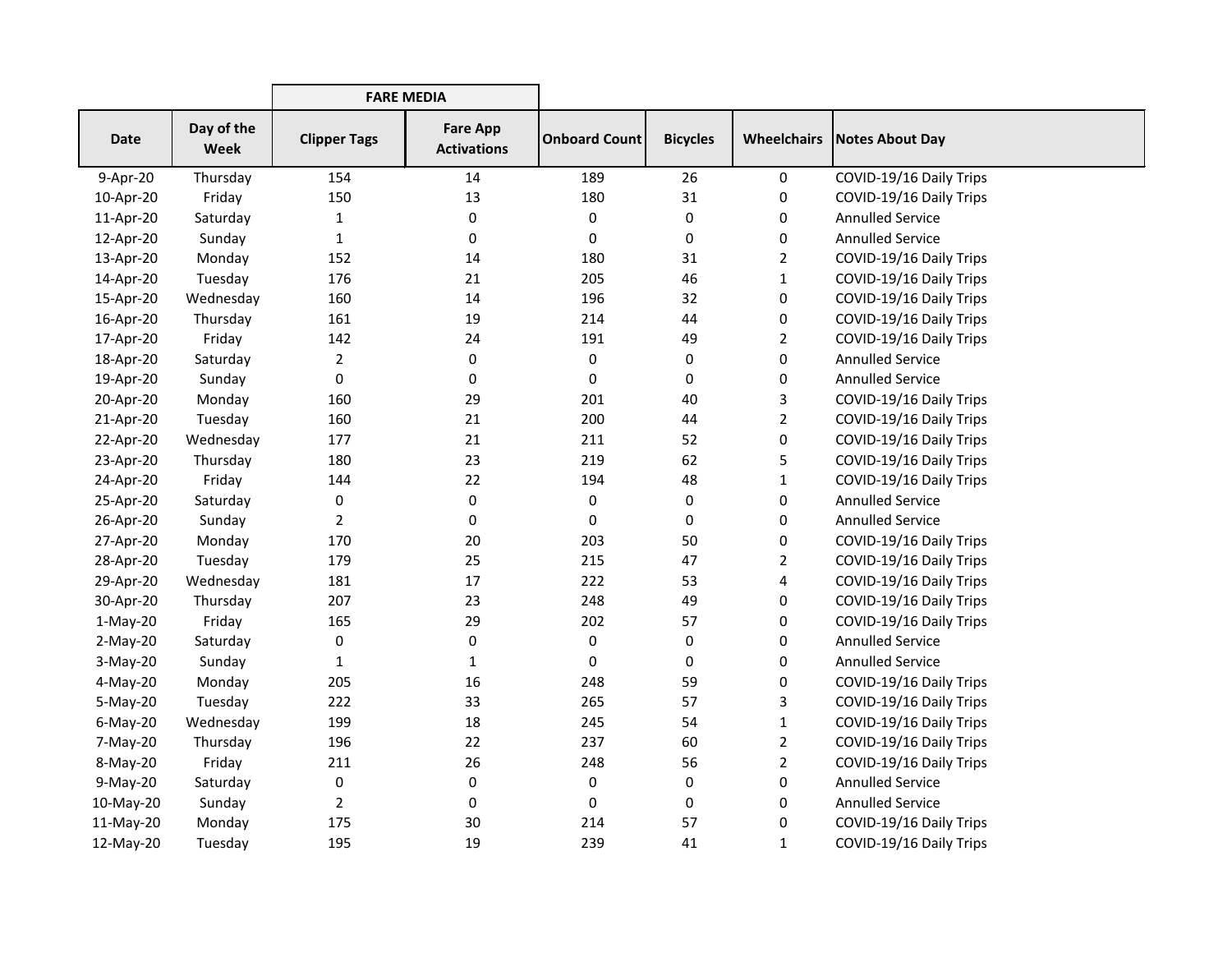| | | FARE MEDIA | | | | | |
|---|---|---|---|---|---|---|---|
| Date | Day of the Week | Clipper Tags | Fare App Activations | Onboard Count | Bicycles | Wheelchairs | Notes About Day |
| 9-Apr-20 | Thursday | 154 | 14 | 189 | 26 | 0 | COVID-19/16 Daily Trips |
| 10-Apr-20 | Friday | 150 | 13 | 180 | 31 | 0 | COVID-19/16 Daily Trips |
| 11-Apr-20 | Saturday | 1 | 0 | 0 | 0 | 0 | Annulled Service |
| 12-Apr-20 | Sunday | 1 | 0 | 0 | 0 | 0 | Annulled Service |
| 13-Apr-20 | Monday | 152 | 14 | 180 | 31 | 2 | COVID-19/16 Daily Trips |
| 14-Apr-20 | Tuesday | 176 | 21 | 205 | 46 | 1 | COVID-19/16 Daily Trips |
| 15-Apr-20 | Wednesday | 160 | 14 | 196 | 32 | 0 | COVID-19/16 Daily Trips |
| 16-Apr-20 | Thursday | 161 | 19 | 214 | 44 | 0 | COVID-19/16 Daily Trips |
| 17-Apr-20 | Friday | 142 | 24 | 191 | 49 | 2 | COVID-19/16 Daily Trips |
| 18-Apr-20 | Saturday | 2 | 0 | 0 | 0 | 0 | Annulled Service |
| 19-Apr-20 | Sunday | 0 | 0 | 0 | 0 | 0 | Annulled Service |
| 20-Apr-20 | Monday | 160 | 29 | 201 | 40 | 3 | COVID-19/16 Daily Trips |
| 21-Apr-20 | Tuesday | 160 | 21 | 200 | 44 | 2 | COVID-19/16 Daily Trips |
| 22-Apr-20 | Wednesday | 177 | 21 | 211 | 52 | 0 | COVID-19/16 Daily Trips |
| 23-Apr-20 | Thursday | 180 | 23 | 219 | 62 | 5 | COVID-19/16 Daily Trips |
| 24-Apr-20 | Friday | 144 | 22 | 194 | 48 | 1 | COVID-19/16 Daily Trips |
| 25-Apr-20 | Saturday | 0 | 0 | 0 | 0 | 0 | Annulled Service |
| 26-Apr-20 | Sunday | 2 | 0 | 0 | 0 | 0 | Annulled Service |
| 27-Apr-20 | Monday | 170 | 20 | 203 | 50 | 0 | COVID-19/16 Daily Trips |
| 28-Apr-20 | Tuesday | 179 | 25 | 215 | 47 | 2 | COVID-19/16 Daily Trips |
| 29-Apr-20 | Wednesday | 181 | 17 | 222 | 53 | 4 | COVID-19/16 Daily Trips |
| 30-Apr-20 | Thursday | 207 | 23 | 248 | 49 | 0 | COVID-19/16 Daily Trips |
| 1-May-20 | Friday | 165 | 29 | 202 | 57 | 0 | COVID-19/16 Daily Trips |
| 2-May-20 | Saturday | 0 | 0 | 0 | 0 | 0 | Annulled Service |
| 3-May-20 | Sunday | 1 | 1 | 0 | 0 | 0 | Annulled Service |
| 4-May-20 | Monday | 205 | 16 | 248 | 59 | 0 | COVID-19/16 Daily Trips |
| 5-May-20 | Tuesday | 222 | 33 | 265 | 57 | 3 | COVID-19/16 Daily Trips |
| 6-May-20 | Wednesday | 199 | 18 | 245 | 54 | 1 | COVID-19/16 Daily Trips |
| 7-May-20 | Thursday | 196 | 22 | 237 | 60 | 2 | COVID-19/16 Daily Trips |
| 8-May-20 | Friday | 211 | 26 | 248 | 56 | 2 | COVID-19/16 Daily Trips |
| 9-May-20 | Saturday | 0 | 0 | 0 | 0 | 0 | Annulled Service |
| 10-May-20 | Sunday | 2 | 0 | 0 | 0 | 0 | Annulled Service |
| 11-May-20 | Monday | 175 | 30 | 214 | 57 | 0 | COVID-19/16 Daily Trips |
| 12-May-20 | Tuesday | 195 | 19 | 239 | 41 | 1 | COVID-19/16 Daily Trips |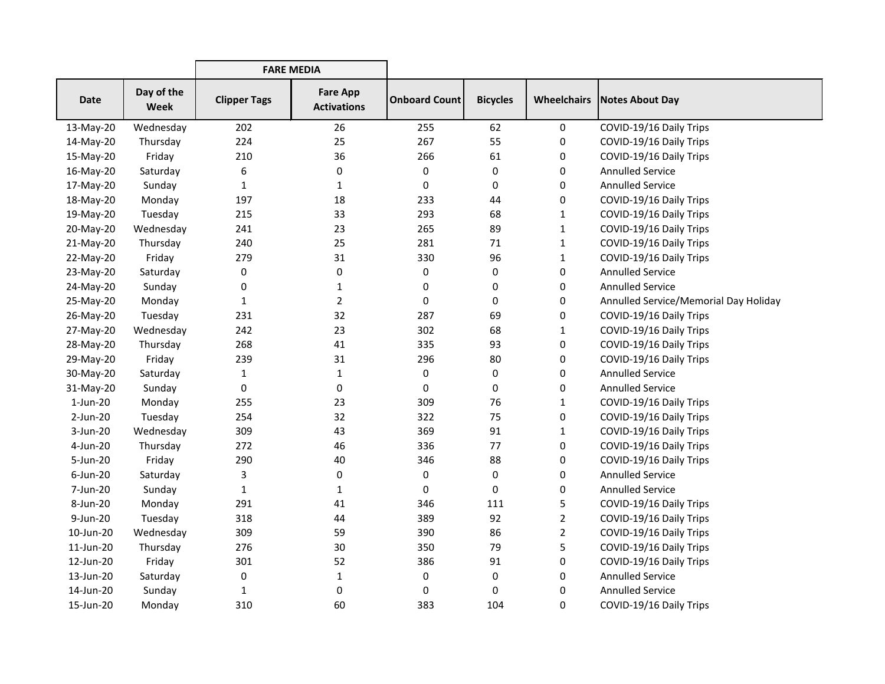| Date | Day of the Week | FARE MEDIA | | Onboard Count | Bicycles | Wheelchairs | Notes About Day |
|---|---|---|---|---|---|---|---|
| | | Clipper Tags | Fare App Activations | | | | |
| 13-May-20 | Wednesday | 202 | 26 | 255 | 62 | 0 | COVID-19/16 Daily Trips |
| 14-May-20 | Thursday | 224 | 25 | 267 | 55 | 0 | COVID-19/16 Daily Trips |
| 15-May-20 | Friday | 210 | 36 | 266 | 61 | 0 | COVID-19/16 Daily Trips |
| 16-May-20 | Saturday | 6 | 0 | 0 | 0 | 0 | Annulled Service |
| 17-May-20 | Sunday | 1 | 1 | 0 | 0 | 0 | Annulled Service |
| 18-May-20 | Monday | 197 | 18 | 233 | 44 | 0 | COVID-19/16 Daily Trips |
| 19-May-20 | Tuesday | 215 | 33 | 293 | 68 | 1 | COVID-19/16 Daily Trips |
| 20-May-20 | Wednesday | 241 | 23 | 265 | 89 | 1 | COVID-19/16 Daily Trips |
| 21-May-20 | Thursday | 240 | 25 | 281 | 71 | 1 | COVID-19/16 Daily Trips |
| 22-May-20 | Friday | 279 | 31 | 330 | 96 | 1 | COVID-19/16 Daily Trips |
| 23-May-20 | Saturday | 0 | 0 | 0 | 0 | 0 | Annulled Service |
| 24-May-20 | Sunday | 0 | 1 | 0 | 0 | 0 | Annulled Service |
| 25-May-20 | Monday | 1 | 2 | 0 | 0 | 0 | Annulled Service/Memorial Day Holiday |
| 26-May-20 | Tuesday | 231 | 32 | 287 | 69 | 0 | COVID-19/16 Daily Trips |
| 27-May-20 | Wednesday | 242 | 23 | 302 | 68 | 1 | COVID-19/16 Daily Trips |
| 28-May-20 | Thursday | 268 | 41 | 335 | 93 | 0 | COVID-19/16 Daily Trips |
| 29-May-20 | Friday | 239 | 31 | 296 | 80 | 0 | COVID-19/16 Daily Trips |
| 30-May-20 | Saturday | 1 | 1 | 0 | 0 | 0 | Annulled Service |
| 31-May-20 | Sunday | 0 | 0 | 0 | 0 | 0 | Annulled Service |
| 1-Jun-20 | Monday | 255 | 23 | 309 | 76 | 1 | COVID-19/16 Daily Trips |
| 2-Jun-20 | Tuesday | 254 | 32 | 322 | 75 | 0 | COVID-19/16 Daily Trips |
| 3-Jun-20 | Wednesday | 309 | 43 | 369 | 91 | 1 | COVID-19/16 Daily Trips |
| 4-Jun-20 | Thursday | 272 | 46 | 336 | 77 | 0 | COVID-19/16 Daily Trips |
| 5-Jun-20 | Friday | 290 | 40 | 346 | 88 | 0 | COVID-19/16 Daily Trips |
| 6-Jun-20 | Saturday | 3 | 0 | 0 | 0 | 0 | Annulled Service |
| 7-Jun-20 | Sunday | 1 | 1 | 0 | 0 | 0 | Annulled Service |
| 8-Jun-20 | Monday | 291 | 41 | 346 | 111 | 5 | COVID-19/16 Daily Trips |
| 9-Jun-20 | Tuesday | 318 | 44 | 389 | 92 | 2 | COVID-19/16 Daily Trips |
| 10-Jun-20 | Wednesday | 309 | 59 | 390 | 86 | 2 | COVID-19/16 Daily Trips |
| 11-Jun-20 | Thursday | 276 | 30 | 350 | 79 | 5 | COVID-19/16 Daily Trips |
| 12-Jun-20 | Friday | 301 | 52 | 386 | 91 | 0 | COVID-19/16 Daily Trips |
| 13-Jun-20 | Saturday | 0 | 1 | 0 | 0 | 0 | Annulled Service |
| 14-Jun-20 | Sunday | 1 | 0 | 0 | 0 | 0 | Annulled Service |
| 15-Jun-20 | Monday | 310 | 60 | 383 | 104 | 0 | COVID-19/16 Daily Trips |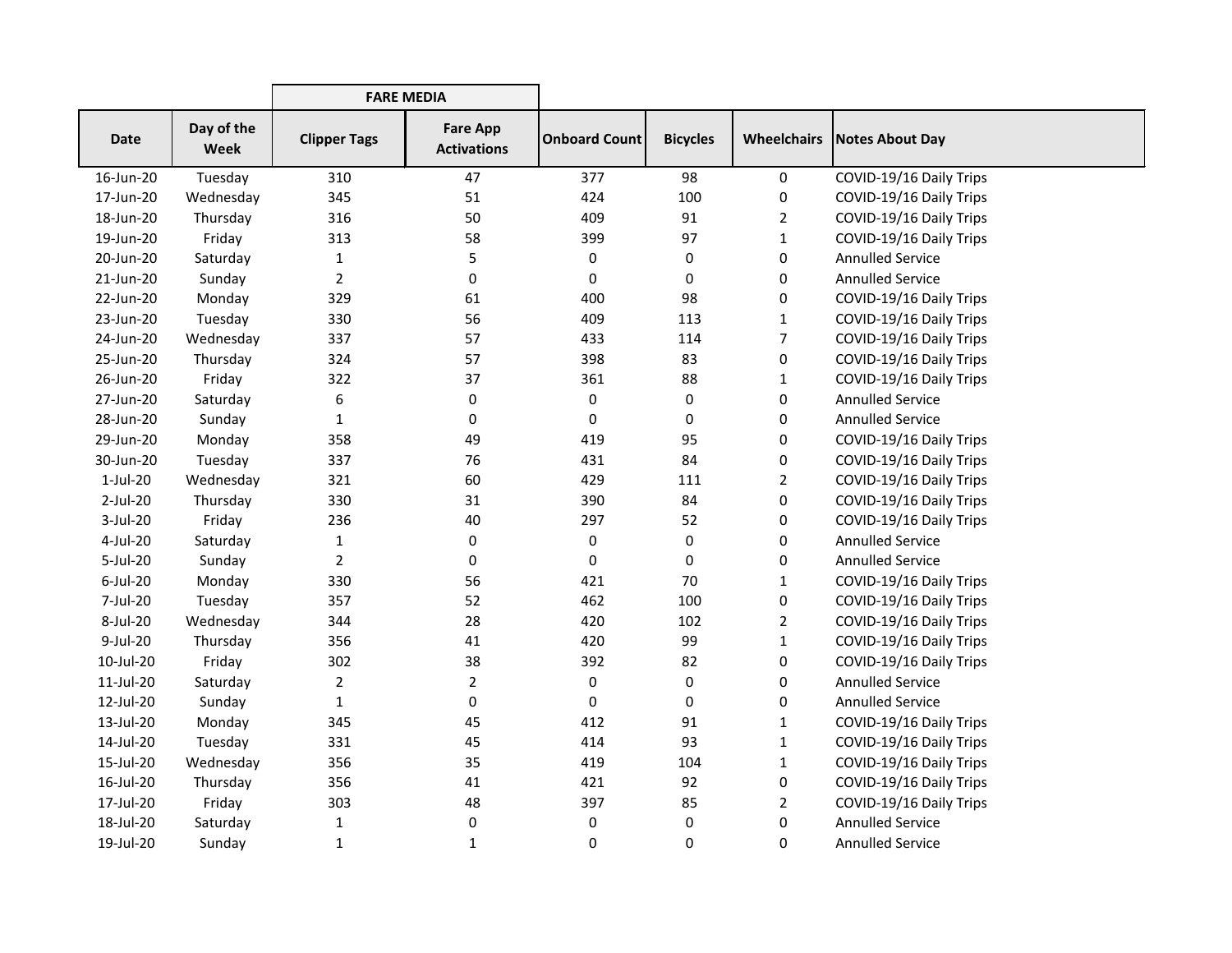| | | FARE MEDIA | | | | | |
|---|---|---|---|---|---|---|---|
| **Date** | **Day of the Week** | **Clipper Tags** | **Fare App Activations** | **Onboard Count** | **Bicycles** | **Wheelchairs** | **Notes About Day** |
| 16-Jun-20 | Tuesday | 310 | 47 | 377 | 98 | 0 | COVID-19/16 Daily Trips |
| 17-Jun-20 | Wednesday | 345 | 51 | 424 | 100 | 0 | COVID-19/16 Daily Trips |
| 18-Jun-20 | Thursday | 316 | 50 | 409 | 91 | 2 | COVID-19/16 Daily Trips |
| 19-Jun-20 | Friday | 313 | 58 | 399 | 97 | 1 | COVID-19/16 Daily Trips |
| 20-Jun-20 | Saturday | 1 | 5 | 0 | 0 | 0 | Annulled Service |
| 21-Jun-20 | Sunday | 2 | 0 | 0 | 0 | 0 | Annulled Service |
| 22-Jun-20 | Monday | 329 | 61 | 400 | 98 | 0 | COVID-19/16 Daily Trips |
| 23-Jun-20 | Tuesday | 330 | 56 | 409 | 113 | 1 | COVID-19/16 Daily Trips |
| 24-Jun-20 | Wednesday | 337 | 57 | 433 | 114 | 7 | COVID-19/16 Daily Trips |
| 25-Jun-20 | Thursday | 324 | 57 | 398 | 83 | 0 | COVID-19/16 Daily Trips |
| 26-Jun-20 | Friday | 322 | 37 | 361 | 88 | 1 | COVID-19/16 Daily Trips |
| 27-Jun-20 | Saturday | 6 | 0 | 0 | 0 | 0 | Annulled Service |
| 28-Jun-20 | Sunday | 1 | 0 | 0 | 0 | 0 | Annulled Service |
| 29-Jun-20 | Monday | 358 | 49 | 419 | 95 | 0 | COVID-19/16 Daily Trips |
| 30-Jun-20 | Tuesday | 337 | 76 | 431 | 84 | 0 | COVID-19/16 Daily Trips |
| 1-Jul-20 | Wednesday | 321 | 60 | 429 | 111 | 2 | COVID-19/16 Daily Trips |
| 2-Jul-20 | Thursday | 330 | 31 | 390 | 84 | 0 | COVID-19/16 Daily Trips |
| 3-Jul-20 | Friday | 236 | 40 | 297 | 52 | 0 | COVID-19/16 Daily Trips |
| 4-Jul-20 | Saturday | 1 | 0 | 0 | 0 | 0 | Annulled Service |
| 5-Jul-20 | Sunday | 2 | 0 | 0 | 0 | 0 | Annulled Service |
| 6-Jul-20 | Monday | 330 | 56 | 421 | 70 | 1 | COVID-19/16 Daily Trips |
| 7-Jul-20 | Tuesday | 357 | 52 | 462 | 100 | 0 | COVID-19/16 Daily Trips |
| 8-Jul-20 | Wednesday | 344 | 28 | 420 | 102 | 2 | COVID-19/16 Daily Trips |
| 9-Jul-20 | Thursday | 356 | 41 | 420 | 99 | 1 | COVID-19/16 Daily Trips |
| 10-Jul-20 | Friday | 302 | 38 | 392 | 82 | 0 | COVID-19/16 Daily Trips |
| 11-Jul-20 | Saturday | 2 | 2 | 0 | 0 | 0 | Annulled Service |
| 12-Jul-20 | Sunday | 1 | 0 | 0 | 0 | 0 | Annulled Service |
| 13-Jul-20 | Monday | 345 | 45 | 412 | 91 | 1 | COVID-19/16 Daily Trips |
| 14-Jul-20 | Tuesday | 331 | 45 | 414 | 93 | 1 | COVID-19/16 Daily Trips |
| 15-Jul-20 | Wednesday | 356 | 35 | 419 | 104 | 1 | COVID-19/16 Daily Trips |
| 16-Jul-20 | Thursday | 356 | 41 | 421 | 92 | 0 | COVID-19/16 Daily Trips |
| 17-Jul-20 | Friday | 303 | 48 | 397 | 85 | 2 | COVID-19/16 Daily Trips |
| 18-Jul-20 | Saturday | 1 | 0 | 0 | 0 | 0 | Annulled Service |
| 19-Jul-20 | Sunday | 1 | 1 | 0 | 0 | 0 | Annulled Service |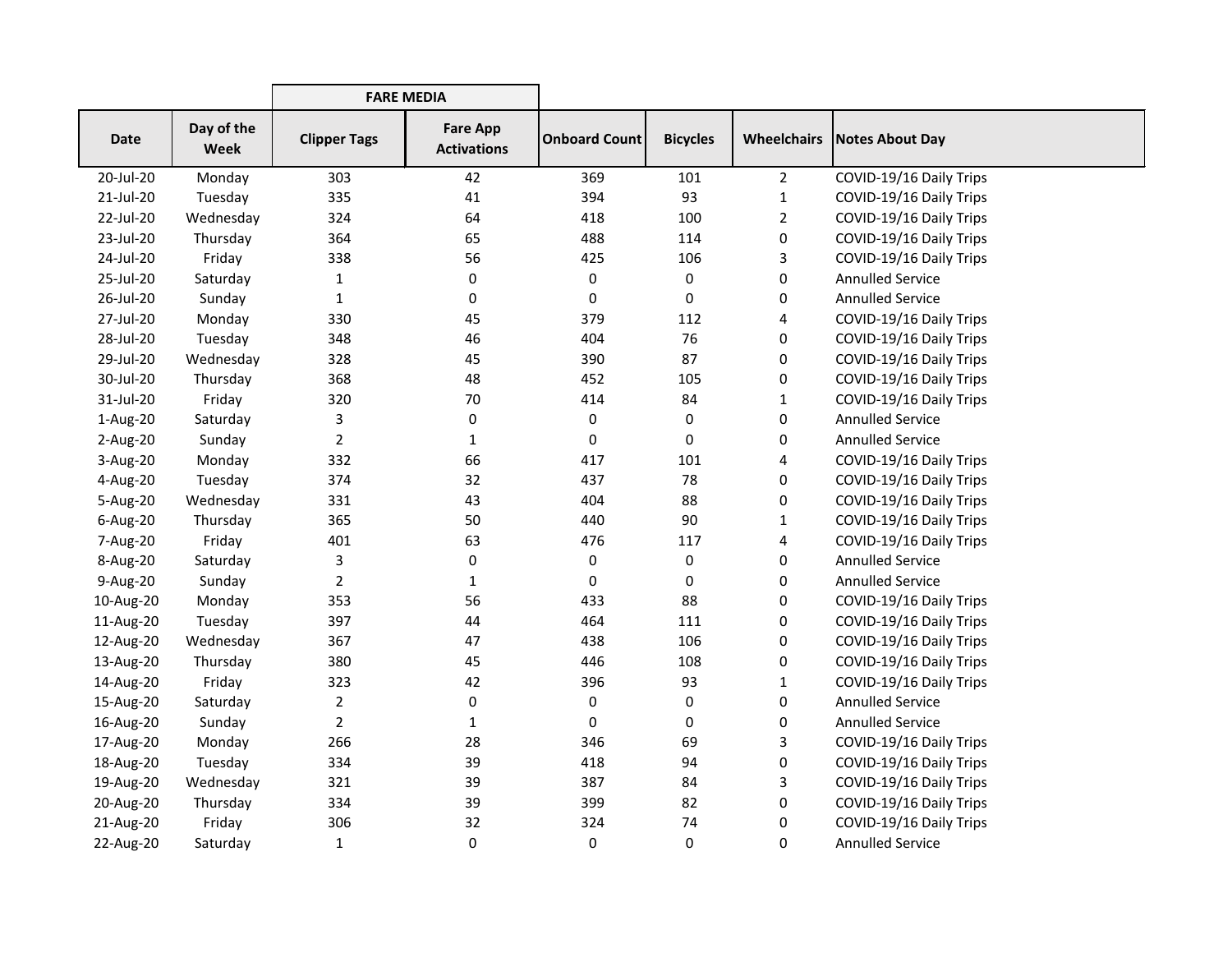| Date | Day of the Week | FARE MEDIA | | Onboard Count | Bicycles | Wheelchairs | Notes About Day |
|---|---|---|---|---|---|---|---|
| | | Clipper Tags | Fare App Activations | | | | |
| 20-Jul-20 | Monday | 303 | 42 | 369 | 101 | 2 | COVID-19/16 Daily Trips |
| 21-Jul-20 | Tuesday | 335 | 41 | 394 | 93 | 1 | COVID-19/16 Daily Trips |
| 22-Jul-20 | Wednesday | 324 | 64 | 418 | 100 | 2 | COVID-19/16 Daily Trips |
| 23-Jul-20 | Thursday | 364 | 65 | 488 | 114 | 0 | COVID-19/16 Daily Trips |
| 24-Jul-20 | Friday | 338 | 56 | 425 | 106 | 3 | COVID-19/16 Daily Trips |
| 25-Jul-20 | Saturday | 1 | 0 | 0 | 0 | 0 | Annulled Service |
| 26-Jul-20 | Sunday | 1 | 0 | 0 | 0 | 0 | Annulled Service |
| 27-Jul-20 | Monday | 330 | 45 | 379 | 112 | 4 | COVID-19/16 Daily Trips |
| 28-Jul-20 | Tuesday | 348 | 46 | 404 | 76 | 0 | COVID-19/16 Daily Trips |
| 29-Jul-20 | Wednesday | 328 | 45 | 390 | 87 | 0 | COVID-19/16 Daily Trips |
| 30-Jul-20 | Thursday | 368 | 48 | 452 | 105 | 0 | COVID-19/16 Daily Trips |
| 31-Jul-20 | Friday | 320 | 70 | 414 | 84 | 1 | COVID-19/16 Daily Trips |
| 1-Aug-20 | Saturday | 3 | 0 | 0 | 0 | 0 | Annulled Service |
| 2-Aug-20 | Sunday | 2 | 1 | 0 | 0 | 0 | Annulled Service |
| 3-Aug-20 | Monday | 332 | 66 | 417 | 101 | 4 | COVID-19/16 Daily Trips |
| 4-Aug-20 | Tuesday | 374 | 32 | 437 | 78 | 0 | COVID-19/16 Daily Trips |
| 5-Aug-20 | Wednesday | 331 | 43 | 404 | 88 | 0 | COVID-19/16 Daily Trips |
| 6-Aug-20 | Thursday | 365 | 50 | 440 | 90 | 1 | COVID-19/16 Daily Trips |
| 7-Aug-20 | Friday | 401 | 63 | 476 | 117 | 4 | COVID-19/16 Daily Trips |
| 8-Aug-20 | Saturday | 3 | 0 | 0 | 0 | 0 | Annulled Service |
| 9-Aug-20 | Sunday | 2 | 1 | 0 | 0 | 0 | Annulled Service |
| 10-Aug-20 | Monday | 353 | 56 | 433 | 88 | 0 | COVID-19/16 Daily Trips |
| 11-Aug-20 | Tuesday | 397 | 44 | 464 | 111 | 0 | COVID-19/16 Daily Trips |
| 12-Aug-20 | Wednesday | 367 | 47 | 438 | 106 | 0 | COVID-19/16 Daily Trips |
| 13-Aug-20 | Thursday | 380 | 45 | 446 | 108 | 0 | COVID-19/16 Daily Trips |
| 14-Aug-20 | Friday | 323 | 42 | 396 | 93 | 1 | COVID-19/16 Daily Trips |
| 15-Aug-20 | Saturday | 2 | 0 | 0 | 0 | 0 | Annulled Service |
| 16-Aug-20 | Sunday | 2 | 1 | 0 | 0 | 0 | Annulled Service |
| 17-Aug-20 | Monday | 266 | 28 | 346 | 69 | 3 | COVID-19/16 Daily Trips |
| 18-Aug-20 | Tuesday | 334 | 39 | 418 | 94 | 0 | COVID-19/16 Daily Trips |
| 19-Aug-20 | Wednesday | 321 | 39 | 387 | 84 | 3 | COVID-19/16 Daily Trips |
| 20-Aug-20 | Thursday | 334 | 39 | 399 | 82 | 0 | COVID-19/16 Daily Trips |
| 21-Aug-20 | Friday | 306 | 32 | 324 | 74 | 0 | COVID-19/16 Daily Trips |
| 22-Aug-20 | Saturday | 1 | 0 | 0 | 0 | 0 | Annulled Service |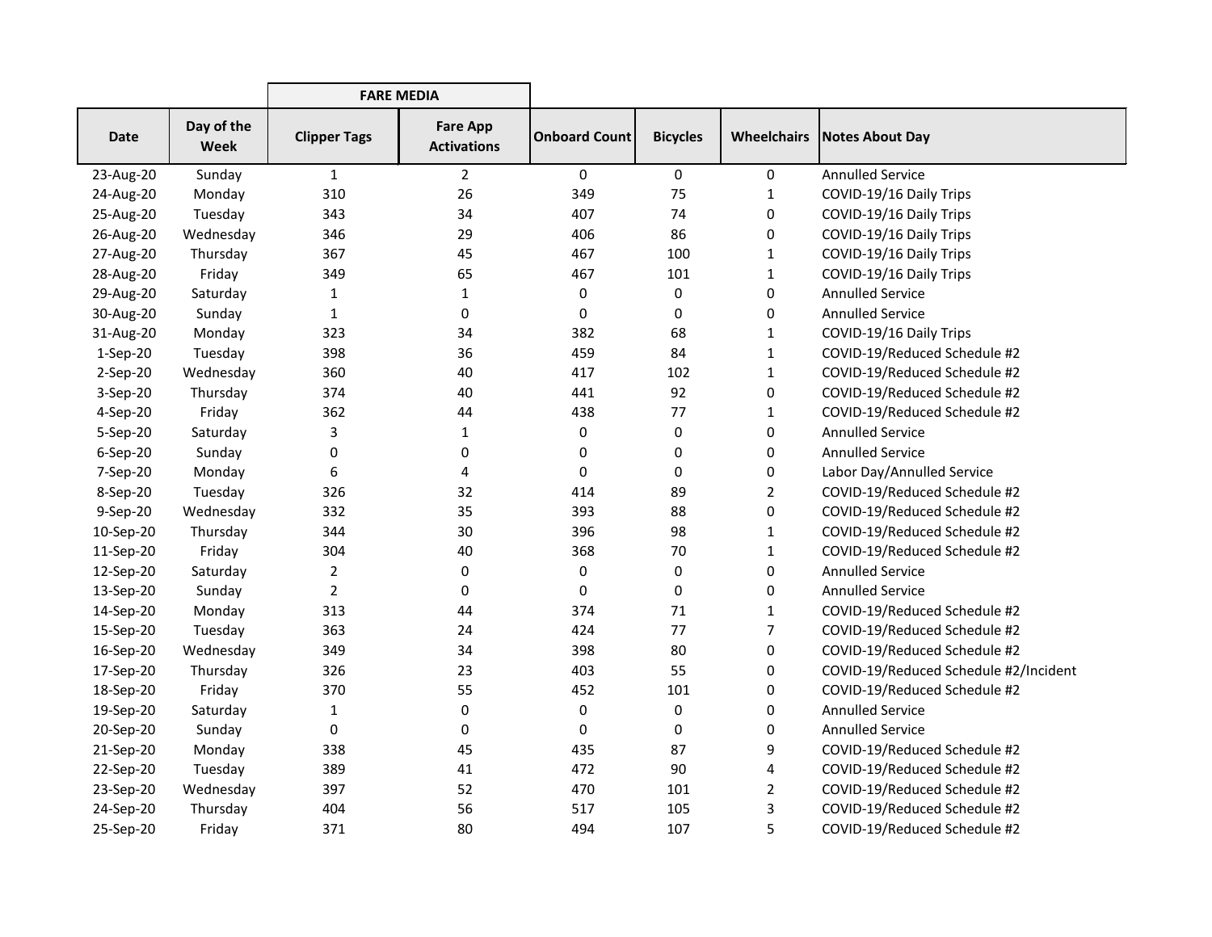| | | FARE MEDIA | | | | | |
|---|---|---|---|---|---|---|---|
| Date | Day of the Week | Clipper Tags | Fare App Activations | Onboard Count | Bicycles | Wheelchairs | Notes About Day |
| 23-Aug-20 | Sunday | 1 | 2 | 0 | 0 | 0 | Annulled Service |
| 24-Aug-20 | Monday | 310 | 26 | 349 | 75 | 1 | COVID-19/16 Daily Trips |
| 25-Aug-20 | Tuesday | 343 | 34 | 407 | 74 | 0 | COVID-19/16 Daily Trips |
| 26-Aug-20 | Wednesday | 346 | 29 | 406 | 86 | 0 | COVID-19/16 Daily Trips |
| 27-Aug-20 | Thursday | 367 | 45 | 467 | 100 | 1 | COVID-19/16 Daily Trips |
| 28-Aug-20 | Friday | 349 | 65 | 467 | 101 | 1 | COVID-19/16 Daily Trips |
| 29-Aug-20 | Saturday | 1 | 1 | 0 | 0 | 0 | Annulled Service |
| 30-Aug-20 | Sunday | 1 | 0 | 0 | 0 | 0 | Annulled Service |
| 31-Aug-20 | Monday | 323 | 34 | 382 | 68 | 1 | COVID-19/16 Daily Trips |
| 1-Sep-20 | Tuesday | 398 | 36 | 459 | 84 | 1 | COVID-19/Reduced Schedule #2 |
| 2-Sep-20 | Wednesday | 360 | 40 | 417 | 102 | 1 | COVID-19/Reduced Schedule #2 |
| 3-Sep-20 | Thursday | 374 | 40 | 441 | 92 | 0 | COVID-19/Reduced Schedule #2 |
| 4-Sep-20 | Friday | 362 | 44 | 438 | 77 | 1 | COVID-19/Reduced Schedule #2 |
| 5-Sep-20 | Saturday | 3 | 1 | 0 | 0 | 0 | Annulled Service |
| 6-Sep-20 | Sunday | 0 | 0 | 0 | 0 | 0 | Annulled Service |
| 7-Sep-20 | Monday | 6 | 4 | 0 | 0 | 0 | Labor Day/Annulled Service |
| 8-Sep-20 | Tuesday | 326 | 32 | 414 | 89 | 2 | COVID-19/Reduced Schedule #2 |
| 9-Sep-20 | Wednesday | 332 | 35 | 393 | 88 | 0 | COVID-19/Reduced Schedule #2 |
| 10-Sep-20 | Thursday | 344 | 30 | 396 | 98 | 1 | COVID-19/Reduced Schedule #2 |
| 11-Sep-20 | Friday | 304 | 40 | 368 | 70 | 1 | COVID-19/Reduced Schedule #2 |
| 12-Sep-20 | Saturday | 2 | 0 | 0 | 0 | 0 | Annulled Service |
| 13-Sep-20 | Sunday | 2 | 0 | 0 | 0 | 0 | Annulled Service |
| 14-Sep-20 | Monday | 313 | 44 | 374 | 71 | 1 | COVID-19/Reduced Schedule #2 |
| 15-Sep-20 | Tuesday | 363 | 24 | 424 | 77 | 7 | COVID-19/Reduced Schedule #2 |
| 16-Sep-20 | Wednesday | 349 | 34 | 398 | 80 | 0 | COVID-19/Reduced Schedule #2 |
| 17-Sep-20 | Thursday | 326 | 23 | 403 | 55 | 0 | COVID-19/Reduced Schedule #2/Incident |
| 18-Sep-20 | Friday | 370 | 55 | 452 | 101 | 0 | COVID-19/Reduced Schedule #2 |
| 19-Sep-20 | Saturday | 1 | 0 | 0 | 0 | 0 | Annulled Service |
| 20-Sep-20 | Sunday | 0 | 0 | 0 | 0 | 0 | Annulled Service |
| 21-Sep-20 | Monday | 338 | 45 | 435 | 87 | 9 | COVID-19/Reduced Schedule #2 |
| 22-Sep-20 | Tuesday | 389 | 41 | 472 | 90 | 4 | COVID-19/Reduced Schedule #2 |
| 23-Sep-20 | Wednesday | 397 | 52 | 470 | 101 | 2 | COVID-19/Reduced Schedule #2 |
| 24-Sep-20 | Thursday | 404 | 56 | 517 | 105 | 3 | COVID-19/Reduced Schedule #2 |
| 25-Sep-20 | Friday | 371 | 80 | 494 | 107 | 5 | COVID-19/Reduced Schedule #2 |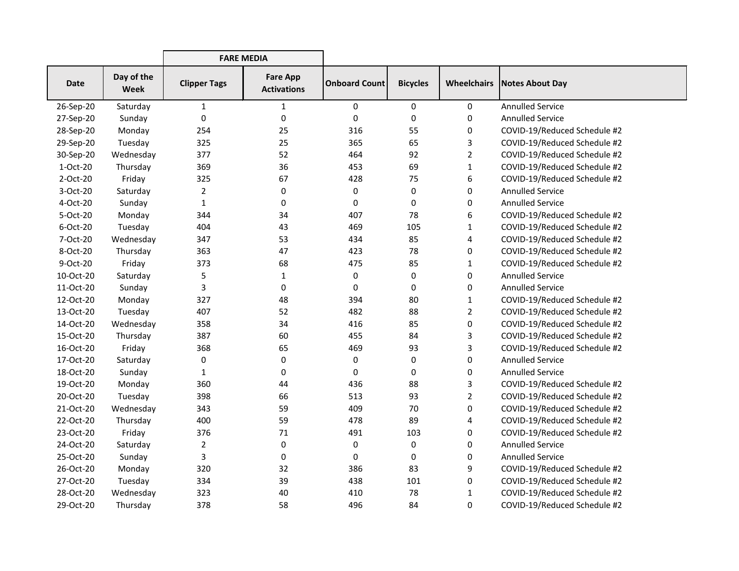| | | FARE MEDIA | | | | | |
|---|---|---|---|---|---|---|---|
| Date | Day of the Week | Clipper Tags | Fare App Activations | Onboard Count | Bicycles | Wheelchairs | Notes About Day |
| 26-Sep-20 | Saturday | 1 | 1 | 0 | 0 | 0 | Annulled Service |
| 27-Sep-20 | Sunday | 0 | 0 | 0 | 0 | 0 | Annulled Service |
| 28-Sep-20 | Monday | 254 | 25 | 316 | 55 | 0 | COVID-19/Reduced Schedule #2 |
| 29-Sep-20 | Tuesday | 325 | 25 | 365 | 65 | 3 | COVID-19/Reduced Schedule #2 |
| 30-Sep-20 | Wednesday | 377 | 52 | 464 | 92 | 2 | COVID-19/Reduced Schedule #2 |
| 1-Oct-20 | Thursday | 369 | 36 | 453 | 69 | 1 | COVID-19/Reduced Schedule #2 |
| 2-Oct-20 | Friday | 325 | 67 | 428 | 75 | 6 | COVID-19/Reduced Schedule #2 |
| 3-Oct-20 | Saturday | 2 | 0 | 0 | 0 | 0 | Annulled Service |
| 4-Oct-20 | Sunday | 1 | 0 | 0 | 0 | 0 | Annulled Service |
| 5-Oct-20 | Monday | 344 | 34 | 407 | 78 | 6 | COVID-19/Reduced Schedule #2 |
| 6-Oct-20 | Tuesday | 404 | 43 | 469 | 105 | 1 | COVID-19/Reduced Schedule #2 |
| 7-Oct-20 | Wednesday | 347 | 53 | 434 | 85 | 4 | COVID-19/Reduced Schedule #2 |
| 8-Oct-20 | Thursday | 363 | 47 | 423 | 78 | 0 | COVID-19/Reduced Schedule #2 |
| 9-Oct-20 | Friday | 373 | 68 | 475 | 85 | 1 | COVID-19/Reduced Schedule #2 |
| 10-Oct-20 | Saturday | 5 | 1 | 0 | 0 | 0 | Annulled Service |
| 11-Oct-20 | Sunday | 3 | 0 | 0 | 0 | 0 | Annulled Service |
| 12-Oct-20 | Monday | 327 | 48 | 394 | 80 | 1 | COVID-19/Reduced Schedule #2 |
| 13-Oct-20 | Tuesday | 407 | 52 | 482 | 88 | 2 | COVID-19/Reduced Schedule #2 |
| 14-Oct-20 | Wednesday | 358 | 34 | 416 | 85 | 0 | COVID-19/Reduced Schedule #2 |
| 15-Oct-20 | Thursday | 387 | 60 | 455 | 84 | 3 | COVID-19/Reduced Schedule #2 |
| 16-Oct-20 | Friday | 368 | 65 | 469 | 93 | 3 | COVID-19/Reduced Schedule #2 |
| 17-Oct-20 | Saturday | 0 | 0 | 0 | 0 | 0 | Annulled Service |
| 18-Oct-20 | Sunday | 1 | 0 | 0 | 0 | 0 | Annulled Service |
| 19-Oct-20 | Monday | 360 | 44 | 436 | 88 | 3 | COVID-19/Reduced Schedule #2 |
| 20-Oct-20 | Tuesday | 398 | 66 | 513 | 93 | 2 | COVID-19/Reduced Schedule #2 |
| 21-Oct-20 | Wednesday | 343 | 59 | 409 | 70 | 0 | COVID-19/Reduced Schedule #2 |
| 22-Oct-20 | Thursday | 400 | 59 | 478 | 89 | 4 | COVID-19/Reduced Schedule #2 |
| 23-Oct-20 | Friday | 376 | 71 | 491 | 103 | 0 | COVID-19/Reduced Schedule #2 |
| 24-Oct-20 | Saturday | 2 | 0 | 0 | 0 | 0 | Annulled Service |
| 25-Oct-20 | Sunday | 3 | 0 | 0 | 0 | 0 | Annulled Service |
| 26-Oct-20 | Monday | 320 | 32 | 386 | 83 | 9 | COVID-19/Reduced Schedule #2 |
| 27-Oct-20 | Tuesday | 334 | 39 | 438 | 101 | 0 | COVID-19/Reduced Schedule #2 |
| 28-Oct-20 | Wednesday | 323 | 40 | 410 | 78 | 1 | COVID-19/Reduced Schedule #2 |
| 29-Oct-20 | Thursday | 378 | 58 | 496 | 84 | 0 | COVID-19/Reduced Schedule #2 |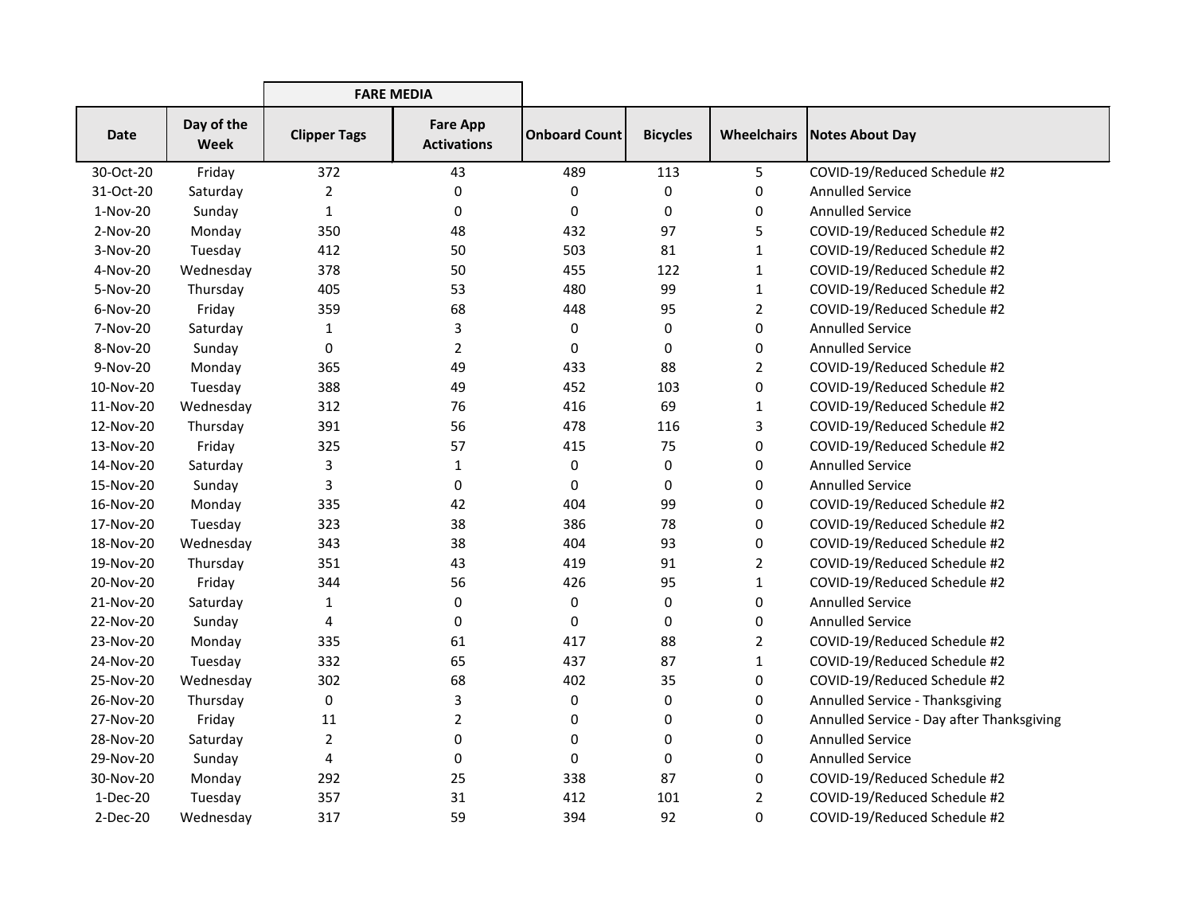| Date | Day of the Week | FARE MEDIA | | Onboard Count | Bicycles | Wheelchairs | Notes About Day |
|---|---|---|---|---|---|---|---|
| | | Clipper Tags | Fare App Activations | | | | |
| 30-Oct-20 | Friday | 372 | 43 | 489 | 113 | 5 | COVID-19/Reduced Schedule #2 |
| 31-Oct-20 | Saturday | 2 | 0 | 0 | 0 | 0 | Annulled Service |
| 1-Nov-20 | Sunday | 1 | 0 | 0 | 0 | 0 | Annulled Service |
| 2-Nov-20 | Monday | 350 | 48 | 432 | 97 | 5 | COVID-19/Reduced Schedule #2 |
| 3-Nov-20 | Tuesday | 412 | 50 | 503 | 81 | 1 | COVID-19/Reduced Schedule #2 |
| 4-Nov-20 | Wednesday | 378 | 50 | 455 | 122 | 1 | COVID-19/Reduced Schedule #2 |
| 5-Nov-20 | Thursday | 405 | 53 | 480 | 99 | 1 | COVID-19/Reduced Schedule #2 |
| 6-Nov-20 | Friday | 359 | 68 | 448 | 95 | 2 | COVID-19/Reduced Schedule #2 |
| 7-Nov-20 | Saturday | 1 | 3 | 0 | 0 | 0 | Annulled Service |
| 8-Nov-20 | Sunday | 0 | 2 | 0 | 0 | 0 | Annulled Service |
| 9-Nov-20 | Monday | 365 | 49 | 433 | 88 | 2 | COVID-19/Reduced Schedule #2 |
| 10-Nov-20 | Tuesday | 388 | 49 | 452 | 103 | 0 | COVID-19/Reduced Schedule #2 |
| 11-Nov-20 | Wednesday | 312 | 76 | 416 | 69 | 1 | COVID-19/Reduced Schedule #2 |
| 12-Nov-20 | Thursday | 391 | 56 | 478 | 116 | 3 | COVID-19/Reduced Schedule #2 |
| 13-Nov-20 | Friday | 325 | 57 | 415 | 75 | 0 | COVID-19/Reduced Schedule #2 |
| 14-Nov-20 | Saturday | 3 | 1 | 0 | 0 | 0 | Annulled Service |
| 15-Nov-20 | Sunday | 3 | 0 | 0 | 0 | 0 | Annulled Service |
| 16-Nov-20 | Monday | 335 | 42 | 404 | 99 | 0 | COVID-19/Reduced Schedule #2 |
| 17-Nov-20 | Tuesday | 323 | 38 | 386 | 78 | 0 | COVID-19/Reduced Schedule #2 |
| 18-Nov-20 | Wednesday | 343 | 38 | 404 | 93 | 0 | COVID-19/Reduced Schedule #2 |
| 19-Nov-20 | Thursday | 351 | 43 | 419 | 91 | 2 | COVID-19/Reduced Schedule #2 |
| 20-Nov-20 | Friday | 344 | 56 | 426 | 95 | 1 | COVID-19/Reduced Schedule #2 |
| 21-Nov-20 | Saturday | 1 | 0 | 0 | 0 | 0 | Annulled Service |
| 22-Nov-20 | Sunday | 4 | 0 | 0 | 0 | 0 | Annulled Service |
| 23-Nov-20 | Monday | 335 | 61 | 417 | 88 | 2 | COVID-19/Reduced Schedule #2 |
| 24-Nov-20 | Tuesday | 332 | 65 | 437 | 87 | 1 | COVID-19/Reduced Schedule #2 |
| 25-Nov-20 | Wednesday | 302 | 68 | 402 | 35 | 0 | COVID-19/Reduced Schedule #2 |
| 26-Nov-20 | Thursday | 0 | 3 | 0 | 0 | 0 | Annulled Service - Thanksgiving |
| 27-Nov-20 | Friday | 11 | 2 | 0 | 0 | 0 | Annulled Service - Day after Thanksgiving |
| 28-Nov-20 | Saturday | 2 | 0 | 0 | 0 | 0 | Annulled Service |
| 29-Nov-20 | Sunday | 4 | 0 | 0 | 0 | 0 | Annulled Service |
| 30-Nov-20 | Monday | 292 | 25 | 338 | 87 | 0 | COVID-19/Reduced Schedule #2 |
| 1-Dec-20 | Tuesday | 357 | 31 | 412 | 101 | 2 | COVID-19/Reduced Schedule #2 |
| 2-Dec-20 | Wednesday | 317 | 59 | 394 | 92 | 0 | COVID-19/Reduced Schedule #2 |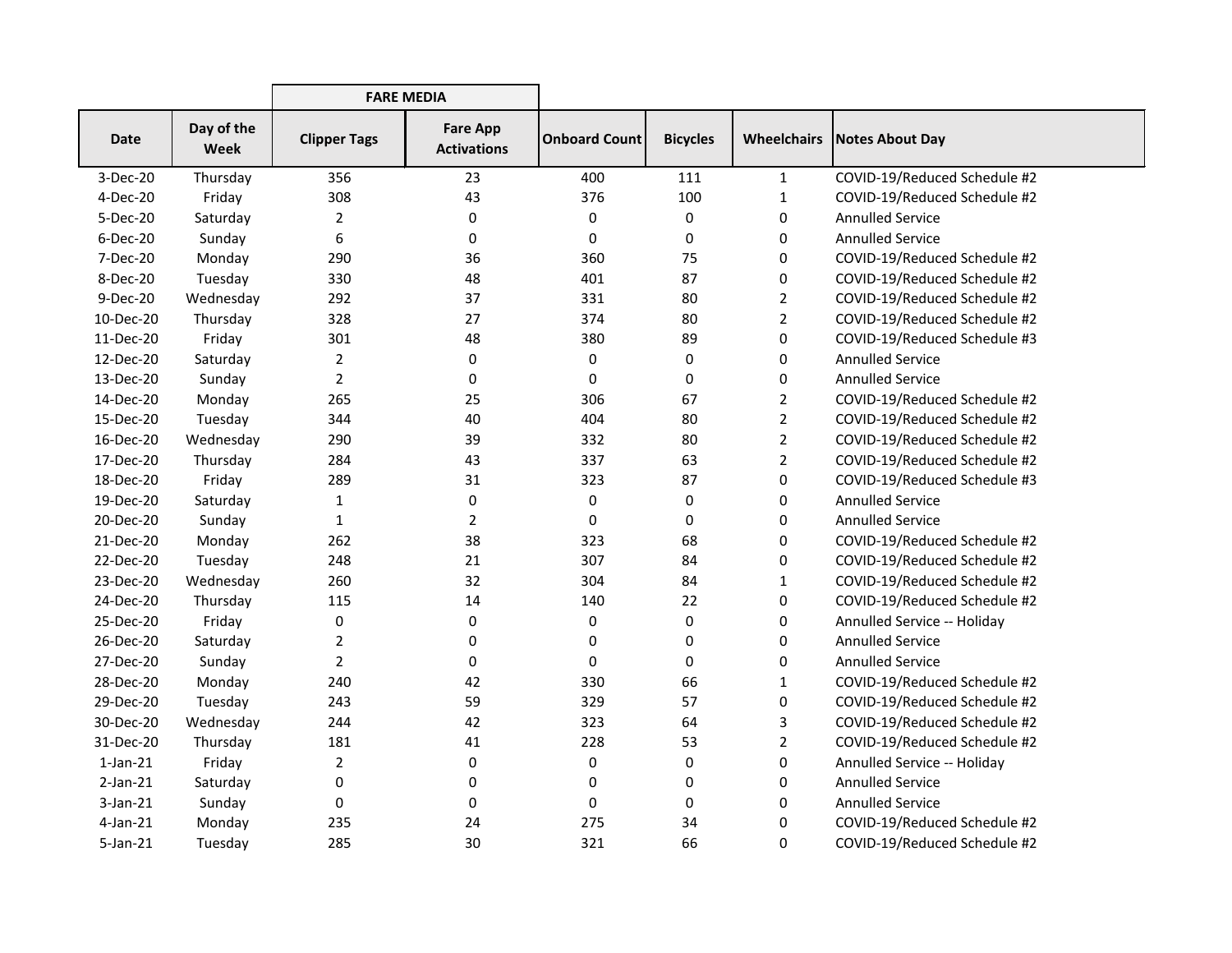| Date | Day of the Week | FARE MEDIA | | Onboard Count | Bicycles | Wheelchairs | Notes About Day |
|---|---|---|---|---|---|---|---|
| | | Clipper Tags | Fare App Activations | | | | |
| 3-Dec-20 | Thursday | 356 | 23 | 400 | 111 | 1 | COVID-19/Reduced Schedule #2 |
| 4-Dec-20 | Friday | 308 | 43 | 376 | 100 | 1 | COVID-19/Reduced Schedule #2 |
| 5-Dec-20 | Saturday | 2 | 0 | 0 | 0 | 0 | Annulled Service |
| 6-Dec-20 | Sunday | 6 | 0 | 0 | 0 | 0 | Annulled Service |
| 7-Dec-20 | Monday | 290 | 36 | 360 | 75 | 0 | COVID-19/Reduced Schedule #2 |
| 8-Dec-20 | Tuesday | 330 | 48 | 401 | 87 | 0 | COVID-19/Reduced Schedule #2 |
| 9-Dec-20 | Wednesday | 292 | 37 | 331 | 80 | 2 | COVID-19/Reduced Schedule #2 |
| 10-Dec-20 | Thursday | 328 | 27 | 374 | 80 | 2 | COVID-19/Reduced Schedule #2 |
| 11-Dec-20 | Friday | 301 | 48 | 380 | 89 | 0 | COVID-19/Reduced Schedule #3 |
| 12-Dec-20 | Saturday | 2 | 0 | 0 | 0 | 0 | Annulled Service |
| 13-Dec-20 | Sunday | 2 | 0 | 0 | 0 | 0 | Annulled Service |
| 14-Dec-20 | Monday | 265 | 25 | 306 | 67 | 2 | COVID-19/Reduced Schedule #2 |
| 15-Dec-20 | Tuesday | 344 | 40 | 404 | 80 | 2 | COVID-19/Reduced Schedule #2 |
| 16-Dec-20 | Wednesday | 290 | 39 | 332 | 80 | 2 | COVID-19/Reduced Schedule #2 |
| 17-Dec-20 | Thursday | 284 | 43 | 337 | 63 | 2 | COVID-19/Reduced Schedule #2 |
| 18-Dec-20 | Friday | 289 | 31 | 323 | 87 | 0 | COVID-19/Reduced Schedule #3 |
| 19-Dec-20 | Saturday | 1 | 0 | 0 | 0 | 0 | Annulled Service |
| 20-Dec-20 | Sunday | 1 | 2 | 0 | 0 | 0 | Annulled Service |
| 21-Dec-20 | Monday | 262 | 38 | 323 | 68 | 0 | COVID-19/Reduced Schedule #2 |
| 22-Dec-20 | Tuesday | 248 | 21 | 307 | 84 | 0 | COVID-19/Reduced Schedule #2 |
| 23-Dec-20 | Wednesday | 260 | 32 | 304 | 84 | 1 | COVID-19/Reduced Schedule #2 |
| 24-Dec-20 | Thursday | 115 | 14 | 140 | 22 | 0 | COVID-19/Reduced Schedule #2 |
| 25-Dec-20 | Friday | 0 | 0 | 0 | 0 | 0 | Annulled Service -- Holiday |
| 26-Dec-20 | Saturday | 2 | 0 | 0 | 0 | 0 | Annulled Service |
| 27-Dec-20 | Sunday | 2 | 0 | 0 | 0 | 0 | Annulled Service |
| 28-Dec-20 | Monday | 240 | 42 | 330 | 66 | 1 | COVID-19/Reduced Schedule #2 |
| 29-Dec-20 | Tuesday | 243 | 59 | 329 | 57 | 0 | COVID-19/Reduced Schedule #2 |
| 30-Dec-20 | Wednesday | 244 | 42 | 323 | 64 | 3 | COVID-19/Reduced Schedule #2 |
| 31-Dec-20 | Thursday | 181 | 41 | 228 | 53 | 2 | COVID-19/Reduced Schedule #2 |
| 1-Jan-21 | Friday | 2 | 0 | 0 | 0 | 0 | Annulled Service -- Holiday |
| 2-Jan-21 | Saturday | 0 | 0 | 0 | 0 | 0 | Annulled Service |
| 3-Jan-21 | Sunday | 0 | 0 | 0 | 0 | 0 | Annulled Service |
| 4-Jan-21 | Monday | 235 | 24 | 275 | 34 | 0 | COVID-19/Reduced Schedule #2 |
| 5-Jan-21 | Tuesday | 285 | 30 | 321 | 66 | 0 | COVID-19/Reduced Schedule #2 |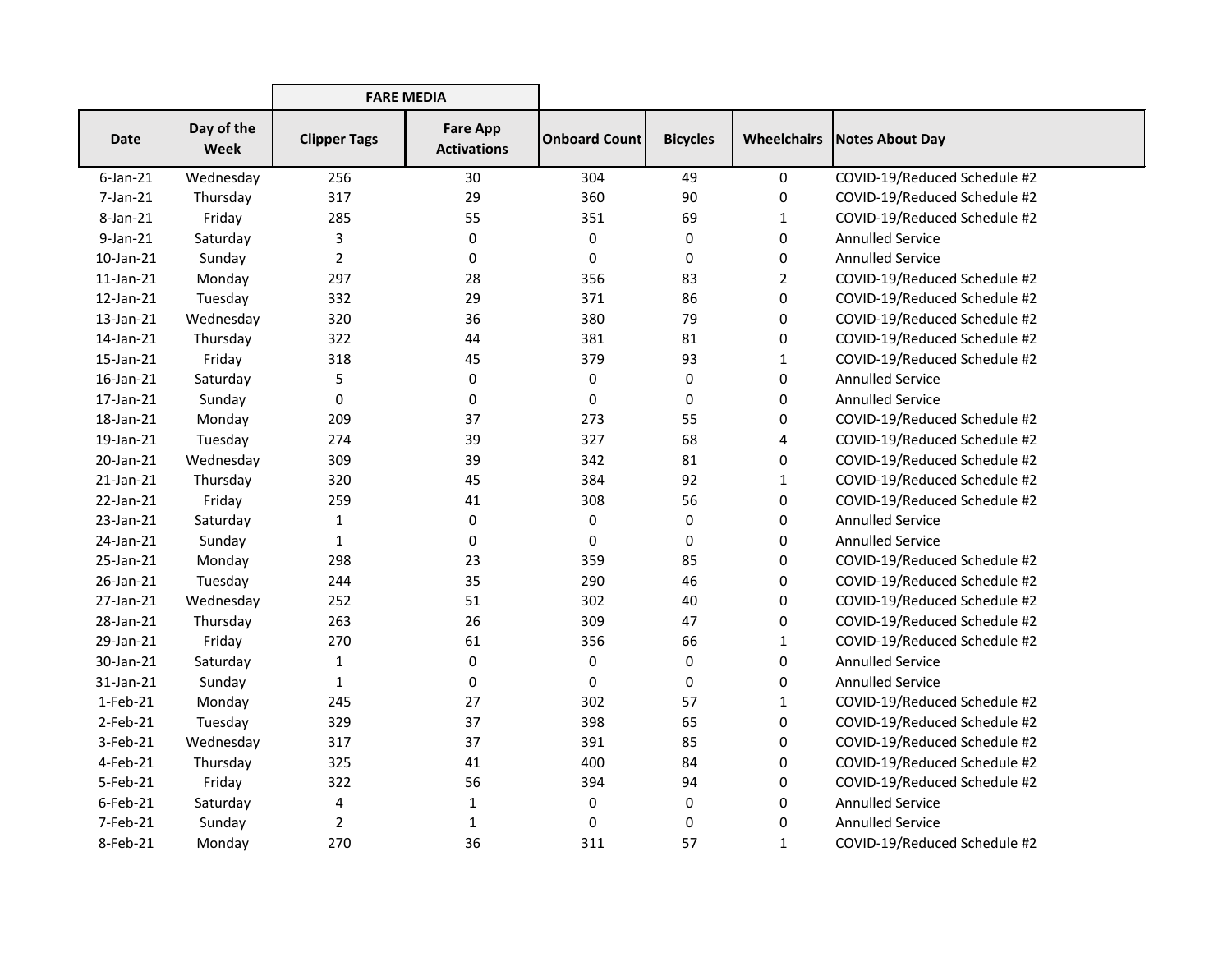| Date | Day of the Week | FARE MEDIA | | Onboard Count | Bicycles | Wheelchairs | Notes About Day |
|---|---|---|---|---|---|---|---|
| | | Clipper Tags | Fare App Activations | | | | |
| 6-Jan-21 | Wednesday | 256 | 30 | 304 | 49 | 0 | COVID-19/Reduced Schedule #2 |
| 7-Jan-21 | Thursday | 317 | 29 | 360 | 90 | 0 | COVID-19/Reduced Schedule #2 |
| 8-Jan-21 | Friday | 285 | 55 | 351 | 69 | 1 | COVID-19/Reduced Schedule #2 |
| 9-Jan-21 | Saturday | 3 | 0 | 0 | 0 | 0 | Annulled Service |
| 10-Jan-21 | Sunday | 2 | 0 | 0 | 0 | 0 | Annulled Service |
| 11-Jan-21 | Monday | 297 | 28 | 356 | 83 | 2 | COVID-19/Reduced Schedule #2 |
| 12-Jan-21 | Tuesday | 332 | 29 | 371 | 86 | 0 | COVID-19/Reduced Schedule #2 |
| 13-Jan-21 | Wednesday | 320 | 36 | 380 | 79 | 0 | COVID-19/Reduced Schedule #2 |
| 14-Jan-21 | Thursday | 322 | 44 | 381 | 81 | 0 | COVID-19/Reduced Schedule #2 |
| 15-Jan-21 | Friday | 318 | 45 | 379 | 93 | 1 | COVID-19/Reduced Schedule #2 |
| 16-Jan-21 | Saturday | 5 | 0 | 0 | 0 | 0 | Annulled Service |
| 17-Jan-21 | Sunday | 0 | 0 | 0 | 0 | 0 | Annulled Service |
| 18-Jan-21 | Monday | 209 | 37 | 273 | 55 | 0 | COVID-19/Reduced Schedule #2 |
| 19-Jan-21 | Tuesday | 274 | 39 | 327 | 68 | 4 | COVID-19/Reduced Schedule #2 |
| 20-Jan-21 | Wednesday | 309 | 39 | 342 | 81 | 0 | COVID-19/Reduced Schedule #2 |
| 21-Jan-21 | Thursday | 320 | 45 | 384 | 92 | 1 | COVID-19/Reduced Schedule #2 |
| 22-Jan-21 | Friday | 259 | 41 | 308 | 56 | 0 | COVID-19/Reduced Schedule #2 |
| 23-Jan-21 | Saturday | 1 | 0 | 0 | 0 | 0 | Annulled Service |
| 24-Jan-21 | Sunday | 1 | 0 | 0 | 0 | 0 | Annulled Service |
| 25-Jan-21 | Monday | 298 | 23 | 359 | 85 | 0 | COVID-19/Reduced Schedule #2 |
| 26-Jan-21 | Tuesday | 244 | 35 | 290 | 46 | 0 | COVID-19/Reduced Schedule #2 |
| 27-Jan-21 | Wednesday | 252 | 51 | 302 | 40 | 0 | COVID-19/Reduced Schedule #2 |
| 28-Jan-21 | Thursday | 263 | 26 | 309 | 47 | 0 | COVID-19/Reduced Schedule #2 |
| 29-Jan-21 | Friday | 270 | 61 | 356 | 66 | 1 | COVID-19/Reduced Schedule #2 |
| 30-Jan-21 | Saturday | 1 | 0 | 0 | 0 | 0 | Annulled Service |
| 31-Jan-21 | Sunday | 1 | 0 | 0 | 0 | 0 | Annulled Service |
| 1-Feb-21 | Monday | 245 | 27 | 302 | 57 | 1 | COVID-19/Reduced Schedule #2 |
| 2-Feb-21 | Tuesday | 329 | 37 | 398 | 65 | 0 | COVID-19/Reduced Schedule #2 |
| 3-Feb-21 | Wednesday | 317 | 37 | 391 | 85 | 0 | COVID-19/Reduced Schedule #2 |
| 4-Feb-21 | Thursday | 325 | 41 | 400 | 84 | 0 | COVID-19/Reduced Schedule #2 |
| 5-Feb-21 | Friday | 322 | 56 | 394 | 94 | 0 | COVID-19/Reduced Schedule #2 |
| 6-Feb-21 | Saturday | 4 | 1 | 0 | 0 | 0 | Annulled Service |
| 7-Feb-21 | Sunday | 2 | 1 | 0 | 0 | 0 | Annulled Service |
| 8-Feb-21 | Monday | 270 | 36 | 311 | 57 | 1 | COVID-19/Reduced Schedule #2 |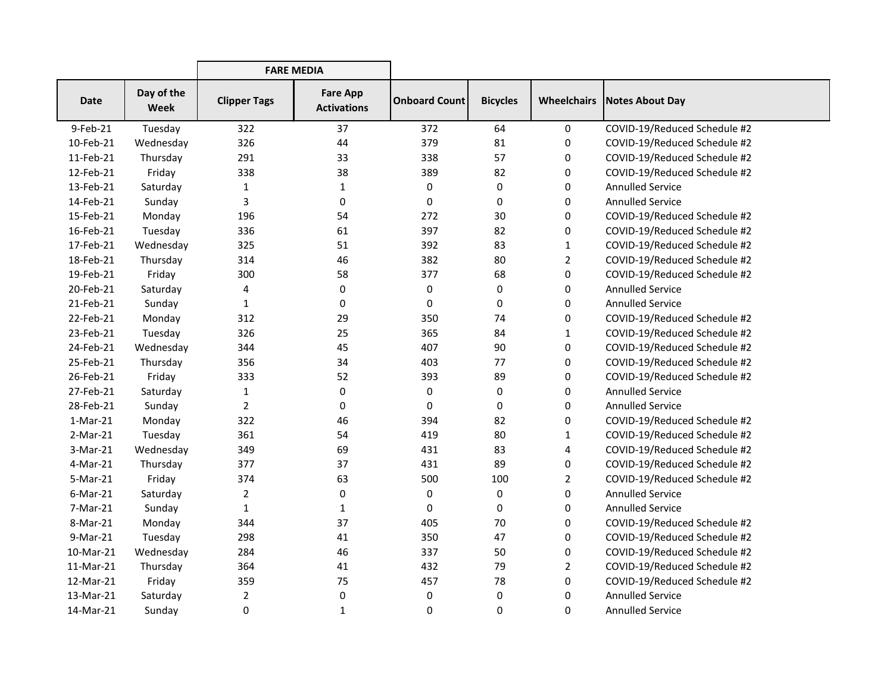| | | FARE MEDIA | | | | | |
|---|---|---|---|---|---|---|---|
| Date | Day of the Week | Clipper Tags | Fare App Activations | Onboard Count | Bicycles | Wheelchairs | Notes About Day |
| 9-Feb-21 | Tuesday | 322 | 37 | 372 | 64 | 0 | COVID-19/Reduced Schedule #2 |
| 10-Feb-21 | Wednesday | 326 | 44 | 379 | 81 | 0 | COVID-19/Reduced Schedule #2 |
| 11-Feb-21 | Thursday | 291 | 33 | 338 | 57 | 0 | COVID-19/Reduced Schedule #2 |
| 12-Feb-21 | Friday | 338 | 38 | 389 | 82 | 0 | COVID-19/Reduced Schedule #2 |
| 13-Feb-21 | Saturday | 1 | 1 | 0 | 0 | 0 | Annulled Service |
| 14-Feb-21 | Sunday | 3 | 0 | 0 | 0 | 0 | Annulled Service |
| 15-Feb-21 | Monday | 196 | 54 | 272 | 30 | 0 | COVID-19/Reduced Schedule #2 |
| 16-Feb-21 | Tuesday | 336 | 61 | 397 | 82 | 0 | COVID-19/Reduced Schedule #2 |
| 17-Feb-21 | Wednesday | 325 | 51 | 392 | 83 | 1 | COVID-19/Reduced Schedule #2 |
| 18-Feb-21 | Thursday | 314 | 46 | 382 | 80 | 2 | COVID-19/Reduced Schedule #2 |
| 19-Feb-21 | Friday | 300 | 58 | 377 | 68 | 0 | COVID-19/Reduced Schedule #2 |
| 20-Feb-21 | Saturday | 4 | 0 | 0 | 0 | 0 | Annulled Service |
| 21-Feb-21 | Sunday | 1 | 0 | 0 | 0 | 0 | Annulled Service |
| 22-Feb-21 | Monday | 312 | 29 | 350 | 74 | 0 | COVID-19/Reduced Schedule #2 |
| 23-Feb-21 | Tuesday | 326 | 25 | 365 | 84 | 1 | COVID-19/Reduced Schedule #2 |
| 24-Feb-21 | Wednesday | 344 | 45 | 407 | 90 | 0 | COVID-19/Reduced Schedule #2 |
| 25-Feb-21 | Thursday | 356 | 34 | 403 | 77 | 0 | COVID-19/Reduced Schedule #2 |
| 26-Feb-21 | Friday | 333 | 52 | 393 | 89 | 0 | COVID-19/Reduced Schedule #2 |
| 27-Feb-21 | Saturday | 1 | 0 | 0 | 0 | 0 | Annulled Service |
| 28-Feb-21 | Sunday | 2 | 0 | 0 | 0 | 0 | Annulled Service |
| 1-Mar-21 | Monday | 322 | 46 | 394 | 82 | 0 | COVID-19/Reduced Schedule #2 |
| 2-Mar-21 | Tuesday | 361 | 54 | 419 | 80 | 1 | COVID-19/Reduced Schedule #2 |
| 3-Mar-21 | Wednesday | 349 | 69 | 431 | 83 | 4 | COVID-19/Reduced Schedule #2 |
| 4-Mar-21 | Thursday | 377 | 37 | 431 | 89 | 0 | COVID-19/Reduced Schedule #2 |
| 5-Mar-21 | Friday | 374 | 63 | 500 | 100 | 2 | COVID-19/Reduced Schedule #2 |
| 6-Mar-21 | Saturday | 2 | 0 | 0 | 0 | 0 | Annulled Service |
| 7-Mar-21 | Sunday | 1 | 1 | 0 | 0 | 0 | Annulled Service |
| 8-Mar-21 | Monday | 344 | 37 | 405 | 70 | 0 | COVID-19/Reduced Schedule #2 |
| 9-Mar-21 | Tuesday | 298 | 41 | 350 | 47 | 0 | COVID-19/Reduced Schedule #2 |
| 10-Mar-21 | Wednesday | 284 | 46 | 337 | 50 | 0 | COVID-19/Reduced Schedule #2 |
| 11-Mar-21 | Thursday | 364 | 41 | 432 | 79 | 2 | COVID-19/Reduced Schedule #2 |
| 12-Mar-21 | Friday | 359 | 75 | 457 | 78 | 0 | COVID-19/Reduced Schedule #2 |
| 13-Mar-21 | Saturday | 2 | 0 | 0 | 0 | 0 | Annulled Service |
| 14-Mar-21 | Sunday | 0 | 1 | 0 | 0 | 0 | Annulled Service |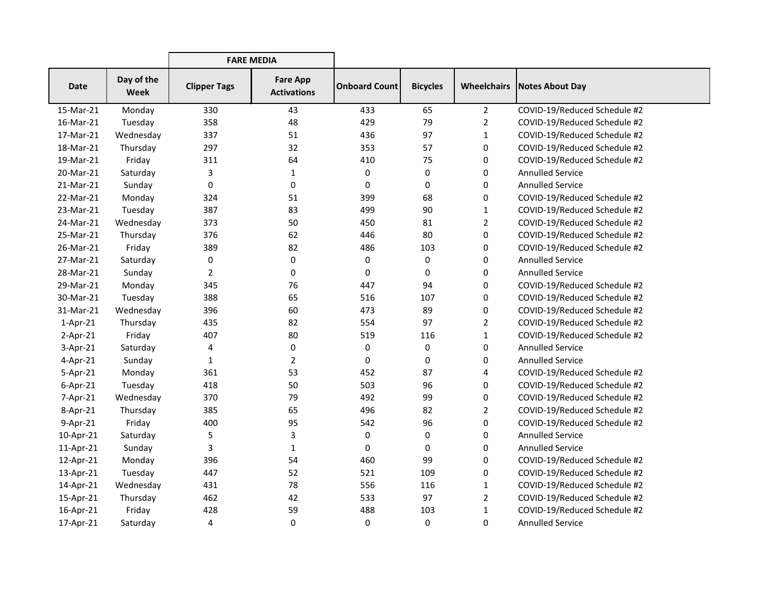| Date | Day of the Week | FARE MEDIA | | Onboard Count | Bicycles | Wheelchairs | Notes About Day |
|---|---|---|---|---|---|---|---|
| | | Clipper Tags | Fare App Activations | | | | |
| 15-Mar-21 | Monday | 330 | 43 | 433 | 65 | 2 | COVID-19/Reduced Schedule #2 |
| 16-Mar-21 | Tuesday | 358 | 48 | 429 | 79 | 2 | COVID-19/Reduced Schedule #2 |
| 17-Mar-21 | Wednesday | 337 | 51 | 436 | 97 | 1 | COVID-19/Reduced Schedule #2 |
| 18-Mar-21 | Thursday | 297 | 32 | 353 | 57 | 0 | COVID-19/Reduced Schedule #2 |
| 19-Mar-21 | Friday | 311 | 64 | 410 | 75 | 0 | COVID-19/Reduced Schedule #2 |
| 20-Mar-21 | Saturday | 3 | 1 | 0 | 0 | 0 | Annulled Service |
| 21-Mar-21 | Sunday | 0 | 0 | 0 | 0 | 0 | Annulled Service |
| 22-Mar-21 | Monday | 324 | 51 | 399 | 68 | 0 | COVID-19/Reduced Schedule #2 |
| 23-Mar-21 | Tuesday | 387 | 83 | 499 | 90 | 1 | COVID-19/Reduced Schedule #2 |
| 24-Mar-21 | Wednesday | 373 | 50 | 450 | 81 | 2 | COVID-19/Reduced Schedule #2 |
| 25-Mar-21 | Thursday | 376 | 62 | 446 | 80 | 0 | COVID-19/Reduced Schedule #2 |
| 26-Mar-21 | Friday | 389 | 82 | 486 | 103 | 0 | COVID-19/Reduced Schedule #2 |
| 27-Mar-21 | Saturday | 0 | 0 | 0 | 0 | 0 | Annulled Service |
| 28-Mar-21 | Sunday | 2 | 0 | 0 | 0 | 0 | Annulled Service |
| 29-Mar-21 | Monday | 345 | 76 | 447 | 94 | 0 | COVID-19/Reduced Schedule #2 |
| 30-Mar-21 | Tuesday | 388 | 65 | 516 | 107 | 0 | COVID-19/Reduced Schedule #2 |
| 31-Mar-21 | Wednesday | 396 | 60 | 473 | 89 | 0 | COVID-19/Reduced Schedule #2 |
| 1-Apr-21 | Thursday | 435 | 82 | 554 | 97 | 2 | COVID-19/Reduced Schedule #2 |
| 2-Apr-21 | Friday | 407 | 80 | 519 | 116 | 1 | COVID-19/Reduced Schedule #2 |
| 3-Apr-21 | Saturday | 4 | 0 | 0 | 0 | 0 | Annulled Service |
| 4-Apr-21 | Sunday | 1 | 2 | 0 | 0 | 0 | Annulled Service |
| 5-Apr-21 | Monday | 361 | 53 | 452 | 87 | 4 | COVID-19/Reduced Schedule #2 |
| 6-Apr-21 | Tuesday | 418 | 50 | 503 | 96 | 0 | COVID-19/Reduced Schedule #2 |
| 7-Apr-21 | Wednesday | 370 | 79 | 492 | 99 | 0 | COVID-19/Reduced Schedule #2 |
| 8-Apr-21 | Thursday | 385 | 65 | 496 | 82 | 2 | COVID-19/Reduced Schedule #2 |
| 9-Apr-21 | Friday | 400 | 95 | 542 | 96 | 0 | COVID-19/Reduced Schedule #2 |
| 10-Apr-21 | Saturday | 5 | 3 | 0 | 0 | 0 | Annulled Service |
| 11-Apr-21 | Sunday | 3 | 1 | 0 | 0 | 0 | Annulled Service |
| 12-Apr-21 | Monday | 396 | 54 | 460 | 99 | 0 | COVID-19/Reduced Schedule #2 |
| 13-Apr-21 | Tuesday | 447 | 52 | 521 | 109 | 0 | COVID-19/Reduced Schedule #2 |
| 14-Apr-21 | Wednesday | 431 | 78 | 556 | 116 | 1 | COVID-19/Reduced Schedule #2 |
| 15-Apr-21 | Thursday | 462 | 42 | 533 | 97 | 2 | COVID-19/Reduced Schedule #2 |
| 16-Apr-21 | Friday | 428 | 59 | 488 | 103 | 1 | COVID-19/Reduced Schedule #2 |
| 17-Apr-21 | Saturday | 4 | 0 | 0 | 0 | 0 | Annulled Service |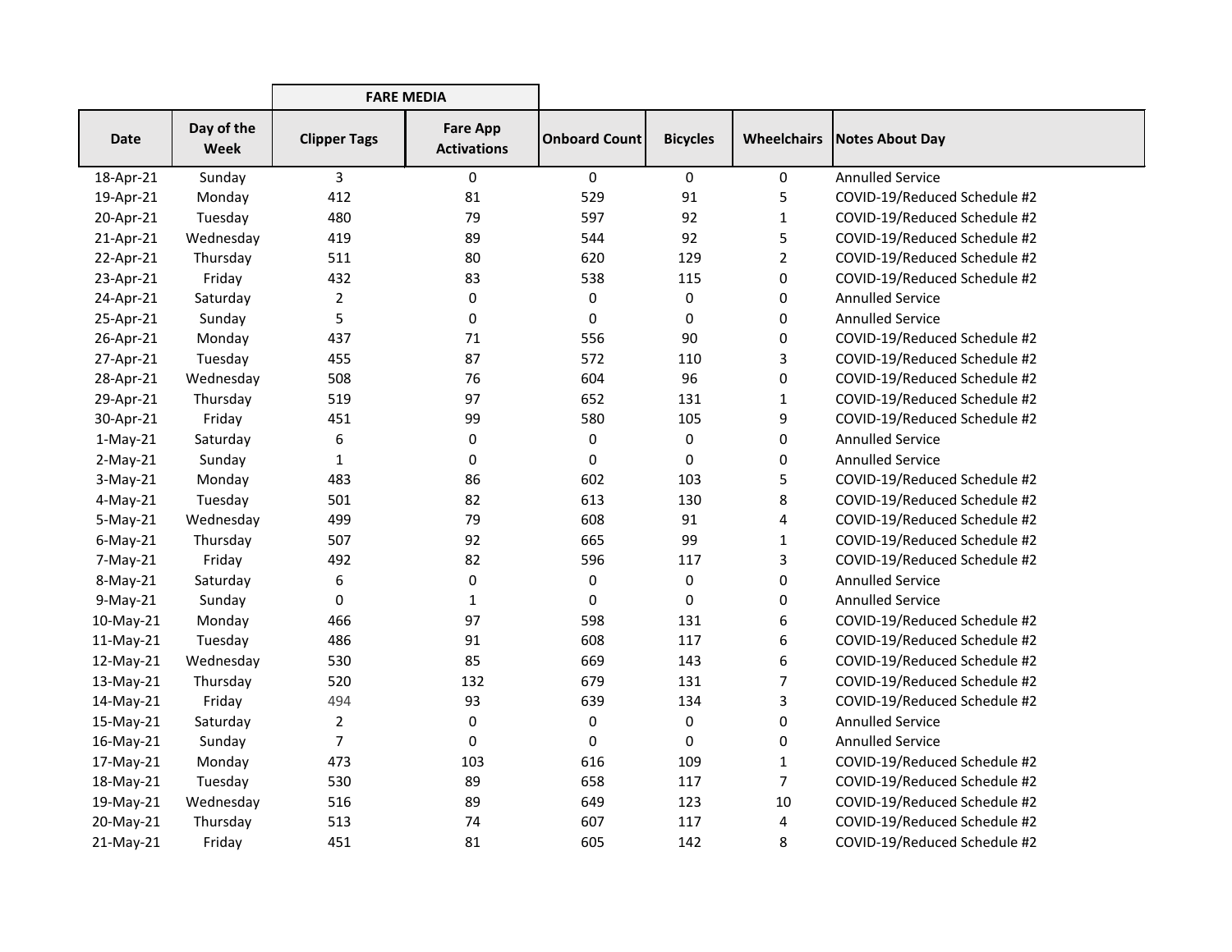| | | FARE MEDIA | | | | | |
|---|---|---|---|---|---|---|---|
| Date | Day of the Week | Clipper Tags | Fare App Activations | Onboard Count | Bicycles | Wheelchairs | Notes About Day |
| 18-Apr-21 | Sunday | 3 | 0 | 0 | 0 | 0 | Annulled Service |
| 19-Apr-21 | Monday | 412 | 81 | 529 | 91 | 5 | COVID-19/Reduced Schedule #2 |
| 20-Apr-21 | Tuesday | 480 | 79 | 597 | 92 | 1 | COVID-19/Reduced Schedule #2 |
| 21-Apr-21 | Wednesday | 419 | 89 | 544 | 92 | 5 | COVID-19/Reduced Schedule #2 |
| 22-Apr-21 | Thursday | 511 | 80 | 620 | 129 | 2 | COVID-19/Reduced Schedule #2 |
| 23-Apr-21 | Friday | 432 | 83 | 538 | 115 | 0 | COVID-19/Reduced Schedule #2 |
| 24-Apr-21 | Saturday | 2 | 0 | 0 | 0 | 0 | Annulled Service |
| 25-Apr-21 | Sunday | 5 | 0 | 0 | 0 | 0 | Annulled Service |
| 26-Apr-21 | Monday | 437 | 71 | 556 | 90 | 0 | COVID-19/Reduced Schedule #2 |
| 27-Apr-21 | Tuesday | 455 | 87 | 572 | 110 | 3 | COVID-19/Reduced Schedule #2 |
| 28-Apr-21 | Wednesday | 508 | 76 | 604 | 96 | 0 | COVID-19/Reduced Schedule #2 |
| 29-Apr-21 | Thursday | 519 | 97 | 652 | 131 | 1 | COVID-19/Reduced Schedule #2 |
| 30-Apr-21 | Friday | 451 | 99 | 580 | 105 | 9 | COVID-19/Reduced Schedule #2 |
| 1-May-21 | Saturday | 6 | 0 | 0 | 0 | 0 | Annulled Service |
| 2-May-21 | Sunday | 1 | 0 | 0 | 0 | 0 | Annulled Service |
| 3-May-21 | Monday | 483 | 86 | 602 | 103 | 5 | COVID-19/Reduced Schedule #2 |
| 4-May-21 | Tuesday | 501 | 82 | 613 | 130 | 8 | COVID-19/Reduced Schedule #2 |
| 5-May-21 | Wednesday | 499 | 79 | 608 | 91 | 4 | COVID-19/Reduced Schedule #2 |
| 6-May-21 | Thursday | 507 | 92 | 665 | 99 | 1 | COVID-19/Reduced Schedule #2 |
| 7-May-21 | Friday | 492 | 82 | 596 | 117 | 3 | COVID-19/Reduced Schedule #2 |
| 8-May-21 | Saturday | 6 | 0 | 0 | 0 | 0 | Annulled Service |
| 9-May-21 | Sunday | 0 | 1 | 0 | 0 | 0 | Annulled Service |
| 10-May-21 | Monday | 466 | 97 | 598 | 131 | 6 | COVID-19/Reduced Schedule #2 |
| 11-May-21 | Tuesday | 486 | 91 | 608 | 117 | 6 | COVID-19/Reduced Schedule #2 |
| 12-May-21 | Wednesday | 530 | 85 | 669 | 143 | 6 | COVID-19/Reduced Schedule #2 |
| 13-May-21 | Thursday | 520 | 132 | 679 | 131 | 7 | COVID-19/Reduced Schedule #2 |
| 14-May-21 | Friday | 494 | 93 | 639 | 134 | 3 | COVID-19/Reduced Schedule #2 |
| 15-May-21 | Saturday | 2 | 0 | 0 | 0 | 0 | Annulled Service |
| 16-May-21 | Sunday | 7 | 0 | 0 | 0 | 0 | Annulled Service |
| 17-May-21 | Monday | 473 | 103 | 616 | 109 | 1 | COVID-19/Reduced Schedule #2 |
| 18-May-21 | Tuesday | 530 | 89 | 658 | 117 | 7 | COVID-19/Reduced Schedule #2 |
| 19-May-21 | Wednesday | 516 | 89 | 649 | 123 | 10 | COVID-19/Reduced Schedule #2 |
| 20-May-21 | Thursday | 513 | 74 | 607 | 117 | 4 | COVID-19/Reduced Schedule #2 |
| 21-May-21 | Friday | 451 | 81 | 605 | 142 | 8 | COVID-19/Reduced Schedule #2 |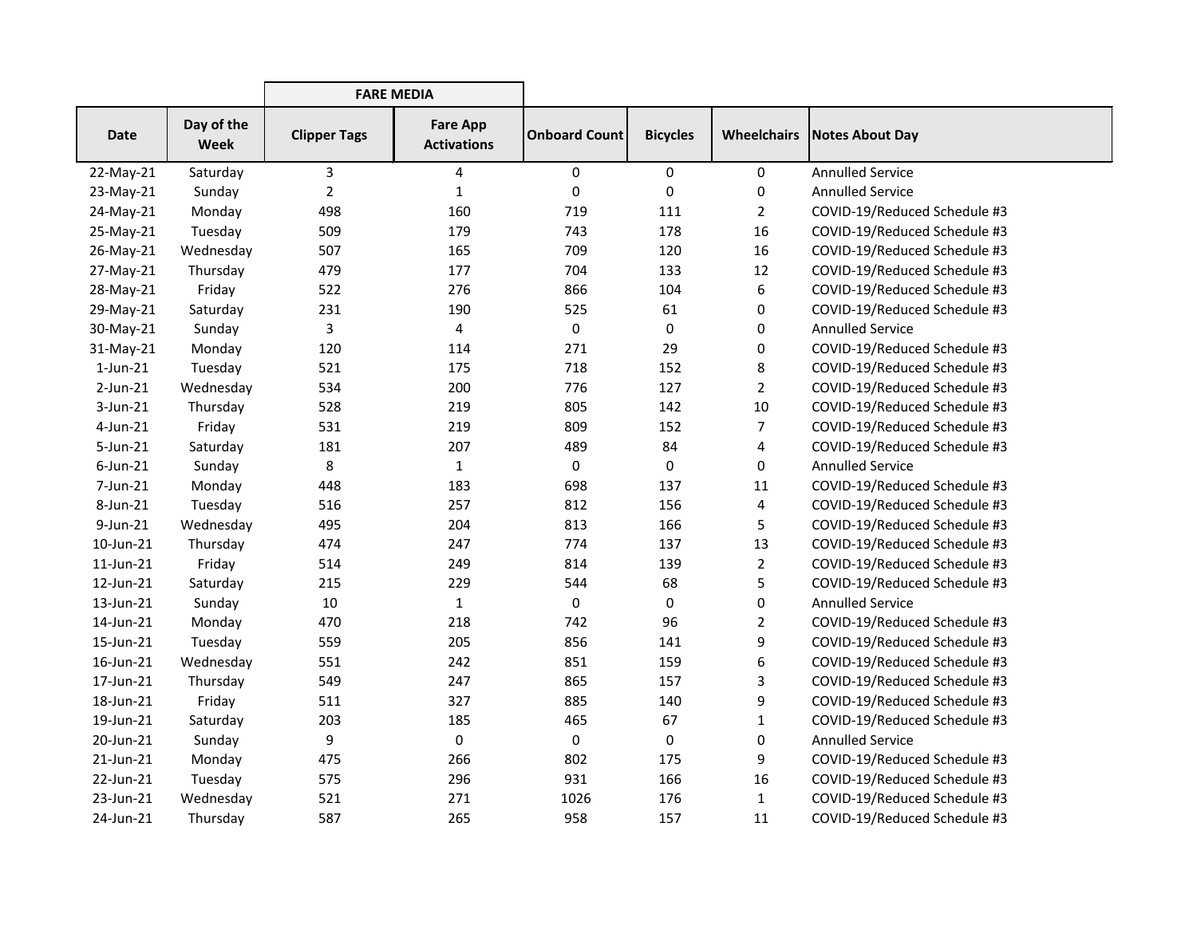| | | FARE MEDIA | | | | | |
|---|---|---|---|---|---|---|---|
| Date | Day of the Week | Clipper Tags | Fare App Activations | Onboard Count | Bicycles | Wheelchairs | Notes About Day |
| 22-May-21 | Saturday | 3 | 4 | 0 | 0 | 0 | Annulled Service |
| 23-May-21 | Sunday | 2 | 1 | 0 | 0 | 0 | Annulled Service |
| 24-May-21 | Monday | 498 | 160 | 719 | 111 | 2 | COVID-19/Reduced Schedule #3 |
| 25-May-21 | Tuesday | 509 | 179 | 743 | 178 | 16 | COVID-19/Reduced Schedule #3 |
| 26-May-21 | Wednesday | 507 | 165 | 709 | 120 | 16 | COVID-19/Reduced Schedule #3 |
| 27-May-21 | Thursday | 479 | 177 | 704 | 133 | 12 | COVID-19/Reduced Schedule #3 |
| 28-May-21 | Friday | 522 | 276 | 866 | 104 | 6 | COVID-19/Reduced Schedule #3 |
| 29-May-21 | Saturday | 231 | 190 | 525 | 61 | 0 | COVID-19/Reduced Schedule #3 |
| 30-May-21 | Sunday | 3 | 4 | 0 | 0 | 0 | Annulled Service |
| 31-May-21 | Monday | 120 | 114 | 271 | 29 | 0 | COVID-19/Reduced Schedule #3 |
| 1-Jun-21 | Tuesday | 521 | 175 | 718 | 152 | 8 | COVID-19/Reduced Schedule #3 |
| 2-Jun-21 | Wednesday | 534 | 200 | 776 | 127 | 2 | COVID-19/Reduced Schedule #3 |
| 3-Jun-21 | Thursday | 528 | 219 | 805 | 142 | 10 | COVID-19/Reduced Schedule #3 |
| 4-Jun-21 | Friday | 531 | 219 | 809 | 152 | 7 | COVID-19/Reduced Schedule #3 |
| 5-Jun-21 | Saturday | 181 | 207 | 489 | 84 | 4 | COVID-19/Reduced Schedule #3 |
| 6-Jun-21 | Sunday | 8 | 1 | 0 | 0 | 0 | Annulled Service |
| 7-Jun-21 | Monday | 448 | 183 | 698 | 137 | 11 | COVID-19/Reduced Schedule #3 |
| 8-Jun-21 | Tuesday | 516 | 257 | 812 | 156 | 4 | COVID-19/Reduced Schedule #3 |
| 9-Jun-21 | Wednesday | 495 | 204 | 813 | 166 | 5 | COVID-19/Reduced Schedule #3 |
| 10-Jun-21 | Thursday | 474 | 247 | 774 | 137 | 13 | COVID-19/Reduced Schedule #3 |
| 11-Jun-21 | Friday | 514 | 249 | 814 | 139 | 2 | COVID-19/Reduced Schedule #3 |
| 12-Jun-21 | Saturday | 215 | 229 | 544 | 68 | 5 | COVID-19/Reduced Schedule #3 |
| 13-Jun-21 | Sunday | 10 | 1 | 0 | 0 | 0 | Annulled Service |
| 14-Jun-21 | Monday | 470 | 218 | 742 | 96 | 2 | COVID-19/Reduced Schedule #3 |
| 15-Jun-21 | Tuesday | 559 | 205 | 856 | 141 | 9 | COVID-19/Reduced Schedule #3 |
| 16-Jun-21 | Wednesday | 551 | 242 | 851 | 159 | 6 | COVID-19/Reduced Schedule #3 |
| 17-Jun-21 | Thursday | 549 | 247 | 865 | 157 | 3 | COVID-19/Reduced Schedule #3 |
| 18-Jun-21 | Friday | 511 | 327 | 885 | 140 | 9 | COVID-19/Reduced Schedule #3 |
| 19-Jun-21 | Saturday | 203 | 185 | 465 | 67 | 1 | COVID-19/Reduced Schedule #3 |
| 20-Jun-21 | Sunday | 9 | 0 | 0 | 0 | 0 | Annulled Service |
| 21-Jun-21 | Monday | 475 | 266 | 802 | 175 | 9 | COVID-19/Reduced Schedule #3 |
| 22-Jun-21 | Tuesday | 575 | 296 | 931 | 166 | 16 | COVID-19/Reduced Schedule #3 |
| 23-Jun-21 | Wednesday | 521 | 271 | 1026 | 176 | 1 | COVID-19/Reduced Schedule #3 |
| 24-Jun-21 | Thursday | 587 | 265 | 958 | 157 | 11 | COVID-19/Reduced Schedule #3 |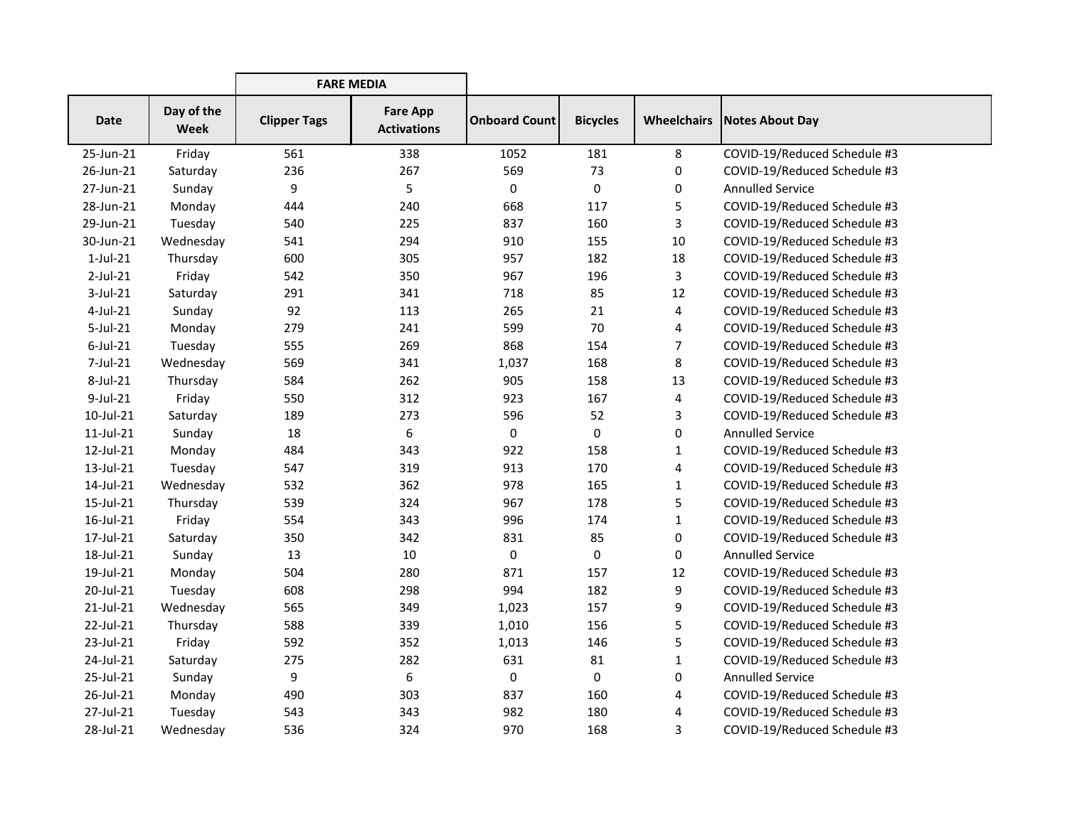| | | FARE MEDIA | | | | | |
|---|---|---|---|---|---|---|---|
| Date | Day of the Week | Clipper Tags | Fare App Activations | Onboard Count | Bicycles | Wheelchairs | Notes About Day |
| 25-Jun-21 | Friday | 561 | 338 | 1052 | 181 | 8 | COVID-19/Reduced Schedule #3 |
| 26-Jun-21 | Saturday | 236 | 267 | 569 | 73 | 0 | COVID-19/Reduced Schedule #3 |
| 27-Jun-21 | Sunday | 9 | 5 | 0 | 0 | 0 | Annulled Service |
| 28-Jun-21 | Monday | 444 | 240 | 668 | 117 | 5 | COVID-19/Reduced Schedule #3 |
| 29-Jun-21 | Tuesday | 540 | 225 | 837 | 160 | 3 | COVID-19/Reduced Schedule #3 |
| 30-Jun-21 | Wednesday | 541 | 294 | 910 | 155 | 10 | COVID-19/Reduced Schedule #3 |
| 1-Jul-21 | Thursday | 600 | 305 | 957 | 182 | 18 | COVID-19/Reduced Schedule #3 |
| 2-Jul-21 | Friday | 542 | 350 | 967 | 196 | 3 | COVID-19/Reduced Schedule #3 |
| 3-Jul-21 | Saturday | 291 | 341 | 718 | 85 | 12 | COVID-19/Reduced Schedule #3 |
| 4-Jul-21 | Sunday | 92 | 113 | 265 | 21 | 4 | COVID-19/Reduced Schedule #3 |
| 5-Jul-21 | Monday | 279 | 241 | 599 | 70 | 4 | COVID-19/Reduced Schedule #3 |
| 6-Jul-21 | Tuesday | 555 | 269 | 868 | 154 | 7 | COVID-19/Reduced Schedule #3 |
| 7-Jul-21 | Wednesday | 569 | 341 | 1,037 | 168 | 8 | COVID-19/Reduced Schedule #3 |
| 8-Jul-21 | Thursday | 584 | 262 | 905 | 158 | 13 | COVID-19/Reduced Schedule #3 |
| 9-Jul-21 | Friday | 550 | 312 | 923 | 167 | 4 | COVID-19/Reduced Schedule #3 |
| 10-Jul-21 | Saturday | 189 | 273 | 596 | 52 | 3 | COVID-19/Reduced Schedule #3 |
| 11-Jul-21 | Sunday | 18 | 6 | 0 | 0 | 0 | Annulled Service |
| 12-Jul-21 | Monday | 484 | 343 | 922 | 158 | 1 | COVID-19/Reduced Schedule #3 |
| 13-Jul-21 | Tuesday | 547 | 319 | 913 | 170 | 4 | COVID-19/Reduced Schedule #3 |
| 14-Jul-21 | Wednesday | 532 | 362 | 978 | 165 | 1 | COVID-19/Reduced Schedule #3 |
| 15-Jul-21 | Thursday | 539 | 324 | 967 | 178 | 5 | COVID-19/Reduced Schedule #3 |
| 16-Jul-21 | Friday | 554 | 343 | 996 | 174 | 1 | COVID-19/Reduced Schedule #3 |
| 17-Jul-21 | Saturday | 350 | 342 | 831 | 85 | 0 | COVID-19/Reduced Schedule #3 |
| 18-Jul-21 | Sunday | 13 | 10 | 0 | 0 | 0 | Annulled Service |
| 19-Jul-21 | Monday | 504 | 280 | 871 | 157 | 12 | COVID-19/Reduced Schedule #3 |
| 20-Jul-21 | Tuesday | 608 | 298 | 994 | 182 | 9 | COVID-19/Reduced Schedule #3 |
| 21-Jul-21 | Wednesday | 565 | 349 | 1,023 | 157 | 9 | COVID-19/Reduced Schedule #3 |
| 22-Jul-21 | Thursday | 588 | 339 | 1,010 | 156 | 5 | COVID-19/Reduced Schedule #3 |
| 23-Jul-21 | Friday | 592 | 352 | 1,013 | 146 | 5 | COVID-19/Reduced Schedule #3 |
| 24-Jul-21 | Saturday | 275 | 282 | 631 | 81 | 1 | COVID-19/Reduced Schedule #3 |
| 25-Jul-21 | Sunday | 9 | 6 | 0 | 0 | 0 | Annulled Service |
| 26-Jul-21 | Monday | 490 | 303 | 837 | 160 | 4 | COVID-19/Reduced Schedule #3 |
| 27-Jul-21 | Tuesday | 543 | 343 | 982 | 180 | 4 | COVID-19/Reduced Schedule #3 |
| 28-Jul-21 | Wednesday | 536 | 324 | 970 | 168 | 3 | COVID-19/Reduced Schedule #3 |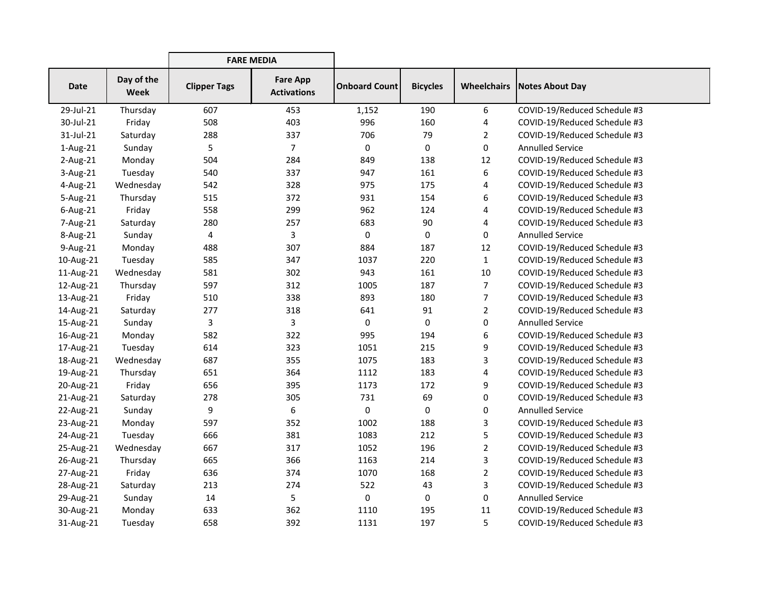| | | FARE MEDIA | | | | | |
|---|---|---|---|---|---|---|---|
| Date | Day of the Week | Clipper Tags | Fare App Activations | Onboard Count | Bicycles | Wheelchairs | Notes About Day |
| 29-Jul-21 | Thursday | 607 | 453 | 1,152 | 190 | 6 | COVID-19/Reduced Schedule #3 |
| 30-Jul-21 | Friday | 508 | 403 | 996 | 160 | 4 | COVID-19/Reduced Schedule #3 |
| 31-Jul-21 | Saturday | 288 | 337 | 706 | 79 | 2 | COVID-19/Reduced Schedule #3 |
| 1-Aug-21 | Sunday | 5 | 7 | 0 | 0 | 0 | Annulled Service |
| 2-Aug-21 | Monday | 504 | 284 | 849 | 138 | 12 | COVID-19/Reduced Schedule #3 |
| 3-Aug-21 | Tuesday | 540 | 337 | 947 | 161 | 6 | COVID-19/Reduced Schedule #3 |
| 4-Aug-21 | Wednesday | 542 | 328 | 975 | 175 | 4 | COVID-19/Reduced Schedule #3 |
| 5-Aug-21 | Thursday | 515 | 372 | 931 | 154 | 6 | COVID-19/Reduced Schedule #3 |
| 6-Aug-21 | Friday | 558 | 299 | 962 | 124 | 4 | COVID-19/Reduced Schedule #3 |
| 7-Aug-21 | Saturday | 280 | 257 | 683 | 90 | 4 | COVID-19/Reduced Schedule #3 |
| 8-Aug-21 | Sunday | 4 | 3 | 0 | 0 | 0 | Annulled Service |
| 9-Aug-21 | Monday | 488 | 307 | 884 | 187 | 12 | COVID-19/Reduced Schedule #3 |
| 10-Aug-21 | Tuesday | 585 | 347 | 1037 | 220 | 1 | COVID-19/Reduced Schedule #3 |
| 11-Aug-21 | Wednesday | 581 | 302 | 943 | 161 | 10 | COVID-19/Reduced Schedule #3 |
| 12-Aug-21 | Thursday | 597 | 312 | 1005 | 187 | 7 | COVID-19/Reduced Schedule #3 |
| 13-Aug-21 | Friday | 510 | 338 | 893 | 180 | 7 | COVID-19/Reduced Schedule #3 |
| 14-Aug-21 | Saturday | 277 | 318 | 641 | 91 | 2 | COVID-19/Reduced Schedule #3 |
| 15-Aug-21 | Sunday | 3 | 3 | 0 | 0 | 0 | Annulled Service |
| 16-Aug-21 | Monday | 582 | 322 | 995 | 194 | 6 | COVID-19/Reduced Schedule #3 |
| 17-Aug-21 | Tuesday | 614 | 323 | 1051 | 215 | 9 | COVID-19/Reduced Schedule #3 |
| 18-Aug-21 | Wednesday | 687 | 355 | 1075 | 183 | 3 | COVID-19/Reduced Schedule #3 |
| 19-Aug-21 | Thursday | 651 | 364 | 1112 | 183 | 4 | COVID-19/Reduced Schedule #3 |
| 20-Aug-21 | Friday | 656 | 395 | 1173 | 172 | 9 | COVID-19/Reduced Schedule #3 |
| 21-Aug-21 | Saturday | 278 | 305 | 731 | 69 | 0 | COVID-19/Reduced Schedule #3 |
| 22-Aug-21 | Sunday | 9 | 6 | 0 | 0 | 0 | Annulled Service |
| 23-Aug-21 | Monday | 597 | 352 | 1002 | 188 | 3 | COVID-19/Reduced Schedule #3 |
| 24-Aug-21 | Tuesday | 666 | 381 | 1083 | 212 | 5 | COVID-19/Reduced Schedule #3 |
| 25-Aug-21 | Wednesday | 667 | 317 | 1052 | 196 | 2 | COVID-19/Reduced Schedule #3 |
| 26-Aug-21 | Thursday | 665 | 366 | 1163 | 214 | 3 | COVID-19/Reduced Schedule #3 |
| 27-Aug-21 | Friday | 636 | 374 | 1070 | 168 | 2 | COVID-19/Reduced Schedule #3 |
| 28-Aug-21 | Saturday | 213 | 274 | 522 | 43 | 3 | COVID-19/Reduced Schedule #3 |
| 29-Aug-21 | Sunday | 14 | 5 | 0 | 0 | 0 | Annulled Service |
| 30-Aug-21 | Monday | 633 | 362 | 1110 | 195 | 11 | COVID-19/Reduced Schedule #3 |
| 31-Aug-21 | Tuesday | 658 | 392 | 1131 | 197 | 5 | COVID-19/Reduced Schedule #3 |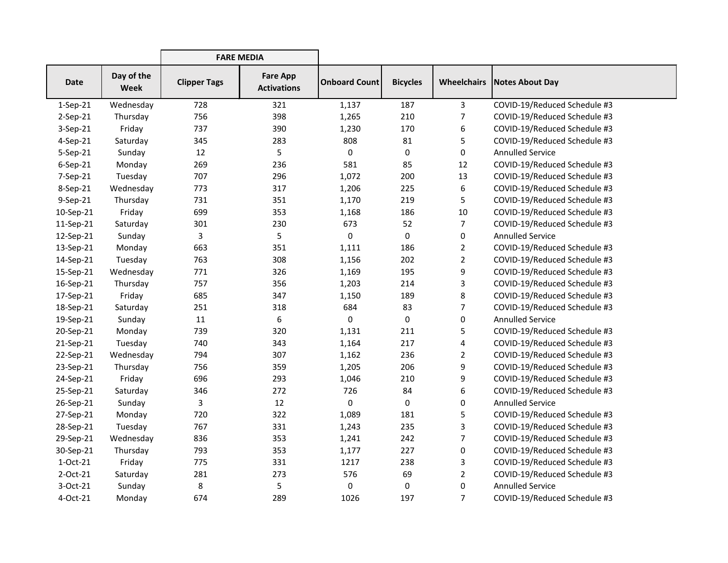| | | FARE MEDIA | | | | | |
|---|---|---|---|---|---|---|---|
| Date | Day of the Week | Clipper Tags | Fare App Activations | Onboard Count | Bicycles | Wheelchairs | Notes About Day |
| 1-Sep-21 | Wednesday | 728 | 321 | 1,137 | 187 | 3 | COVID-19/Reduced Schedule #3 |
| 2-Sep-21 | Thursday | 756 | 398 | 1,265 | 210 | 7 | COVID-19/Reduced Schedule #3 |
| 3-Sep-21 | Friday | 737 | 390 | 1,230 | 170 | 6 | COVID-19/Reduced Schedule #3 |
| 4-Sep-21 | Saturday | 345 | 283 | 808 | 81 | 5 | COVID-19/Reduced Schedule #3 |
| 5-Sep-21 | Sunday | 12 | 5 | 0 | 0 | 0 | Annulled Service |
| 6-Sep-21 | Monday | 269 | 236 | 581 | 85 | 12 | COVID-19/Reduced Schedule #3 |
| 7-Sep-21 | Tuesday | 707 | 296 | 1,072 | 200 | 13 | COVID-19/Reduced Schedule #3 |
| 8-Sep-21 | Wednesday | 773 | 317 | 1,206 | 225 | 6 | COVID-19/Reduced Schedule #3 |
| 9-Sep-21 | Thursday | 731 | 351 | 1,170 | 219 | 5 | COVID-19/Reduced Schedule #3 |
| 10-Sep-21 | Friday | 699 | 353 | 1,168 | 186 | 10 | COVID-19/Reduced Schedule #3 |
| 11-Sep-21 | Saturday | 301 | 230 | 673 | 52 | 7 | COVID-19/Reduced Schedule #3 |
| 12-Sep-21 | Sunday | 3 | 5 | 0 | 0 | 0 | Annulled Service |
| 13-Sep-21 | Monday | 663 | 351 | 1,111 | 186 | 2 | COVID-19/Reduced Schedule #3 |
| 14-Sep-21 | Tuesday | 763 | 308 | 1,156 | 202 | 2 | COVID-19/Reduced Schedule #3 |
| 15-Sep-21 | Wednesday | 771 | 326 | 1,169 | 195 | 9 | COVID-19/Reduced Schedule #3 |
| 16-Sep-21 | Thursday | 757 | 356 | 1,203 | 214 | 3 | COVID-19/Reduced Schedule #3 |
| 17-Sep-21 | Friday | 685 | 347 | 1,150 | 189 | 8 | COVID-19/Reduced Schedule #3 |
| 18-Sep-21 | Saturday | 251 | 318 | 684 | 83 | 7 | COVID-19/Reduced Schedule #3 |
| 19-Sep-21 | Sunday | 11 | 6 | 0 | 0 | 0 | Annulled Service |
| 20-Sep-21 | Monday | 739 | 320 | 1,131 | 211 | 5 | COVID-19/Reduced Schedule #3 |
| 21-Sep-21 | Tuesday | 740 | 343 | 1,164 | 217 | 4 | COVID-19/Reduced Schedule #3 |
| 22-Sep-21 | Wednesday | 794 | 307 | 1,162 | 236 | 2 | COVID-19/Reduced Schedule #3 |
| 23-Sep-21 | Thursday | 756 | 359 | 1,205 | 206 | 9 | COVID-19/Reduced Schedule #3 |
| 24-Sep-21 | Friday | 696 | 293 | 1,046 | 210 | 9 | COVID-19/Reduced Schedule #3 |
| 25-Sep-21 | Saturday | 346 | 272 | 726 | 84 | 6 | COVID-19/Reduced Schedule #3 |
| 26-Sep-21 | Sunday | 3 | 12 | 0 | 0 | 0 | Annulled Service |
| 27-Sep-21 | Monday | 720 | 322 | 1,089 | 181 | 5 | COVID-19/Reduced Schedule #3 |
| 28-Sep-21 | Tuesday | 767 | 331 | 1,243 | 235 | 3 | COVID-19/Reduced Schedule #3 |
| 29-Sep-21 | Wednesday | 836 | 353 | 1,241 | 242 | 7 | COVID-19/Reduced Schedule #3 |
| 30-Sep-21 | Thursday | 793 | 353 | 1,177 | 227 | 0 | COVID-19/Reduced Schedule #3 |
| 1-Oct-21 | Friday | 775 | 331 | 1217 | 238 | 3 | COVID-19/Reduced Schedule #3 |
| 2-Oct-21 | Saturday | 281 | 273 | 576 | 69 | 2 | COVID-19/Reduced Schedule #3 |
| 3-Oct-21 | Sunday | 8 | 5 | 0 | 0 | 0 | Annulled Service |
| 4-Oct-21 | Monday | 674 | 289 | 1026 | 197 | 7 | COVID-19/Reduced Schedule #3 |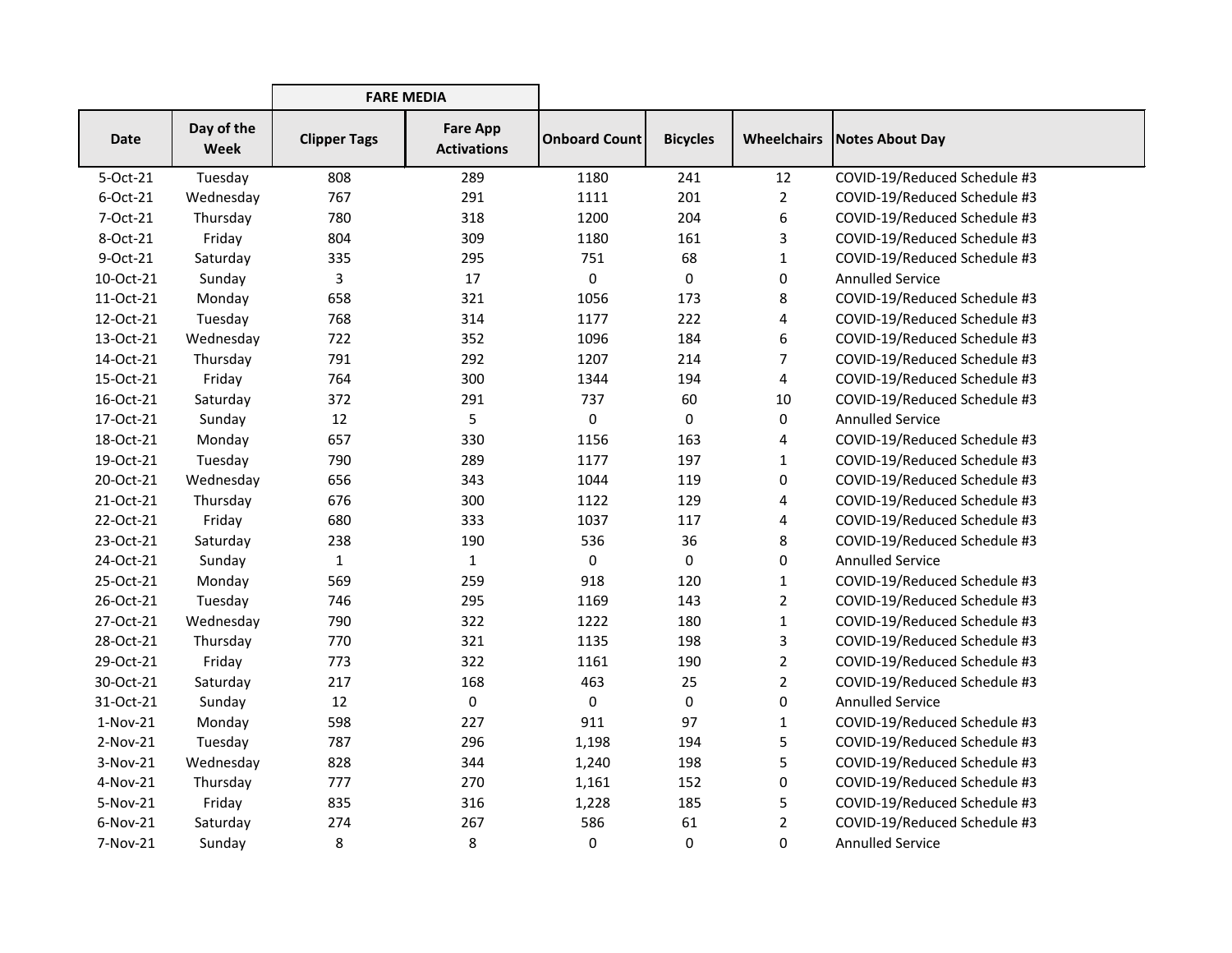| Date | Day of the Week | FARE MEDIA | | Onboard Count | Bicycles | Wheelchairs | Notes About Day |
|---|---|---|---|---|---|---|---|
| | | Clipper Tags | Fare App Activations | | | | |
| 5-Oct-21 | Tuesday | 808 | 289 | 1180 | 241 | 12 | COVID-19/Reduced Schedule #3 |
| 6-Oct-21 | Wednesday | 767 | 291 | 1111 | 201 | 2 | COVID-19/Reduced Schedule #3 |
| 7-Oct-21 | Thursday | 780 | 318 | 1200 | 204 | 6 | COVID-19/Reduced Schedule #3 |
| 8-Oct-21 | Friday | 804 | 309 | 1180 | 161 | 3 | COVID-19/Reduced Schedule #3 |
| 9-Oct-21 | Saturday | 335 | 295 | 751 | 68 | 1 | COVID-19/Reduced Schedule #3 |
| 10-Oct-21 | Sunday | 3 | 17 | 0 | 0 | 0 | Annulled Service |
| 11-Oct-21 | Monday | 658 | 321 | 1056 | 173 | 8 | COVID-19/Reduced Schedule #3 |
| 12-Oct-21 | Tuesday | 768 | 314 | 1177 | 222 | 4 | COVID-19/Reduced Schedule #3 |
| 13-Oct-21 | Wednesday | 722 | 352 | 1096 | 184 | 6 | COVID-19/Reduced Schedule #3 |
| 14-Oct-21 | Thursday | 791 | 292 | 1207 | 214 | 7 | COVID-19/Reduced Schedule #3 |
| 15-Oct-21 | Friday | 764 | 300 | 1344 | 194 | 4 | COVID-19/Reduced Schedule #3 |
| 16-Oct-21 | Saturday | 372 | 291 | 737 | 60 | 10 | COVID-19/Reduced Schedule #3 |
| 17-Oct-21 | Sunday | 12 | 5 | 0 | 0 | 0 | Annulled Service |
| 18-Oct-21 | Monday | 657 | 330 | 1156 | 163 | 4 | COVID-19/Reduced Schedule #3 |
| 19-Oct-21 | Tuesday | 790 | 289 | 1177 | 197 | 1 | COVID-19/Reduced Schedule #3 |
| 20-Oct-21 | Wednesday | 656 | 343 | 1044 | 119 | 0 | COVID-19/Reduced Schedule #3 |
| 21-Oct-21 | Thursday | 676 | 300 | 1122 | 129 | 4 | COVID-19/Reduced Schedule #3 |
| 22-Oct-21 | Friday | 680 | 333 | 1037 | 117 | 4 | COVID-19/Reduced Schedule #3 |
| 23-Oct-21 | Saturday | 238 | 190 | 536 | 36 | 8 | COVID-19/Reduced Schedule #3 |
| 24-Oct-21 | Sunday | 1 | 1 | 0 | 0 | 0 | Annulled Service |
| 25-Oct-21 | Monday | 569 | 259 | 918 | 120 | 1 | COVID-19/Reduced Schedule #3 |
| 26-Oct-21 | Tuesday | 746 | 295 | 1169 | 143 | 2 | COVID-19/Reduced Schedule #3 |
| 27-Oct-21 | Wednesday | 790 | 322 | 1222 | 180 | 1 | COVID-19/Reduced Schedule #3 |
| 28-Oct-21 | Thursday | 770 | 321 | 1135 | 198 | 3 | COVID-19/Reduced Schedule #3 |
| 29-Oct-21 | Friday | 773 | 322 | 1161 | 190 | 2 | COVID-19/Reduced Schedule #3 |
| 30-Oct-21 | Saturday | 217 | 168 | 463 | 25 | 2 | COVID-19/Reduced Schedule #3 |
| 31-Oct-21 | Sunday | 12 | 0 | 0 | 0 | 0 | Annulled Service |
| 1-Nov-21 | Monday | 598 | 227 | 911 | 97 | 1 | COVID-19/Reduced Schedule #3 |
| 2-Nov-21 | Tuesday | 787 | 296 | 1,198 | 194 | 5 | COVID-19/Reduced Schedule #3 |
| 3-Nov-21 | Wednesday | 828 | 344 | 1,240 | 198 | 5 | COVID-19/Reduced Schedule #3 |
| 4-Nov-21 | Thursday | 777 | 270 | 1,161 | 152 | 0 | COVID-19/Reduced Schedule #3 |
| 5-Nov-21 | Friday | 835 | 316 | 1,228 | 185 | 5 | COVID-19/Reduced Schedule #3 |
| 6-Nov-21 | Saturday | 274 | 267 | 586 | 61 | 2 | COVID-19/Reduced Schedule #3 |
| 7-Nov-21 | Sunday | 8 | 8 | 0 | 0 | 0 | Annulled Service |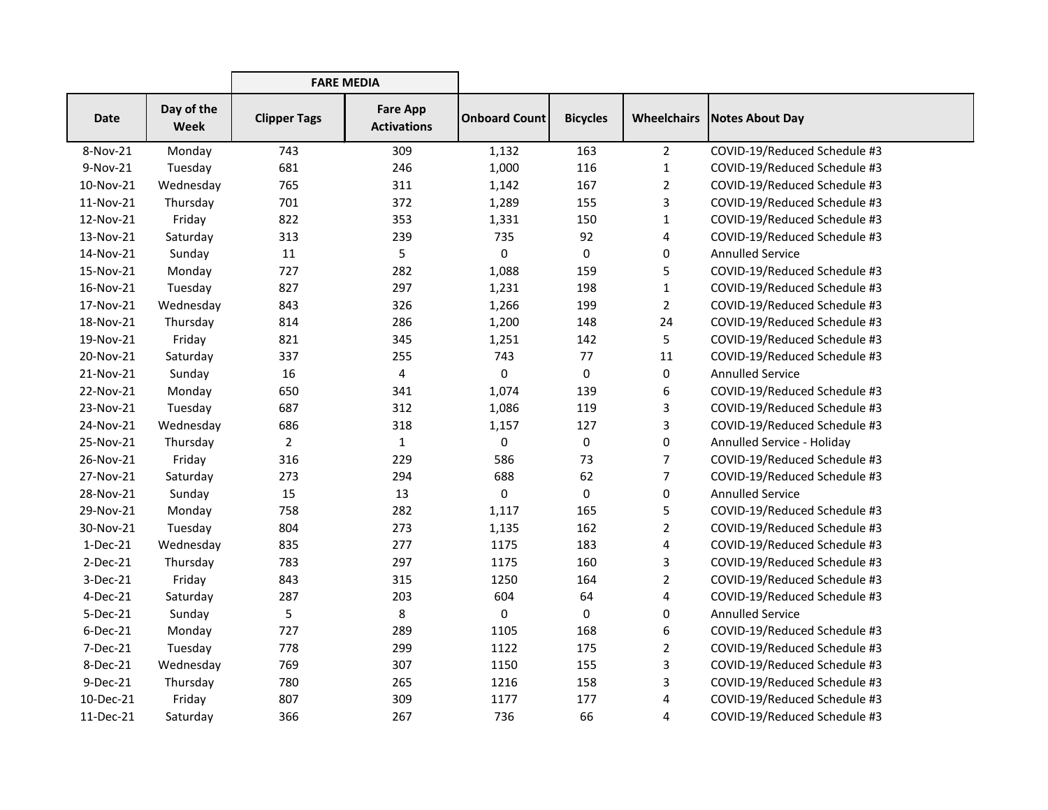| | | FARE MEDIA | | | | | |
|---|---|---|---|---|---|---|---|
| Date | Day of the Week | Clipper Tags | Fare App Activations | Onboard Count | Bicycles | Wheelchairs | Notes About Day |
| 8-Nov-21 | Monday | 743 | 309 | 1,132 | 163 | 2 | COVID-19/Reduced Schedule #3 |
| 9-Nov-21 | Tuesday | 681 | 246 | 1,000 | 116 | 1 | COVID-19/Reduced Schedule #3 |
| 10-Nov-21 | Wednesday | 765 | 311 | 1,142 | 167 | 2 | COVID-19/Reduced Schedule #3 |
| 11-Nov-21 | Thursday | 701 | 372 | 1,289 | 155 | 3 | COVID-19/Reduced Schedule #3 |
| 12-Nov-21 | Friday | 822 | 353 | 1,331 | 150 | 1 | COVID-19/Reduced Schedule #3 |
| 13-Nov-21 | Saturday | 313 | 239 | 735 | 92 | 4 | COVID-19/Reduced Schedule #3 |
| 14-Nov-21 | Sunday | 11 | 5 | 0 | 0 | 0 | Annulled Service |
| 15-Nov-21 | Monday | 727 | 282 | 1,088 | 159 | 5 | COVID-19/Reduced Schedule #3 |
| 16-Nov-21 | Tuesday | 827 | 297 | 1,231 | 198 | 1 | COVID-19/Reduced Schedule #3 |
| 17-Nov-21 | Wednesday | 843 | 326 | 1,266 | 199 | 2 | COVID-19/Reduced Schedule #3 |
| 18-Nov-21 | Thursday | 814 | 286 | 1,200 | 148 | 24 | COVID-19/Reduced Schedule #3 |
| 19-Nov-21 | Friday | 821 | 345 | 1,251 | 142 | 5 | COVID-19/Reduced Schedule #3 |
| 20-Nov-21 | Saturday | 337 | 255 | 743 | 77 | 11 | COVID-19/Reduced Schedule #3 |
| 21-Nov-21 | Sunday | 16 | 4 | 0 | 0 | 0 | Annulled Service |
| 22-Nov-21 | Monday | 650 | 341 | 1,074 | 139 | 6 | COVID-19/Reduced Schedule #3 |
| 23-Nov-21 | Tuesday | 687 | 312 | 1,086 | 119 | 3 | COVID-19/Reduced Schedule #3 |
| 24-Nov-21 | Wednesday | 686 | 318 | 1,157 | 127 | 3 | COVID-19/Reduced Schedule #3 |
| 25-Nov-21 | Thursday | 2 | 1 | 0 | 0 | 0 | Annulled Service - Holiday |
| 26-Nov-21 | Friday | 316 | 229 | 586 | 73 | 7 | COVID-19/Reduced Schedule #3 |
| 27-Nov-21 | Saturday | 273 | 294 | 688 | 62 | 7 | COVID-19/Reduced Schedule #3 |
| 28-Nov-21 | Sunday | 15 | 13 | 0 | 0 | 0 | Annulled Service |
| 29-Nov-21 | Monday | 758 | 282 | 1,117 | 165 | 5 | COVID-19/Reduced Schedule #3 |
| 30-Nov-21 | Tuesday | 804 | 273 | 1,135 | 162 | 2 | COVID-19/Reduced Schedule #3 |
| 1-Dec-21 | Wednesday | 835 | 277 | 1175 | 183 | 4 | COVID-19/Reduced Schedule #3 |
| 2-Dec-21 | Thursday | 783 | 297 | 1175 | 160 | 3 | COVID-19/Reduced Schedule #3 |
| 3-Dec-21 | Friday | 843 | 315 | 1250 | 164 | 2 | COVID-19/Reduced Schedule #3 |
| 4-Dec-21 | Saturday | 287 | 203 | 604 | 64 | 4 | COVID-19/Reduced Schedule #3 |
| 5-Dec-21 | Sunday | 5 | 8 | 0 | 0 | 0 | Annulled Service |
| 6-Dec-21 | Monday | 727 | 289 | 1105 | 168 | 6 | COVID-19/Reduced Schedule #3 |
| 7-Dec-21 | Tuesday | 778 | 299 | 1122 | 175 | 2 | COVID-19/Reduced Schedule #3 |
| 8-Dec-21 | Wednesday | 769 | 307 | 1150 | 155 | 3 | COVID-19/Reduced Schedule #3 |
| 9-Dec-21 | Thursday | 780 | 265 | 1216 | 158 | 3 | COVID-19/Reduced Schedule #3 |
| 10-Dec-21 | Friday | 807 | 309 | 1177 | 177 | 4 | COVID-19/Reduced Schedule #3 |
| 11-Dec-21 | Saturday | 366 | 267 | 736 | 66 | 4 | COVID-19/Reduced Schedule #3 |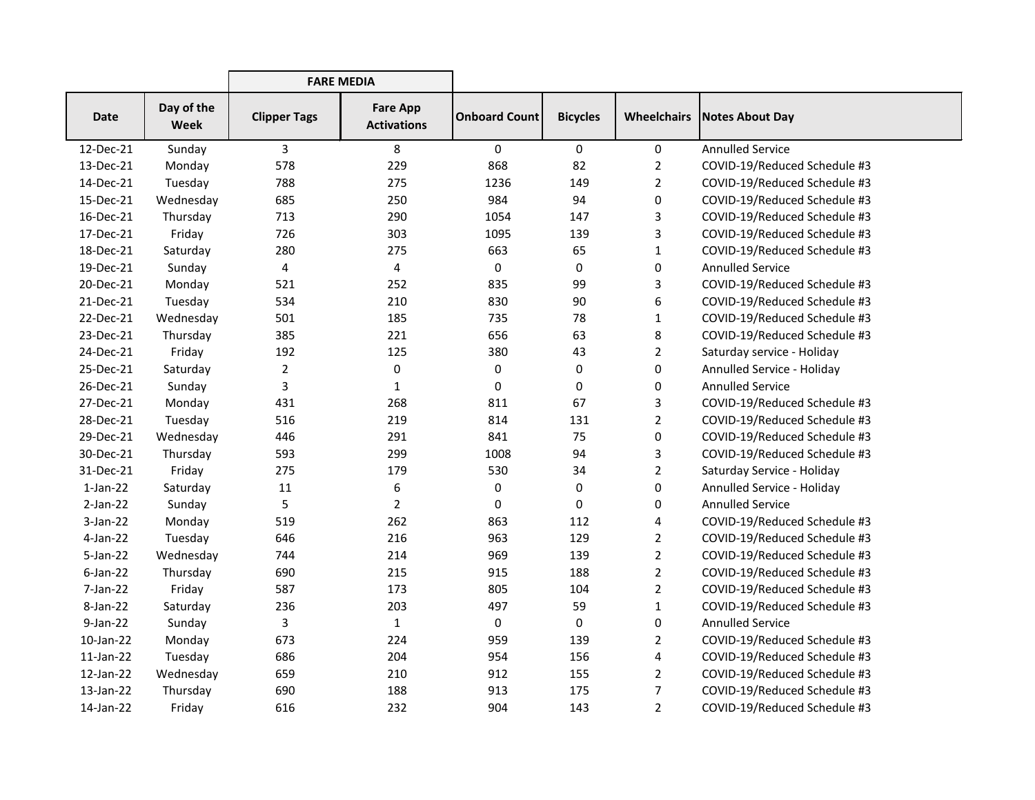| Date | Day of the Week | FARE MEDIA | | Onboard Count | Bicycles | Wheelchairs | Notes About Day |
|---|---|---|---|---|---|---|---|
| | | Clipper Tags | Fare App Activations | | | | |
| 12-Dec-21 | Sunday | 3 | 8 | 0 | 0 | 0 | Annulled Service |
| 13-Dec-21 | Monday | 578 | 229 | 868 | 82 | 2 | COVID-19/Reduced Schedule #3 |
| 14-Dec-21 | Tuesday | 788 | 275 | 1236 | 149 | 2 | COVID-19/Reduced Schedule #3 |
| 15-Dec-21 | Wednesday | 685 | 250 | 984 | 94 | 0 | COVID-19/Reduced Schedule #3 |
| 16-Dec-21 | Thursday | 713 | 290 | 1054 | 147 | 3 | COVID-19/Reduced Schedule #3 |
| 17-Dec-21 | Friday | 726 | 303 | 1095 | 139 | 3 | COVID-19/Reduced Schedule #3 |
| 18-Dec-21 | Saturday | 280 | 275 | 663 | 65 | 1 | COVID-19/Reduced Schedule #3 |
| 19-Dec-21 | Sunday | 4 | 4 | 0 | 0 | 0 | Annulled Service |
| 20-Dec-21 | Monday | 521 | 252 | 835 | 99 | 3 | COVID-19/Reduced Schedule #3 |
| 21-Dec-21 | Tuesday | 534 | 210 | 830 | 90 | 6 | COVID-19/Reduced Schedule #3 |
| 22-Dec-21 | Wednesday | 501 | 185 | 735 | 78 | 1 | COVID-19/Reduced Schedule #3 |
| 23-Dec-21 | Thursday | 385 | 221 | 656 | 63 | 8 | COVID-19/Reduced Schedule #3 |
| 24-Dec-21 | Friday | 192 | 125 | 380 | 43 | 2 | Saturday service - Holiday |
| 25-Dec-21 | Saturday | 2 | 0 | 0 | 0 | 0 | Annulled Service - Holiday |
| 26-Dec-21 | Sunday | 3 | 1 | 0 | 0 | 0 | Annulled Service |
| 27-Dec-21 | Monday | 431 | 268 | 811 | 67 | 3 | COVID-19/Reduced Schedule #3 |
| 28-Dec-21 | Tuesday | 516 | 219 | 814 | 131 | 2 | COVID-19/Reduced Schedule #3 |
| 29-Dec-21 | Wednesday | 446 | 291 | 841 | 75 | 0 | COVID-19/Reduced Schedule #3 |
| 30-Dec-21 | Thursday | 593 | 299 | 1008 | 94 | 3 | COVID-19/Reduced Schedule #3 |
| 31-Dec-21 | Friday | 275 | 179 | 530 | 34 | 2 | Saturday Service - Holiday |
| 1-Jan-22 | Saturday | 11 | 6 | 0 | 0 | 0 | Annulled Service - Holiday |
| 2-Jan-22 | Sunday | 5 | 2 | 0 | 0 | 0 | Annulled Service |
| 3-Jan-22 | Monday | 519 | 262 | 863 | 112 | 4 | COVID-19/Reduced Schedule #3 |
| 4-Jan-22 | Tuesday | 646 | 216 | 963 | 129 | 2 | COVID-19/Reduced Schedule #3 |
| 5-Jan-22 | Wednesday | 744 | 214 | 969 | 139 | 2 | COVID-19/Reduced Schedule #3 |
| 6-Jan-22 | Thursday | 690 | 215 | 915 | 188 | 2 | COVID-19/Reduced Schedule #3 |
| 7-Jan-22 | Friday | 587 | 173 | 805 | 104 | 2 | COVID-19/Reduced Schedule #3 |
| 8-Jan-22 | Saturday | 236 | 203 | 497 | 59 | 1 | COVID-19/Reduced Schedule #3 |
| 9-Jan-22 | Sunday | 3 | 1 | 0 | 0 | 0 | Annulled Service |
| 10-Jan-22 | Monday | 673 | 224 | 959 | 139 | 2 | COVID-19/Reduced Schedule #3 |
| 11-Jan-22 | Tuesday | 686 | 204 | 954 | 156 | 4 | COVID-19/Reduced Schedule #3 |
| 12-Jan-22 | Wednesday | 659 | 210 | 912 | 155 | 2 | COVID-19/Reduced Schedule #3 |
| 13-Jan-22 | Thursday | 690 | 188 | 913 | 175 | 7 | COVID-19/Reduced Schedule #3 |
| 14-Jan-22 | Friday | 616 | 232 | 904 | 143 | 2 | COVID-19/Reduced Schedule #3 |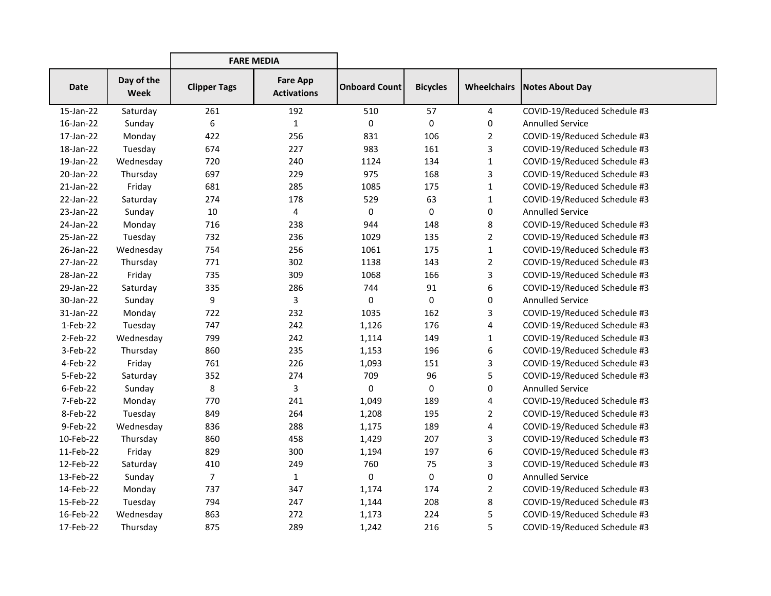| Date | Day of the Week | FARE MEDIA | | Onboard Count | Bicycles | Wheelchairs | Notes About Day |
|---|---|---|---|---|---|---|---|
| | | Clipper Tags | Fare App Activations | | | | |
| 15-Jan-22 | Saturday | 261 | 192 | 510 | 57 | 4 | COVID-19/Reduced Schedule #3 |
| 16-Jan-22 | Sunday | 6 | 1 | 0 | 0 | 0 | Annulled Service |
| 17-Jan-22 | Monday | 422 | 256 | 831 | 106 | 2 | COVID-19/Reduced Schedule #3 |
| 18-Jan-22 | Tuesday | 674 | 227 | 983 | 161 | 3 | COVID-19/Reduced Schedule #3 |
| 19-Jan-22 | Wednesday | 720 | 240 | 1124 | 134 | 1 | COVID-19/Reduced Schedule #3 |
| 20-Jan-22 | Thursday | 697 | 229 | 975 | 168 | 3 | COVID-19/Reduced Schedule #3 |
| 21-Jan-22 | Friday | 681 | 285 | 1085 | 175 | 1 | COVID-19/Reduced Schedule #3 |
| 22-Jan-22 | Saturday | 274 | 178 | 529 | 63 | 1 | COVID-19/Reduced Schedule #3 |
| 23-Jan-22 | Sunday | 10 | 4 | 0 | 0 | 0 | Annulled Service |
| 24-Jan-22 | Monday | 716 | 238 | 944 | 148 | 8 | COVID-19/Reduced Schedule #3 |
| 25-Jan-22 | Tuesday | 732 | 236 | 1029 | 135 | 2 | COVID-19/Reduced Schedule #3 |
| 26-Jan-22 | Wednesday | 754 | 256 | 1061 | 175 | 1 | COVID-19/Reduced Schedule #3 |
| 27-Jan-22 | Thursday | 771 | 302 | 1138 | 143 | 2 | COVID-19/Reduced Schedule #3 |
| 28-Jan-22 | Friday | 735 | 309 | 1068 | 166 | 3 | COVID-19/Reduced Schedule #3 |
| 29-Jan-22 | Saturday | 335 | 286 | 744 | 91 | 6 | COVID-19/Reduced Schedule #3 |
| 30-Jan-22 | Sunday | 9 | 3 | 0 | 0 | 0 | Annulled Service |
| 31-Jan-22 | Monday | 722 | 232 | 1035 | 162 | 3 | COVID-19/Reduced Schedule #3 |
| 1-Feb-22 | Tuesday | 747 | 242 | 1,126 | 176 | 4 | COVID-19/Reduced Schedule #3 |
| 2-Feb-22 | Wednesday | 799 | 242 | 1,114 | 149 | 1 | COVID-19/Reduced Schedule #3 |
| 3-Feb-22 | Thursday | 860 | 235 | 1,153 | 196 | 6 | COVID-19/Reduced Schedule #3 |
| 4-Feb-22 | Friday | 761 | 226 | 1,093 | 151 | 3 | COVID-19/Reduced Schedule #3 |
| 5-Feb-22 | Saturday | 352 | 274 | 709 | 96 | 5 | COVID-19/Reduced Schedule #3 |
| 6-Feb-22 | Sunday | 8 | 3 | 0 | 0 | 0 | Annulled Service |
| 7-Feb-22 | Monday | 770 | 241 | 1,049 | 189 | 4 | COVID-19/Reduced Schedule #3 |
| 8-Feb-22 | Tuesday | 849 | 264 | 1,208 | 195 | 2 | COVID-19/Reduced Schedule #3 |
| 9-Feb-22 | Wednesday | 836 | 288 | 1,175 | 189 | 4 | COVID-19/Reduced Schedule #3 |
| 10-Feb-22 | Thursday | 860 | 458 | 1,429 | 207 | 3 | COVID-19/Reduced Schedule #3 |
| 11-Feb-22 | Friday | 829 | 300 | 1,194 | 197 | 6 | COVID-19/Reduced Schedule #3 |
| 12-Feb-22 | Saturday | 410 | 249 | 760 | 75 | 3 | COVID-19/Reduced Schedule #3 |
| 13-Feb-22 | Sunday | 7 | 1 | 0 | 0 | 0 | Annulled Service |
| 14-Feb-22 | Monday | 737 | 347 | 1,174 | 174 | 2 | COVID-19/Reduced Schedule #3 |
| 15-Feb-22 | Tuesday | 794 | 247 | 1,144 | 208 | 8 | COVID-19/Reduced Schedule #3 |
| 16-Feb-22 | Wednesday | 863 | 272 | 1,173 | 224 | 5 | COVID-19/Reduced Schedule #3 |
| 17-Feb-22 | Thursday | 875 | 289 | 1,242 | 216 | 5 | COVID-19/Reduced Schedule #3 |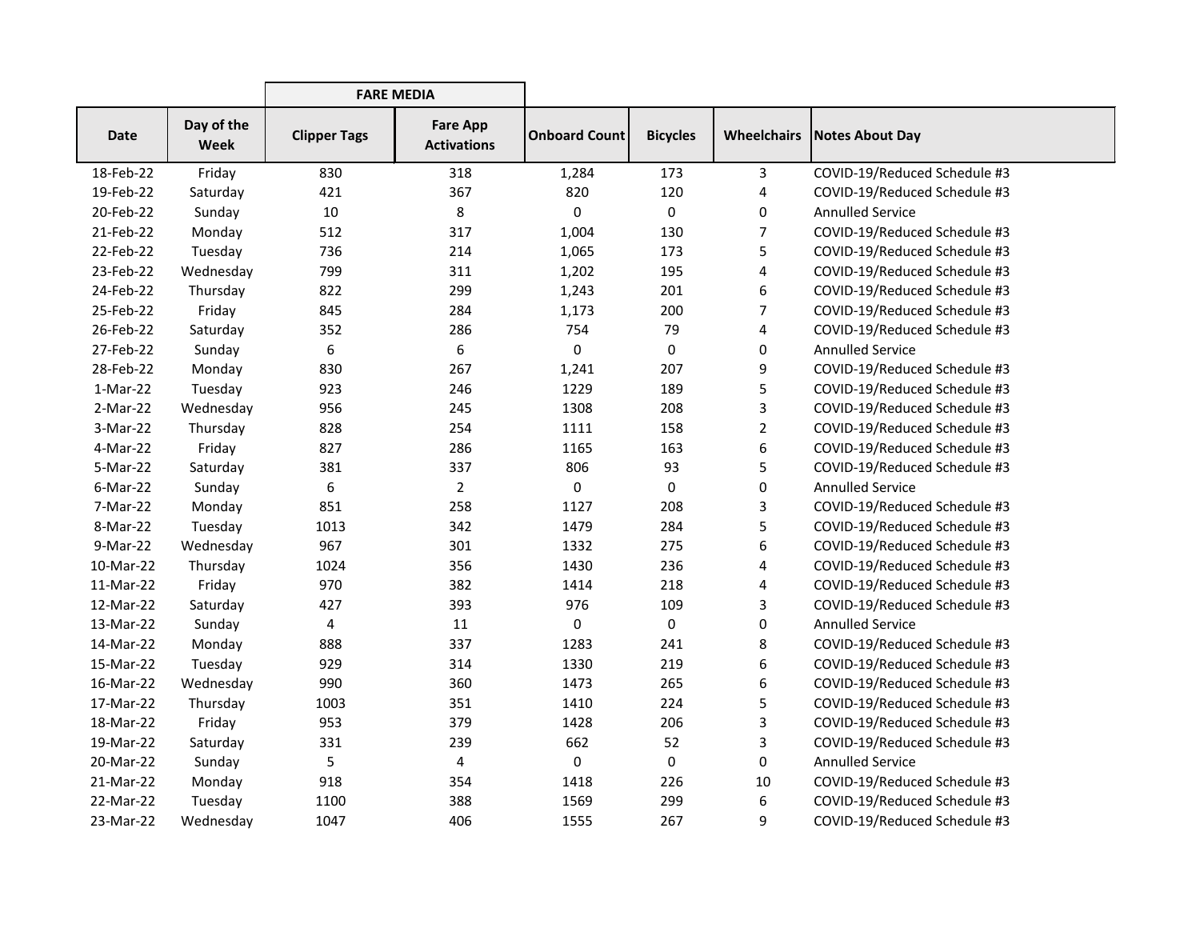| | | FARE MEDIA | | | | | |
|---|---|---|---|---|---|---|---|
| Date | Day of the Week | Clipper Tags | Fare App Activations | Onboard Count | Bicycles | Wheelchairs | Notes About Day |
| 18-Feb-22 | Friday | 830 | 318 | 1,284 | 173 | 3 | COVID-19/Reduced Schedule #3 |
| 19-Feb-22 | Saturday | 421 | 367 | 820 | 120 | 4 | COVID-19/Reduced Schedule #3 |
| 20-Feb-22 | Sunday | 10 | 8 | 0 | 0 | 0 | Annulled Service |
| 21-Feb-22 | Monday | 512 | 317 | 1,004 | 130 | 7 | COVID-19/Reduced Schedule #3 |
| 22-Feb-22 | Tuesday | 736 | 214 | 1,065 | 173 | 5 | COVID-19/Reduced Schedule #3 |
| 23-Feb-22 | Wednesday | 799 | 311 | 1,202 | 195 | 4 | COVID-19/Reduced Schedule #3 |
| 24-Feb-22 | Thursday | 822 | 299 | 1,243 | 201 | 6 | COVID-19/Reduced Schedule #3 |
| 25-Feb-22 | Friday | 845 | 284 | 1,173 | 200 | 7 | COVID-19/Reduced Schedule #3 |
| 26-Feb-22 | Saturday | 352 | 286 | 754 | 79 | 4 | COVID-19/Reduced Schedule #3 |
| 27-Feb-22 | Sunday | 6 | 6 | 0 | 0 | 0 | Annulled Service |
| 28-Feb-22 | Monday | 830 | 267 | 1,241 | 207 | 9 | COVID-19/Reduced Schedule #3 |
| 1-Mar-22 | Tuesday | 923 | 246 | 1229 | 189 | 5 | COVID-19/Reduced Schedule #3 |
| 2-Mar-22 | Wednesday | 956 | 245 | 1308 | 208 | 3 | COVID-19/Reduced Schedule #3 |
| 3-Mar-22 | Thursday | 828 | 254 | 1111 | 158 | 2 | COVID-19/Reduced Schedule #3 |
| 4-Mar-22 | Friday | 827 | 286 | 1165 | 163 | 6 | COVID-19/Reduced Schedule #3 |
| 5-Mar-22 | Saturday | 381 | 337 | 806 | 93 | 5 | COVID-19/Reduced Schedule #3 |
| 6-Mar-22 | Sunday | 6 | 2 | 0 | 0 | 0 | Annulled Service |
| 7-Mar-22 | Monday | 851 | 258 | 1127 | 208 | 3 | COVID-19/Reduced Schedule #3 |
| 8-Mar-22 | Tuesday | 1013 | 342 | 1479 | 284 | 5 | COVID-19/Reduced Schedule #3 |
| 9-Mar-22 | Wednesday | 967 | 301 | 1332 | 275 | 6 | COVID-19/Reduced Schedule #3 |
| 10-Mar-22 | Thursday | 1024 | 356 | 1430 | 236 | 4 | COVID-19/Reduced Schedule #3 |
| 11-Mar-22 | Friday | 970 | 382 | 1414 | 218 | 4 | COVID-19/Reduced Schedule #3 |
| 12-Mar-22 | Saturday | 427 | 393 | 976 | 109 | 3 | COVID-19/Reduced Schedule #3 |
| 13-Mar-22 | Sunday | 4 | 11 | 0 | 0 | 0 | Annulled Service |
| 14-Mar-22 | Monday | 888 | 337 | 1283 | 241 | 8 | COVID-19/Reduced Schedule #3 |
| 15-Mar-22 | Tuesday | 929 | 314 | 1330 | 219 | 6 | COVID-19/Reduced Schedule #3 |
| 16-Mar-22 | Wednesday | 990 | 360 | 1473 | 265 | 6 | COVID-19/Reduced Schedule #3 |
| 17-Mar-22 | Thursday | 1003 | 351 | 1410 | 224 | 5 | COVID-19/Reduced Schedule #3 |
| 18-Mar-22 | Friday | 953 | 379 | 1428 | 206 | 3 | COVID-19/Reduced Schedule #3 |
| 19-Mar-22 | Saturday | 331 | 239 | 662 | 52 | 3 | COVID-19/Reduced Schedule #3 |
| 20-Mar-22 | Sunday | 5 | 4 | 0 | 0 | 0 | Annulled Service |
| 21-Mar-22 | Monday | 918 | 354 | 1418 | 226 | 10 | COVID-19/Reduced Schedule #3 |
| 22-Mar-22 | Tuesday | 1100 | 388 | 1569 | 299 | 6 | COVID-19/Reduced Schedule #3 |
| 23-Mar-22 | Wednesday | 1047 | 406 | 1555 | 267 | 9 | COVID-19/Reduced Schedule #3 |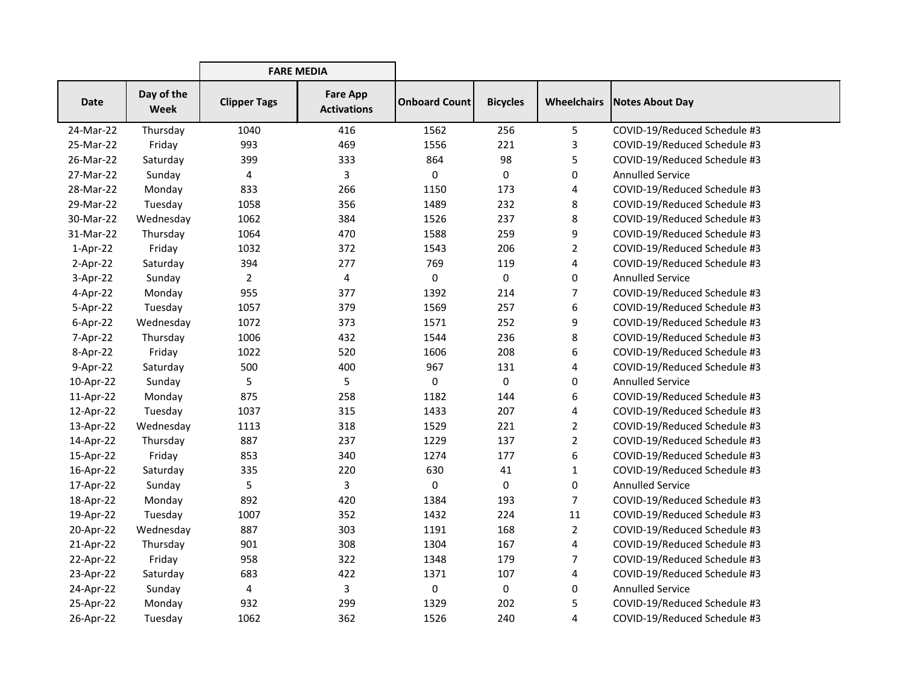| | | FARE MEDIA | | | | | |
|---|---|---|---|---|---|---|---|
| **Date** | **Day of the Week** | **Clipper Tags** | **Fare App Activations** | **Onboard Count** | **Bicycles** | **Wheelchairs** | **Notes About Day** |
| 24-Mar-22 | Thursday | 1040 | 416 | 1562 | 256 | 5 | COVID-19/Reduced Schedule #3 |
| 25-Mar-22 | Friday | 993 | 469 | 1556 | 221 | 3 | COVID-19/Reduced Schedule #3 |
| 26-Mar-22 | Saturday | 399 | 333 | 864 | 98 | 5 | COVID-19/Reduced Schedule #3 |
| 27-Mar-22 | Sunday | 4 | 3 | 0 | 0 | 0 | Annulled Service |
| 28-Mar-22 | Monday | 833 | 266 | 1150 | 173 | 4 | COVID-19/Reduced Schedule #3 |
| 29-Mar-22 | Tuesday | 1058 | 356 | 1489 | 232 | 8 | COVID-19/Reduced Schedule #3 |
| 30-Mar-22 | Wednesday | 1062 | 384 | 1526 | 237 | 8 | COVID-19/Reduced Schedule #3 |
| 31-Mar-22 | Thursday | 1064 | 470 | 1588 | 259 | 9 | COVID-19/Reduced Schedule #3 |
| 1-Apr-22 | Friday | 1032 | 372 | 1543 | 206 | 2 | COVID-19/Reduced Schedule #3 |
| 2-Apr-22 | Saturday | 394 | 277 | 769 | 119 | 4 | COVID-19/Reduced Schedule #3 |
| 3-Apr-22 | Sunday | 2 | 4 | 0 | 0 | 0 | Annulled Service |
| 4-Apr-22 | Monday | 955 | 377 | 1392 | 214 | 7 | COVID-19/Reduced Schedule #3 |
| 5-Apr-22 | Tuesday | 1057 | 379 | 1569 | 257 | 6 | COVID-19/Reduced Schedule #3 |
| 6-Apr-22 | Wednesday | 1072 | 373 | 1571 | 252 | 9 | COVID-19/Reduced Schedule #3 |
| 7-Apr-22 | Thursday | 1006 | 432 | 1544 | 236 | 8 | COVID-19/Reduced Schedule #3 |
| 8-Apr-22 | Friday | 1022 | 520 | 1606 | 208 | 6 | COVID-19/Reduced Schedule #3 |
| 9-Apr-22 | Saturday | 500 | 400 | 967 | 131 | 4 | COVID-19/Reduced Schedule #3 |
| 10-Apr-22 | Sunday | 5 | 5 | 0 | 0 | 0 | Annulled Service |
| 11-Apr-22 | Monday | 875 | 258 | 1182 | 144 | 6 | COVID-19/Reduced Schedule #3 |
| 12-Apr-22 | Tuesday | 1037 | 315 | 1433 | 207 | 4 | COVID-19/Reduced Schedule #3 |
| 13-Apr-22 | Wednesday | 1113 | 318 | 1529 | 221 | 2 | COVID-19/Reduced Schedule #3 |
| 14-Apr-22 | Thursday | 887 | 237 | 1229 | 137 | 2 | COVID-19/Reduced Schedule #3 |
| 15-Apr-22 | Friday | 853 | 340 | 1274 | 177 | 6 | COVID-19/Reduced Schedule #3 |
| 16-Apr-22 | Saturday | 335 | 220 | 630 | 41 | 1 | COVID-19/Reduced Schedule #3 |
| 17-Apr-22 | Sunday | 5 | 3 | 0 | 0 | 0 | Annulled Service |
| 18-Apr-22 | Monday | 892 | 420 | 1384 | 193 | 7 | COVID-19/Reduced Schedule #3 |
| 19-Apr-22 | Tuesday | 1007 | 352 | 1432 | 224 | 11 | COVID-19/Reduced Schedule #3 |
| 20-Apr-22 | Wednesday | 887 | 303 | 1191 | 168 | 2 | COVID-19/Reduced Schedule #3 |
| 21-Apr-22 | Thursday | 901 | 308 | 1304 | 167 | 4 | COVID-19/Reduced Schedule #3 |
| 22-Apr-22 | Friday | 958 | 322 | 1348 | 179 | 7 | COVID-19/Reduced Schedule #3 |
| 23-Apr-22 | Saturday | 683 | 422 | 1371 | 107 | 4 | COVID-19/Reduced Schedule #3 |
| 24-Apr-22 | Sunday | 4 | 3 | 0 | 0 | 0 | Annulled Service |
| 25-Apr-22 | Monday | 932 | 299 | 1329 | 202 | 5 | COVID-19/Reduced Schedule #3 |
| 26-Apr-22 | Tuesday | 1062 | 362 | 1526 | 240 | 4 | COVID-19/Reduced Schedule #3 |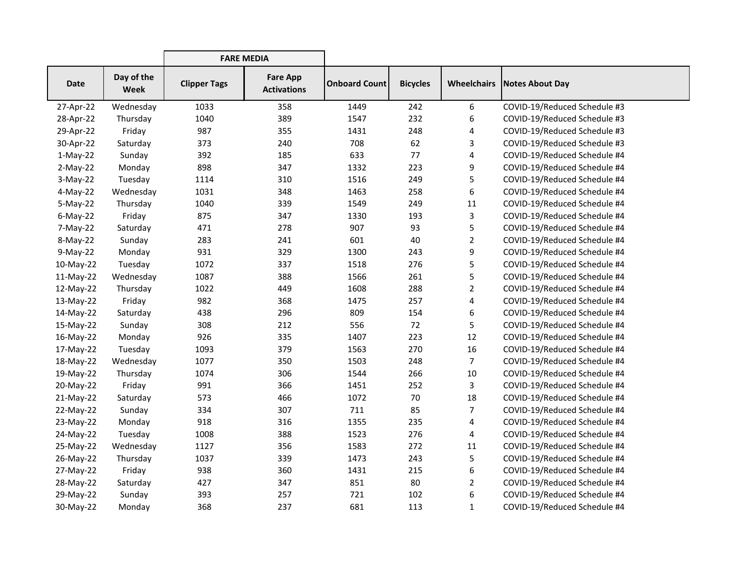| Date | Day of the Week | FARE MEDIA | | Onboard Count | Bicycles | Wheelchairs | Notes About Day |
|---|---|---|---|---|---|---|---|
| | | Clipper Tags | Fare App Activations | | | | |
| 27-Apr-22 | Wednesday | 1033 | 358 | 1449 | 242 | 6 | COVID-19/Reduced Schedule #3 |
| 28-Apr-22 | Thursday | 1040 | 389 | 1547 | 232 | 6 | COVID-19/Reduced Schedule #3 |
| 29-Apr-22 | Friday | 987 | 355 | 1431 | 248 | 4 | COVID-19/Reduced Schedule #3 |
| 30-Apr-22 | Saturday | 373 | 240 | 708 | 62 | 3 | COVID-19/Reduced Schedule #3 |
| 1-May-22 | Sunday | 392 | 185 | 633 | 77 | 4 | COVID-19/Reduced Schedule #4 |
| 2-May-22 | Monday | 898 | 347 | 1332 | 223 | 9 | COVID-19/Reduced Schedule #4 |
| 3-May-22 | Tuesday | 1114 | 310 | 1516 | 249 | 5 | COVID-19/Reduced Schedule #4 |
| 4-May-22 | Wednesday | 1031 | 348 | 1463 | 258 | 6 | COVID-19/Reduced Schedule #4 |
| 5-May-22 | Thursday | 1040 | 339 | 1549 | 249 | 11 | COVID-19/Reduced Schedule #4 |
| 6-May-22 | Friday | 875 | 347 | 1330 | 193 | 3 | COVID-19/Reduced Schedule #4 |
| 7-May-22 | Saturday | 471 | 278 | 907 | 93 | 5 | COVID-19/Reduced Schedule #4 |
| 8-May-22 | Sunday | 283 | 241 | 601 | 40 | 2 | COVID-19/Reduced Schedule #4 |
| 9-May-22 | Monday | 931 | 329 | 1300 | 243 | 9 | COVID-19/Reduced Schedule #4 |
| 10-May-22 | Tuesday | 1072 | 337 | 1518 | 276 | 5 | COVID-19/Reduced Schedule #4 |
| 11-May-22 | Wednesday | 1087 | 388 | 1566 | 261 | 5 | COVID-19/Reduced Schedule #4 |
| 12-May-22 | Thursday | 1022 | 449 | 1608 | 288 | 2 | COVID-19/Reduced Schedule #4 |
| 13-May-22 | Friday | 982 | 368 | 1475 | 257 | 4 | COVID-19/Reduced Schedule #4 |
| 14-May-22 | Saturday | 438 | 296 | 809 | 154 | 6 | COVID-19/Reduced Schedule #4 |
| 15-May-22 | Sunday | 308 | 212 | 556 | 72 | 5 | COVID-19/Reduced Schedule #4 |
| 16-May-22 | Monday | 926 | 335 | 1407 | 223 | 12 | COVID-19/Reduced Schedule #4 |
| 17-May-22 | Tuesday | 1093 | 379 | 1563 | 270 | 16 | COVID-19/Reduced Schedule #4 |
| 18-May-22 | Wednesday | 1077 | 350 | 1503 | 248 | 7 | COVID-19/Reduced Schedule #4 |
| 19-May-22 | Thursday | 1074 | 306 | 1544 | 266 | 10 | COVID-19/Reduced Schedule #4 |
| 20-May-22 | Friday | 991 | 366 | 1451 | 252 | 3 | COVID-19/Reduced Schedule #4 |
| 21-May-22 | Saturday | 573 | 466 | 1072 | 70 | 18 | COVID-19/Reduced Schedule #4 |
| 22-May-22 | Sunday | 334 | 307 | 711 | 85 | 7 | COVID-19/Reduced Schedule #4 |
| 23-May-22 | Monday | 918 | 316 | 1355 | 235 | 4 | COVID-19/Reduced Schedule #4 |
| 24-May-22 | Tuesday | 1008 | 388 | 1523 | 276 | 4 | COVID-19/Reduced Schedule #4 |
| 25-May-22 | Wednesday | 1127 | 356 | 1583 | 272 | 11 | COVID-19/Reduced Schedule #4 |
| 26-May-22 | Thursday | 1037 | 339 | 1473 | 243 | 5 | COVID-19/Reduced Schedule #4 |
| 27-May-22 | Friday | 938 | 360 | 1431 | 215 | 6 | COVID-19/Reduced Schedule #4 |
| 28-May-22 | Saturday | 427 | 347 | 851 | 80 | 2 | COVID-19/Reduced Schedule #4 |
| 29-May-22 | Sunday | 393 | 257 | 721 | 102 | 6 | COVID-19/Reduced Schedule #4 |
| 30-May-22 | Monday | 368 | 237 | 681 | 113 | 1 | COVID-19/Reduced Schedule #4 |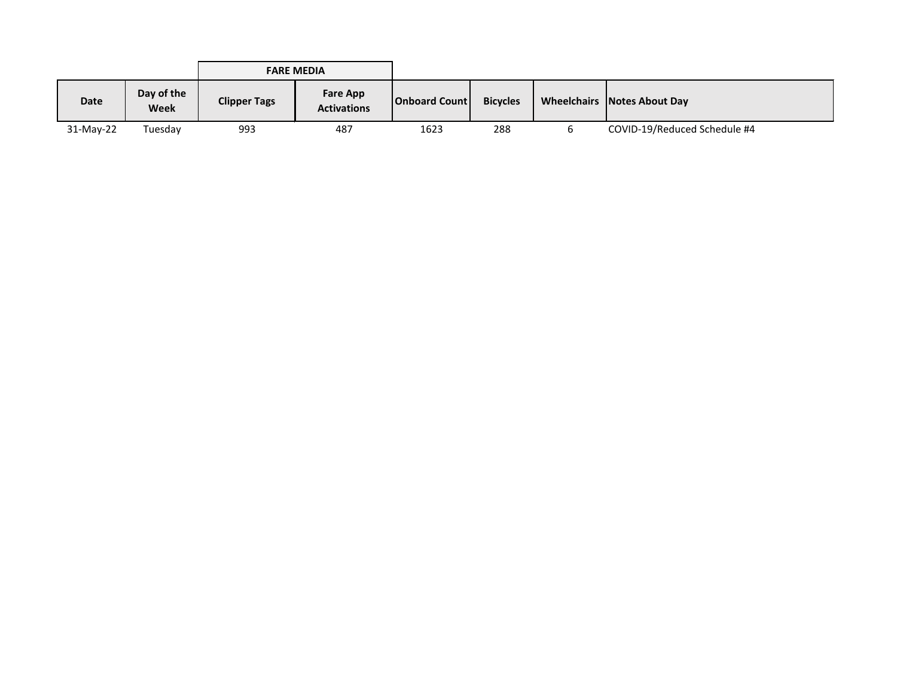| | | FARE MEDIA | | | | | |
|---|---|---|---|---|---|---|---|
| Date | Day of the Week | Clipper Tags | Fare App Activations | Onboard Count | Bicycles | Wheelchairs | Notes About Day |
| 31-May-22 | Tuesday | 993 | 487 | 1623 | 288 | 6 | COVID-19/Reduced Schedule #4 |